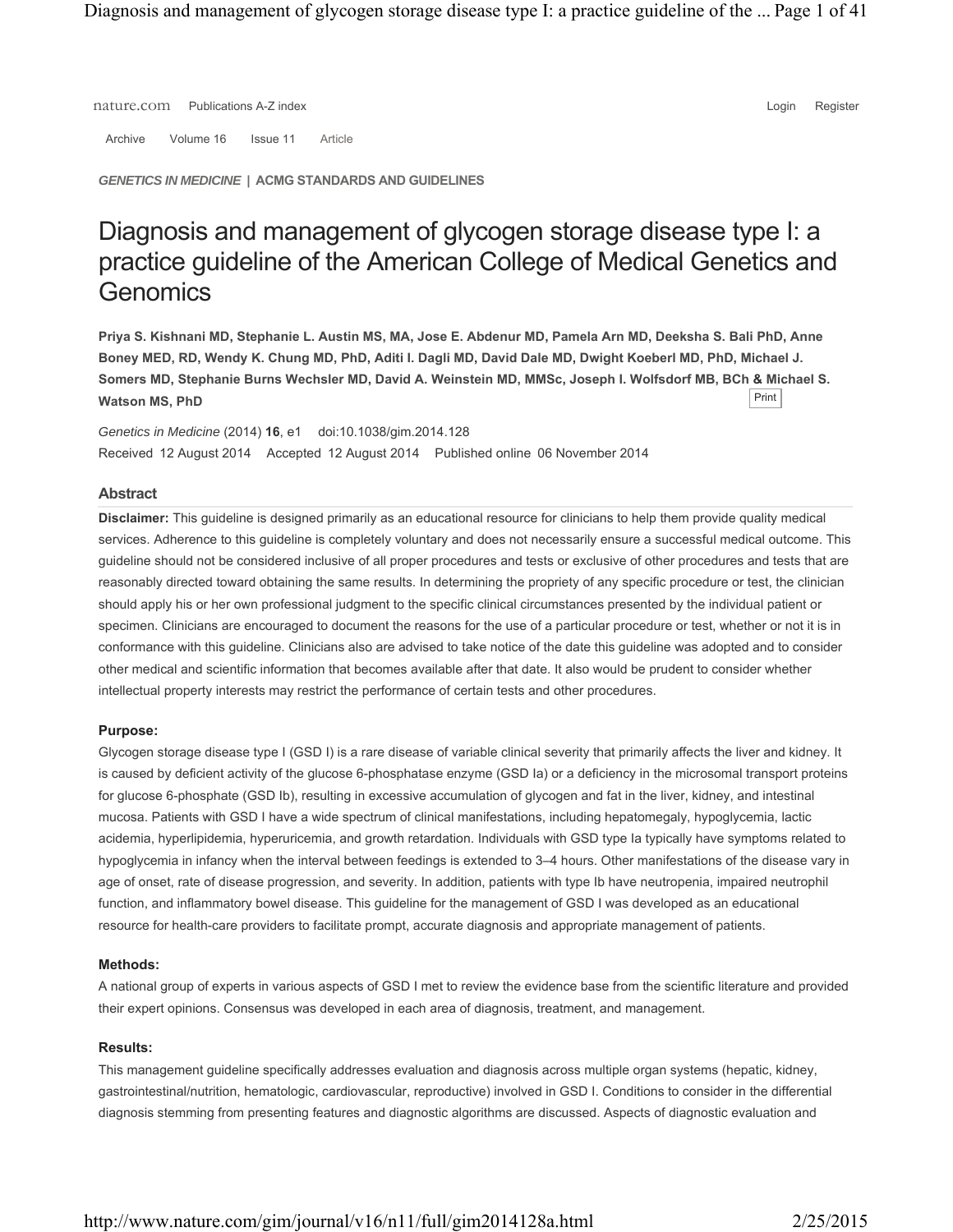nature.com Publications A-Z index Login Register

Archive Volume 16 Issue 11 Article

*GENETICS IN MEDICINE* | ACMG STANDARDS AND GUIDELINES

# Diagnosis and management of glycogen storage disease type I: a practice guideline of the American College of Medical Genetics and Genomics

**Priya S. Kishnani MD, Stephanie L. Austin MS, MA, Jose E. Abdenur MD, Pamela Arn MD, Deeksha S. Bali PhD, Anne Boney MED, RD, Wendy K. Chung MD, PhD, Aditi I. Dagli MD, David Dale MD, Dwight Koeberl MD, PhD, Michael J. Somers MD, Stephanie Burns Wechsler MD, David A. Weinstein MD, MMSc, Joseph I. Wolfsdorf MB, BCh & Michael S. Watson MS, PhD**

*Genetics in Medicine* (2014) **16**, e1 doi:10.1038/gim.2014.128
Received 12 August 2014 Accepted 12 August 2014 Published online 06 November 2014

## Abstract

**Disclaimer:** This guideline is designed primarily as an educational resource for clinicians to help them provide quality medical services. Adherence to this guideline is completely voluntary and does not necessarily ensure a successful medical outcome. This guideline should not be considered inclusive of all proper procedures and tests or exclusive of other procedures and tests that are reasonably directed toward obtaining the same results. In determining the propriety of any specific procedure or test, the clinician should apply his or her own professional judgment to the specific clinical circumstances presented by the individual patient or specimen. Clinicians are encouraged to document the reasons for the use of a particular procedure or test, whether or not it is in conformance with this guideline. Clinicians also are advised to take notice of the date this guideline was adopted and to consider other medical and scientific information that becomes available after that date. It also would be prudent to consider whether intellectual property interests may restrict the performance of certain tests and other procedures.

### Purpose:

Glycogen storage disease type I (GSD I) is a rare disease of variable clinical severity that primarily affects the liver and kidney. It is caused by deficient activity of the glucose 6-phosphatase enzyme (GSD Ia) or a deficiency in the microsomal transport proteins for glucose 6-phosphate (GSD Ib), resulting in excessive accumulation of glycogen and fat in the liver, kidney, and intestinal mucosa. Patients with GSD I have a wide spectrum of clinical manifestations, including hepatomegaly, hypoglycemia, lactic acidemia, hyperlipidemia, hyperuricemia, and growth retardation. Individuals with GSD type Ia typically have symptoms related to hypoglycemia in infancy when the interval between feedings is extended to 3–4 hours. Other manifestations of the disease vary in age of onset, rate of disease progression, and severity. In addition, patients with type Ib have neutropenia, impaired neutrophil function, and inflammatory bowel disease. This guideline for the management of GSD I was developed as an educational resource for health-care providers to facilitate prompt, accurate diagnosis and appropriate management of patients.

### Methods:

A national group of experts in various aspects of GSD I met to review the evidence base from the scientific literature and provided their expert opinions. Consensus was developed in each area of diagnosis, treatment, and management.

### Results:

This management guideline specifically addresses evaluation and diagnosis across multiple organ systems (hepatic, kidney, gastrointestinal/nutrition, hematologic, cardiovascular, reproductive) involved in GSD I. Conditions to consider in the differential diagnosis stemming from presenting features and diagnostic algorithms are discussed. Aspects of diagnostic evaluation and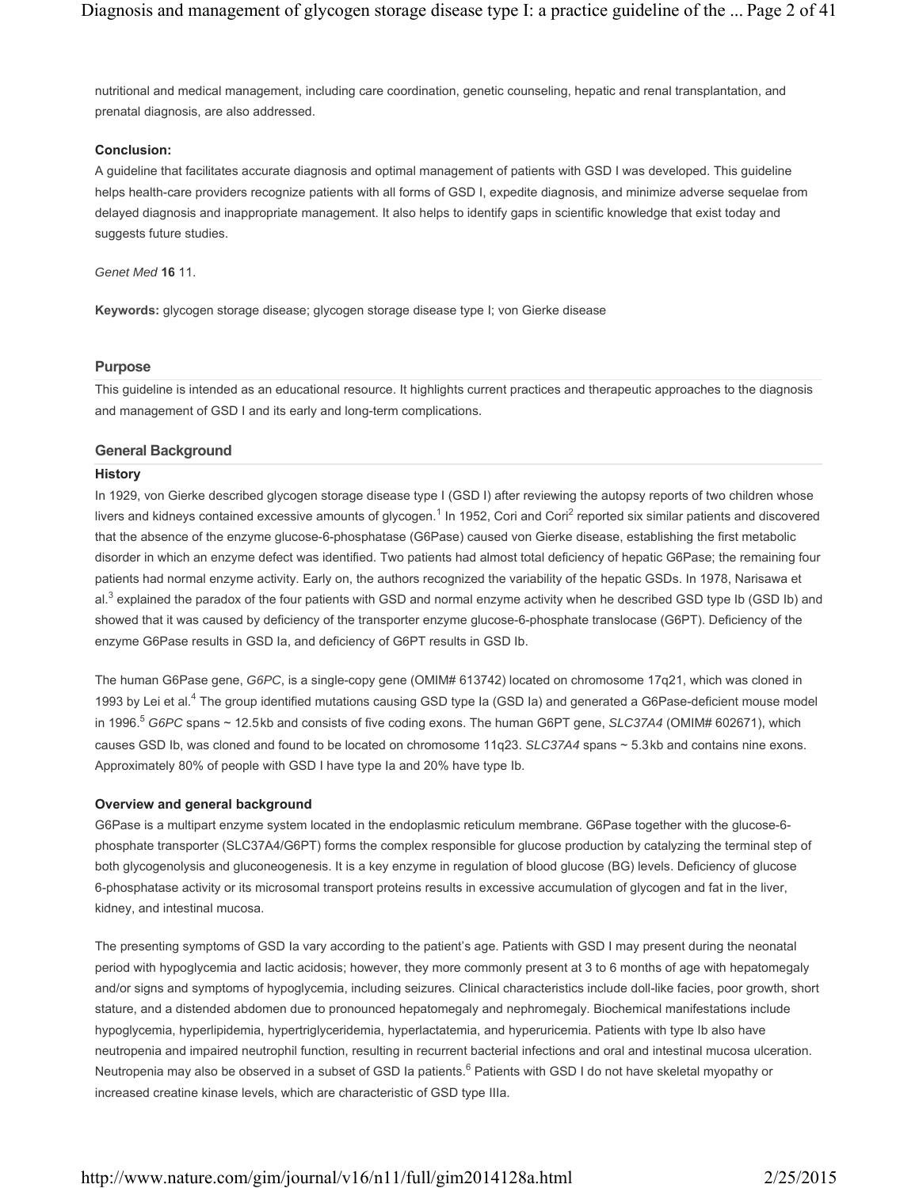nutritional and medical management, including care coordination, genetic counseling, hepatic and renal transplantation, and prenatal diagnosis, are also addressed.

**Conclusion:**

A guideline that facilitates accurate diagnosis and optimal management of patients with GSD I was developed. This guideline helps health-care providers recognize patients with all forms of GSD I, expedite diagnosis, and minimize adverse sequelae from delayed diagnosis and inappropriate management. It also helps to identify gaps in scientific knowledge that exist today and suggests future studies.

*Genet Med* **16** 11.

**Keywords:** glycogen storage disease; glycogen storage disease type I; von Gierke disease

## Purpose

This guideline is intended as an educational resource. It highlights current practices and therapeutic approaches to the diagnosis and management of GSD I and its early and long-term complications.

## General Background

### History

In 1929, von Gierke described glycogen storage disease type I (GSD I) after reviewing the autopsy reports of two children whose livers and kidneys contained excessive amounts of glycogen.[1] In 1952, Cori and Cori[2] reported six similar patients and discovered that the absence of the enzyme glucose-6-phosphatase (G6Pase) caused von Gierke disease, establishing the first metabolic disorder in which an enzyme defect was identified. Two patients had almost total deficiency of hepatic G6Pase; the remaining four patients had normal enzyme activity. Early on, the authors recognized the variability of the hepatic GSDs. In 1978, Narisawa et al.[3] explained the paradox of the four patients with GSD and normal enzyme activity when he described GSD type Ib (GSD Ib) and showed that it was caused by deficiency of the transporter enzyme glucose-6-phosphate translocase (G6PT). Deficiency of the enzyme G6Pase results in GSD Ia, and deficiency of G6PT results in GSD Ib.

The human G6Pase gene, *G6PC*, is a single-copy gene (OMIM# 613742) located on chromosome 17q21, which was cloned in 1993 by Lei et al.[4] The group identified mutations causing GSD type Ia (GSD Ia) and generated a G6Pase-deficient mouse model in 1996.[5] *G6PC* spans ~ 12.5 kb and consists of five coding exons. The human G6PT gene, *SLC37A4* (OMIM# 602671), which causes GSD Ib, was cloned and found to be located on chromosome 11q23. *SLC37A4* spans ~ 5.3 kb and contains nine exons. Approximately 80% of people with GSD I have type Ia and 20% have type Ib.

### Overview and general background

G6Pase is a multipart enzyme system located in the endoplasmic reticulum membrane. G6Pase together with the glucose-6-phosphate transporter (SLC37A4/G6PT) forms the complex responsible for glucose production by catalyzing the terminal step of both glycogenolysis and gluconeogenesis. It is a key enzyme in regulation of blood glucose (BG) levels. Deficiency of glucose 6-phosphatase activity or its microsomal transport proteins results in excessive accumulation of glycogen and fat in the liver, kidney, and intestinal mucosa.

The presenting symptoms of GSD Ia vary according to the patient's age. Patients with GSD I may present during the neonatal period with hypoglycemia and lactic acidosis; however, they more commonly present at 3 to 6 months of age with hepatomegaly and/or signs and symptoms of hypoglycemia, including seizures. Clinical characteristics include doll-like facies, poor growth, short stature, and a distended abdomen due to pronounced hepatomegaly and nephromegaly. Biochemical manifestations include hypoglycemia, hyperlipidemia, hypertriglyceridemia, hyperlactatemia, and hyperuricemia. Patients with type Ib also have neutropenia and impaired neutrophil function, resulting in recurrent bacterial infections and oral and intestinal mucosa ulceration. Neutropenia may also be observed in a subset of GSD Ia patients.[6] Patients with GSD I do not have skeletal myopathy or increased creatine kinase levels, which are characteristic of GSD type IIIa.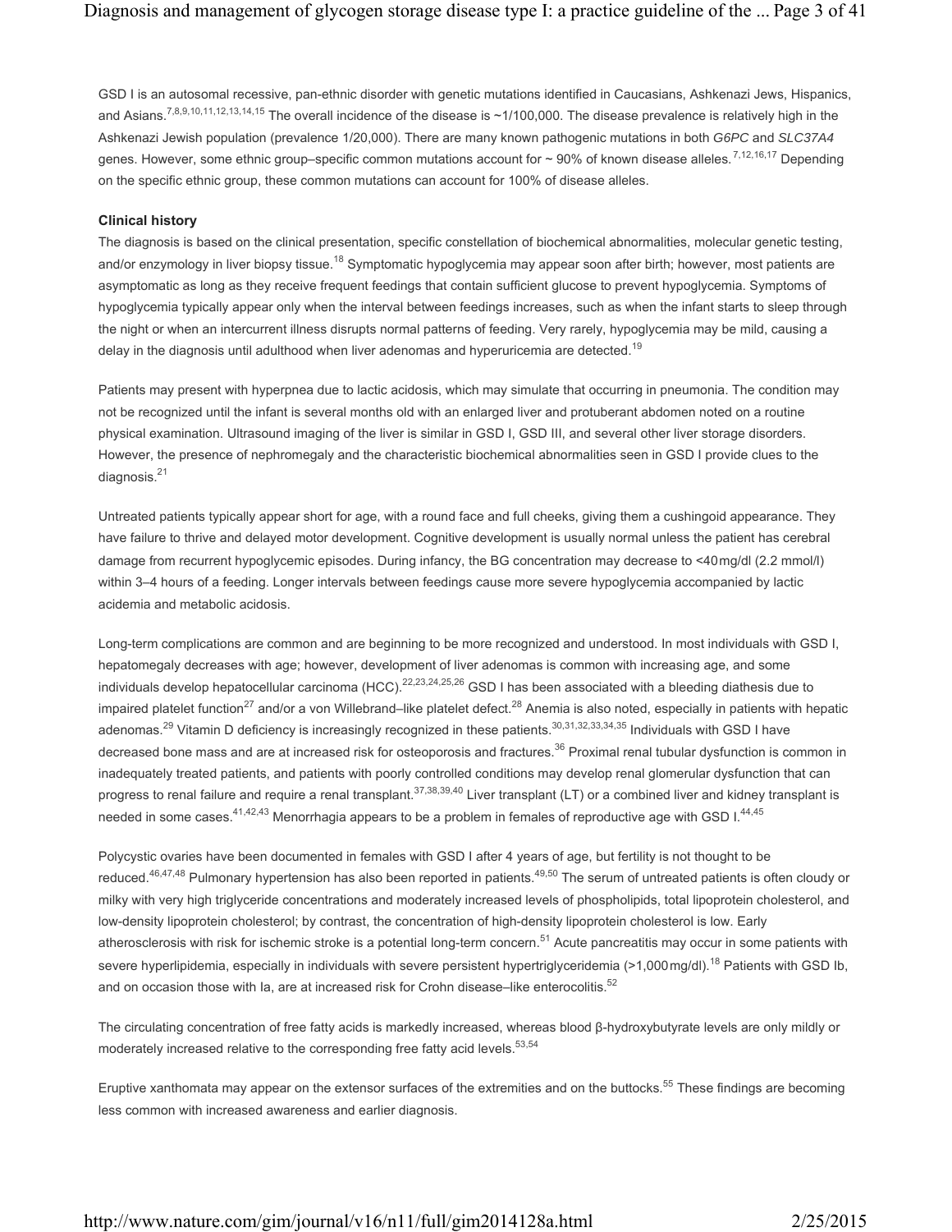GSD I is an autosomal recessive, pan-ethnic disorder with genetic mutations identified in Caucasians, Ashkenazi Jews, Hispanics, and Asians.[7,8,9,10,11,12,13,14,15] The overall incidence of the disease is ~1/100,000. The disease prevalence is relatively high in the Ashkenazi Jewish population (prevalence 1/20,000). There are many known pathogenic mutations in both *G6PC* and *SLC37A4* genes. However, some ethnic group–specific common mutations account for ~ 90% of known disease alleles.[7,12,16,17] Depending on the specific ethnic group, these common mutations can account for 100% of disease alleles.

**Clinical history**

The diagnosis is based on the clinical presentation, specific constellation of biochemical abnormalities, molecular genetic testing, and/or enzymology in liver biopsy tissue.[18] Symptomatic hypoglycemia may appear soon after birth; however, most patients are asymptomatic as long as they receive frequent feedings that contain sufficient glucose to prevent hypoglycemia. Symptoms of hypoglycemia typically appear only when the interval between feedings increases, such as when the infant starts to sleep through the night or when an intercurrent illness disrupts normal patterns of feeding. Very rarely, hypoglycemia may be mild, causing a delay in the diagnosis until adulthood when liver adenomas and hyperuricemia are detected.[19]

Patients may present with hyperpnea due to lactic acidosis, which may simulate that occurring in pneumonia. The condition may not be recognized until the infant is several months old with an enlarged liver and protuberant abdomen noted on a routine physical examination. Ultrasound imaging of the liver is similar in GSD I, GSD III, and several other liver storage disorders. However, the presence of nephromegaly and the characteristic biochemical abnormalities seen in GSD I provide clues to the diagnosis.[21]

Untreated patients typically appear short for age, with a round face and full cheeks, giving them a cushingoid appearance. They have failure to thrive and delayed motor development. Cognitive development is usually normal unless the patient has cerebral damage from recurrent hypoglycemic episodes. During infancy, the BG concentration may decrease to <40 mg/dl (2.2 mmol/l) within 3–4 hours of a feeding. Longer intervals between feedings cause more severe hypoglycemia accompanied by lactic acidemia and metabolic acidosis.

Long-term complications are common and are beginning to be more recognized and understood. In most individuals with GSD I, hepatomegaly decreases with age; however, development of liver adenomas is common with increasing age, and some individuals develop hepatocellular carcinoma (HCC).[22,23,24,25,26] GSD I has been associated with a bleeding diathesis due to impaired platelet function[27] and/or a von Willebrand–like platelet defect.[28] Anemia is also noted, especially in patients with hepatic adenomas.[29] Vitamin D deficiency is increasingly recognized in these patients.[30,31,32,33,34,35] Individuals with GSD I have decreased bone mass and are at increased risk for osteoporosis and fractures.[36] Proximal renal tubular dysfunction is common in inadequately treated patients, and patients with poorly controlled conditions may develop renal glomerular dysfunction that can progress to renal failure and require a renal transplant.[37,38,39,40] Liver transplant (LT) or a combined liver and kidney transplant is needed in some cases.[41,42,43] Menorrhagia appears to be a problem in females of reproductive age with GSD I.[44,45]

Polycystic ovaries have been documented in females with GSD I after 4 years of age, but fertility is not thought to be reduced.[46,47,48] Pulmonary hypertension has also been reported in patients.[49,50] The serum of untreated patients is often cloudy or milky with very high triglyceride concentrations and moderately increased levels of phospholipids, total lipoprotein cholesterol, and low-density lipoprotein cholesterol; by contrast, the concentration of high-density lipoprotein cholesterol is low. Early atherosclerosis with risk for ischemic stroke is a potential long-term concern.[51] Acute pancreatitis may occur in some patients with severe hyperlipidemia, especially in individuals with severe persistent hypertriglyceridemia (>1,000 mg/dl).[18] Patients with GSD Ib, and on occasion those with Ia, are at increased risk for Crohn disease–like enterocolitis.[52]

The circulating concentration of free fatty acids is markedly increased, whereas blood β-hydroxybutyrate levels are only mildly or moderately increased relative to the corresponding free fatty acid levels.[53,54]

Eruptive xanthomata may appear on the extensor surfaces of the extremities and on the buttocks.[55] These findings are becoming less common with increased awareness and earlier diagnosis.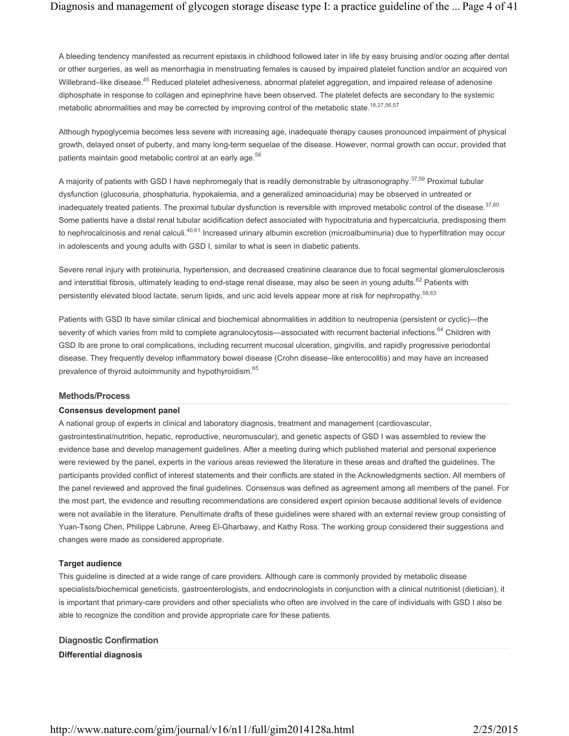A bleeding tendency manifested as recurrent epistaxis in childhood followed later in life by easy bruising and/or oozing after dental or other surgeries, as well as menorrhagia in menstruating females is caused by impaired platelet function and/or an acquired von Willebrand–like disease.[45] Reduced platelet adhesiveness, abnormal platelet aggregation, and impaired release of adenosine diphosphate in response to collagen and epinephrine have been observed. The platelet defects are secondary to the systemic metabolic abnormalities and may be corrected by improving control of the metabolic state.[18,27,56,57]

Although hypoglycemia becomes less severe with increasing age, inadequate therapy causes pronounced impairment of physical growth, delayed onset of puberty, and many long-term sequelae of the disease. However, normal growth can occur, provided that patients maintain good metabolic control at an early age.[58]

A majority of patients with GSD I have nephromegaly that is readily demonstrable by ultrasonography.[37,59] Proximal tubular dysfunction (glucosuria, phosphaturia, hypokalemia, and a generalized aminoaciduria) may be observed in untreated or inadequately treated patients. The proximal tubular dysfunction is reversible with improved metabolic control of the disease.[37,60] Some patients have a distal renal tubular acidification defect associated with hypocitraturia and hypercalciuria, predisposing them to nephrocalcinosis and renal calculi.[40,61] Increased urinary albumin excretion (microalbuminuria) due to hyperfiltration may occur in adolescents and young adults with GSD I, similar to what is seen in diabetic patients.

Severe renal injury with proteinuria, hypertension, and decreased creatinine clearance due to focal segmental glomerulosclerosis and interstitial fibrosis, ultimately leading to end-stage renal disease, may also be seen in young adults.[62] Patients with persistently elevated blood lactate, serum lipids, and uric acid levels appear more at risk for nephropathy.[58,63]

Patients with GSD Ib have similar clinical and biochemical abnormalities in addition to neutropenia (persistent or cyclic)—the severity of which varies from mild to complete agranulocytosis—associated with recurrent bacterial infections.[64] Children with GSD Ib are prone to oral complications, including recurrent mucosal ulceration, gingivitis, and rapidly progressive periodontal disease. They frequently develop inflammatory bowel disease (Crohn disease–like enterocolitis) and may have an increased prevalence of thyroid autoimmunity and hypothyroidism.[65]

## Methods/Process

### Consensus development panel

A national group of experts in clinical and laboratory diagnosis, treatment and management (cardiovascular, gastrointestinal/nutrition, hepatic, reproductive, neuromuscular), and genetic aspects of GSD I was assembled to review the evidence base and develop management guidelines. After a meeting during which published material and personal experience were reviewed by the panel, experts in the various areas reviewed the literature in these areas and drafted the guidelines. The participants provided conflict of interest statements and their conflicts are stated in the Acknowledgments section. All members of the panel reviewed and approved the final guidelines. Consensus was defined as agreement among all members of the panel. For the most part, the evidence and resulting recommendations are considered expert opinion because additional levels of evidence were not available in the literature. Penultimate drafts of these guidelines were shared with an external review group consisting of Yuan-Tsong Chen, Philippe Labrune, Areeg El-Gharbawy, and Kathy Ross. The working group considered their suggestions and changes were made as considered appropriate.

### Target audience

This guideline is directed at a wide range of care providers. Although care is commonly provided by metabolic disease specialists/biochemical geneticists, gastroenterologists, and endocrinologists in conjunction with a clinical nutritionist (dietician), it is important that primary-care providers and other specialists who often are involved in the care of individuals with GSD I also be able to recognize the condition and provide appropriate care for these patients.

## Diagnostic Confirmation

### Differential diagnosis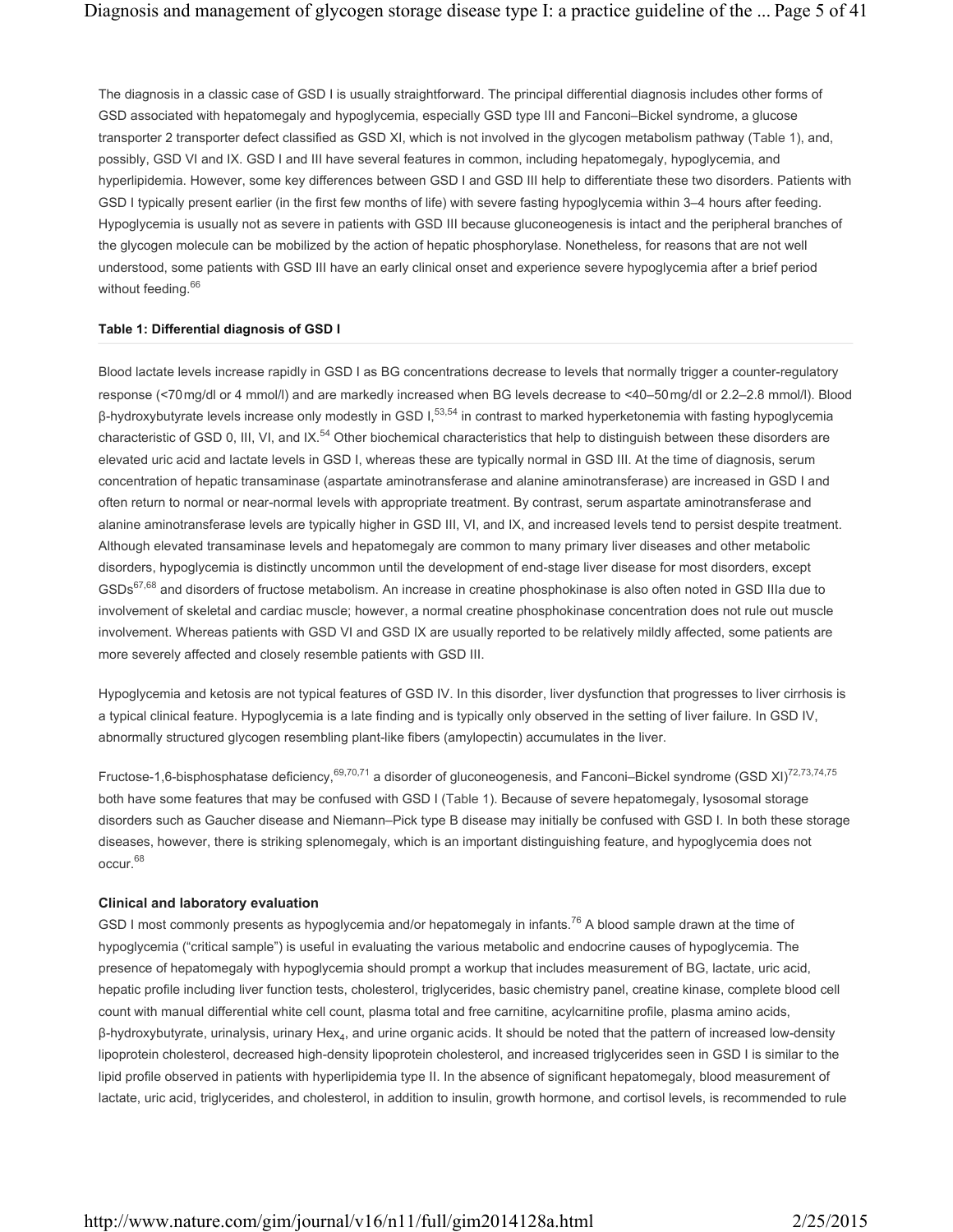The diagnosis in a classic case of GSD I is usually straightforward. The principal differential diagnosis includes other forms of GSD associated with hepatomegaly and hypoglycemia, especially GSD type III and Fanconi–Bickel syndrome, a glucose transporter 2 transporter defect classified as GSD XI, which is not involved in the glycogen metabolism pathway (Table 1), and, possibly, GSD VI and IX. GSD I and III have several features in common, including hepatomegaly, hypoglycemia, and hyperlipidemia. However, some key differences between GSD I and GSD III help to differentiate these two disorders. Patients with GSD I typically present earlier (in the first few months of life) with severe fasting hypoglycemia within 3–4 hours after feeding. Hypoglycemia is usually not as severe in patients with GSD III because gluconeogenesis is intact and the peripheral branches of the glycogen molecule can be mobilized by the action of hepatic phosphorylase. Nonetheless, for reasons that are not well understood, some patients with GSD III have an early clinical onset and experience severe hypoglycemia after a brief period without feeding.[66]

**Table 1: Differential diagnosis of GSD I**

Blood lactate levels increase rapidly in GSD I as BG concentrations decrease to levels that normally trigger a counter-regulatory response (<70 mg/dl or 4 mmol/l) and are markedly increased when BG levels decrease to <40–50 mg/dl or 2.2–2.8 mmol/l). Blood β-hydroxybutyrate levels increase only modestly in GSD I,[53,54] in contrast to marked hyperketonemia with fasting hypoglycemia characteristic of GSD 0, III, VI, and IX.[54] Other biochemical characteristics that help to distinguish between these disorders are elevated uric acid and lactate levels in GSD I, whereas these are typically normal in GSD III. At the time of diagnosis, serum concentration of hepatic transaminase (aspartate aminotransferase and alanine aminotransferase) are increased in GSD I and often return to normal or near-normal levels with appropriate treatment. By contrast, serum aspartate aminotransferase and alanine aminotransferase levels are typically higher in GSD III, VI, and IX, and increased levels tend to persist despite treatment. Although elevated transaminase levels and hepatomegaly are common to many primary liver diseases and other metabolic disorders, hypoglycemia is distinctly uncommon until the development of end-stage liver disease for most disorders, except GSDs[67,68] and disorders of fructose metabolism. An increase in creatine phosphokinase is also often noted in GSD IIIa due to involvement of skeletal and cardiac muscle; however, a normal creatine phosphokinase concentration does not rule out muscle involvement. Whereas patients with GSD VI and GSD IX are usually reported to be relatively mildly affected, some patients are more severely affected and closely resemble patients with GSD III.

Hypoglycemia and ketosis are not typical features of GSD IV. In this disorder, liver dysfunction that progresses to liver cirrhosis is a typical clinical feature. Hypoglycemia is a late finding and is typically only observed in the setting of liver failure. In GSD IV, abnormally structured glycogen resembling plant-like fibers (amylopectin) accumulates in the liver.

Fructose-1,6-bisphosphatase deficiency,[69,70,71] a disorder of gluconeogenesis, and Fanconi–Bickel syndrome (GSD XI)[72,73,74,75] both have some features that may be confused with GSD I (Table 1). Because of severe hepatomegaly, lysosomal storage disorders such as Gaucher disease and Niemann–Pick type B disease may initially be confused with GSD I. In both these storage diseases, however, there is striking splenomegaly, which is an important distinguishing feature, and hypoglycemia does not occur.[68]

### Clinical and laboratory evaluation

GSD I most commonly presents as hypoglycemia and/or hepatomegaly in infants.[76] A blood sample drawn at the time of hypoglycemia ("critical sample") is useful in evaluating the various metabolic and endocrine causes of hypoglycemia. The presence of hepatomegaly with hypoglycemia should prompt a workup that includes measurement of BG, lactate, uric acid, hepatic profile including liver function tests, cholesterol, triglycerides, basic chemistry panel, creatine kinase, complete blood cell count with manual differential white cell count, plasma total and free carnitine, acylcarnitine profile, plasma amino acids, β-hydroxybutyrate, urinalysis, urinary $Hex_4$, and urine organic acids. It should be noted that the pattern of increased low-density lipoprotein cholesterol, decreased high-density lipoprotein cholesterol, and increased triglycerides seen in GSD I is similar to the lipid profile observed in patients with hyperlipidemia type II. In the absence of significant hepatomegaly, blood measurement of lactate, uric acid, triglycerides, and cholesterol, in addition to insulin, growth hormone, and cortisol levels, is recommended to rule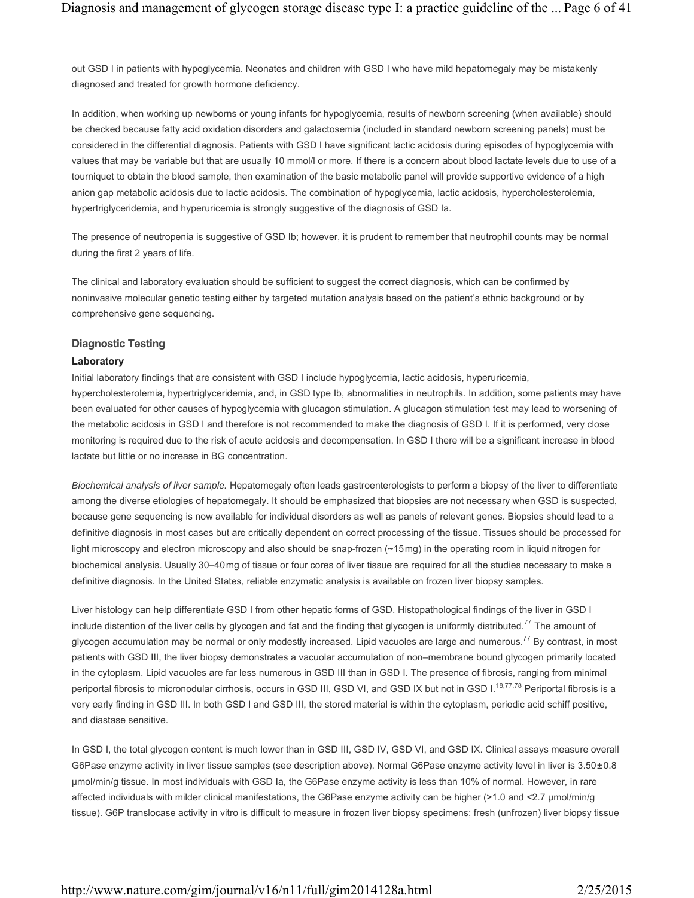out GSD I in patients with hypoglycemia. Neonates and children with GSD I who have mild hepatomegaly may be mistakenly diagnosed and treated for growth hormone deficiency.

In addition, when working up newborns or young infants for hypoglycemia, results of newborn screening (when available) should be checked because fatty acid oxidation disorders and galactosemia (included in standard newborn screening panels) must be considered in the differential diagnosis. Patients with GSD I have significant lactic acidosis during episodes of hypoglycemia with values that may be variable but that are usually 10 mmol/l or more. If there is a concern about blood lactate levels due to use of a tourniquet to obtain the blood sample, then examination of the basic metabolic panel will provide supportive evidence of a high anion gap metabolic acidosis due to lactic acidosis. The combination of hypoglycemia, lactic acidosis, hypercholesterolemia, hypertriglyceridemia, and hyperuricemia is strongly suggestive of the diagnosis of GSD Ia.

The presence of neutropenia is suggestive of GSD Ib; however, it is prudent to remember that neutrophil counts may be normal during the first 2 years of life.

The clinical and laboratory evaluation should be sufficient to suggest the correct diagnosis, which can be confirmed by noninvasive molecular genetic testing either by targeted mutation analysis based on the patient's ethnic background or by comprehensive gene sequencing.

## Diagnostic Testing

### Laboratory

Initial laboratory findings that are consistent with GSD I include hypoglycemia, lactic acidosis, hyperuricemia, hypercholesterolemia, hypertriglyceridemia, and, in GSD type Ib, abnormalities in neutrophils. In addition, some patients may have been evaluated for other causes of hypoglycemia with glucagon stimulation. A glucagon stimulation test may lead to worsening of the metabolic acidosis in GSD I and therefore is not recommended to make the diagnosis of GSD I. If it is performed, very close monitoring is required due to the risk of acute acidosis and decompensation. In GSD I there will be a significant increase in blood lactate but little or no increase in BG concentration.

*Biochemical analysis of liver sample.* Hepatomegaly often leads gastroenterologists to perform a biopsy of the liver to differentiate among the diverse etiologies of hepatomegaly. It should be emphasized that biopsies are not necessary when GSD is suspected, because gene sequencing is now available for individual disorders as well as panels of relevant genes. Biopsies should lead to a definitive diagnosis in most cases but are critically dependent on correct processing of the tissue. Tissues should be processed for light microscopy and electron microscopy and also should be snap-frozen (~15 mg) in the operating room in liquid nitrogen for biochemical analysis. Usually 30–40 mg of tissue or four cores of liver tissue are required for all the studies necessary to make a definitive diagnosis. In the United States, reliable enzymatic analysis is available on frozen liver biopsy samples.

Liver histology can help differentiate GSD I from other hepatic forms of GSD. Histopathological findings of the liver in GSD I include distention of the liver cells by glycogen and fat and the finding that glycogen is uniformly distributed.[77] The amount of glycogen accumulation may be normal or only modestly increased. Lipid vacuoles are large and numerous.[77] By contrast, in most patients with GSD III, the liver biopsy demonstrates a vacuolar accumulation of non–membrane bound glycogen primarily located in the cytoplasm. Lipid vacuoles are far less numerous in GSD III than in GSD I. The presence of fibrosis, ranging from minimal periportal fibrosis to micronodular cirrhosis, occurs in GSD III, GSD VI, and GSD IX but not in GSD I.[18,77,78] Periportal fibrosis is a very early finding in GSD III. In both GSD I and GSD III, the stored material is within the cytoplasm, periodic acid schiff positive, and diastase sensitive.

In GSD I, the total glycogen content is much lower than in GSD III, GSD IV, GSD VI, and GSD IX. Clinical assays measure overall G6Pase enzyme activity in liver tissue samples (see description above). Normal G6Pase enzyme activity level in liver is $3.50 \pm 0.8$ µmol/min/g tissue. In most individuals with GSD Ia, the G6Pase enzyme activity is less than 10% of normal. However, in rare affected individuals with milder clinical manifestations, the G6Pase enzyme activity can be higher (>1.0 and <2.7 µmol/min/g tissue). G6P translocase activity in vitro is difficult to measure in frozen liver biopsy specimens; fresh (unfrozen) liver biopsy tissue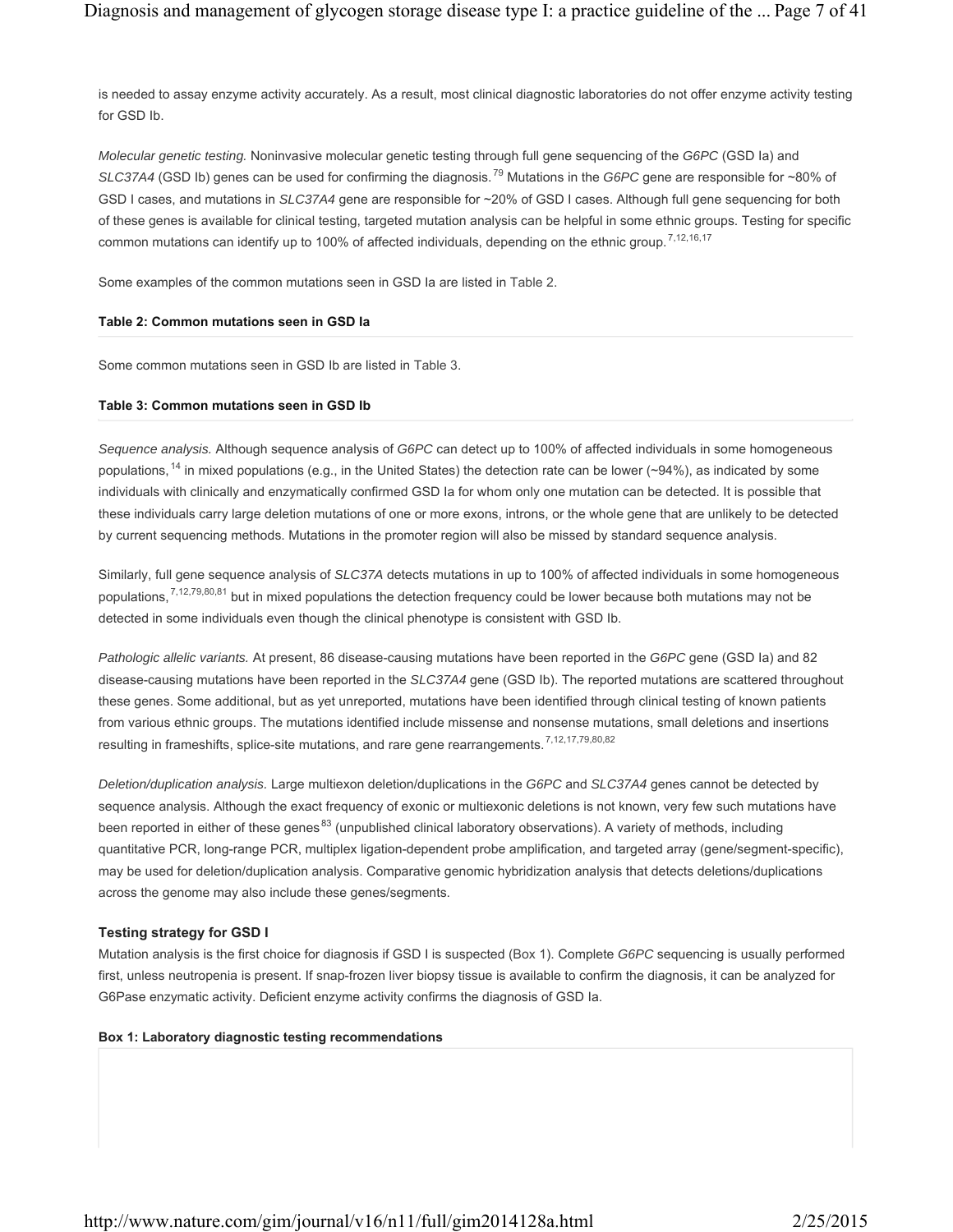is needed to assay enzyme activity accurately. As a result, most clinical diagnostic laboratories do not offer enzyme activity testing for GSD Ib.

*Molecular genetic testing.* Noninvasive molecular genetic testing through full gene sequencing of the *G6PC* (GSD Ia) and *SLC37A4* (GSD Ib) genes can be used for confirming the diagnosis.[79] Mutations in the *G6PC* gene are responsible for ~80% of GSD I cases, and mutations in *SLC37A4* gene are responsible for ~20% of GSD I cases. Although full gene sequencing for both of these genes is available for clinical testing, targeted mutation analysis can be helpful in some ethnic groups. Testing for specific common mutations can identify up to 100% of affected individuals, depending on the ethnic group.[7,12,16,17]

Some examples of the common mutations seen in GSD Ia are listed in Table 2.

**Table 2: Common mutations seen in GSD Ia**

Some common mutations seen in GSD Ib are listed in Table 3.

**Table 3: Common mutations seen in GSD Ib**

*Sequence analysis.* Although sequence analysis of *G6PC* can detect up to 100% of affected individuals in some homogeneous populations,[14] in mixed populations (e.g., in the United States) the detection rate can be lower (~94%), as indicated by some individuals with clinically and enzymatically confirmed GSD Ia for whom only one mutation can be detected. It is possible that these individuals carry large deletion mutations of one or more exons, introns, or the whole gene that are unlikely to be detected by current sequencing methods. Mutations in the promoter region will also be missed by standard sequence analysis.

Similarly, full gene sequence analysis of *SLC37A* detects mutations in up to 100% of affected individuals in some homogeneous populations,[7,12,79,80,81] but in mixed populations the detection frequency could be lower because both mutations may not be detected in some individuals even though the clinical phenotype is consistent with GSD Ib.

*Pathologic allelic variants.* At present, 86 disease-causing mutations have been reported in the *G6PC* gene (GSD Ia) and 82 disease-causing mutations have been reported in the *SLC37A4* gene (GSD Ib). The reported mutations are scattered throughout these genes. Some additional, but as yet unreported, mutations have been identified through clinical testing of known patients from various ethnic groups. The mutations identified include missense and nonsense mutations, small deletions and insertions resulting in frameshifts, splice-site mutations, and rare gene rearrangements.[7,12,17,79,80,82]

*Deletion/duplication analysis.* Large multiexon deletion/duplications in the *G6PC* and *SLC37A4* genes cannot be detected by sequence analysis. Although the exact frequency of exonic or multiexonic deletions is not known, very few such mutations have been reported in either of these genes[83] (unpublished clinical laboratory observations). A variety of methods, including quantitative PCR, long-range PCR, multiplex ligation-dependent probe amplification, and targeted array (gene/segment-specific), may be used for deletion/duplication analysis. Comparative genomic hybridization analysis that detects deletions/duplications across the genome may also include these genes/segments.

### Testing strategy for GSD I

Mutation analysis is the first choice for diagnosis if GSD I is suspected (Box 1). Complete *G6PC* sequencing is usually performed first, unless neutropenia is present. If snap-frozen liver biopsy tissue is available to confirm the diagnosis, it can be analyzed for G6Pase enzymatic activity. Deficient enzyme activity confirms the diagnosis of GSD Ia.

**Box 1: Laboratory diagnostic testing recommendations**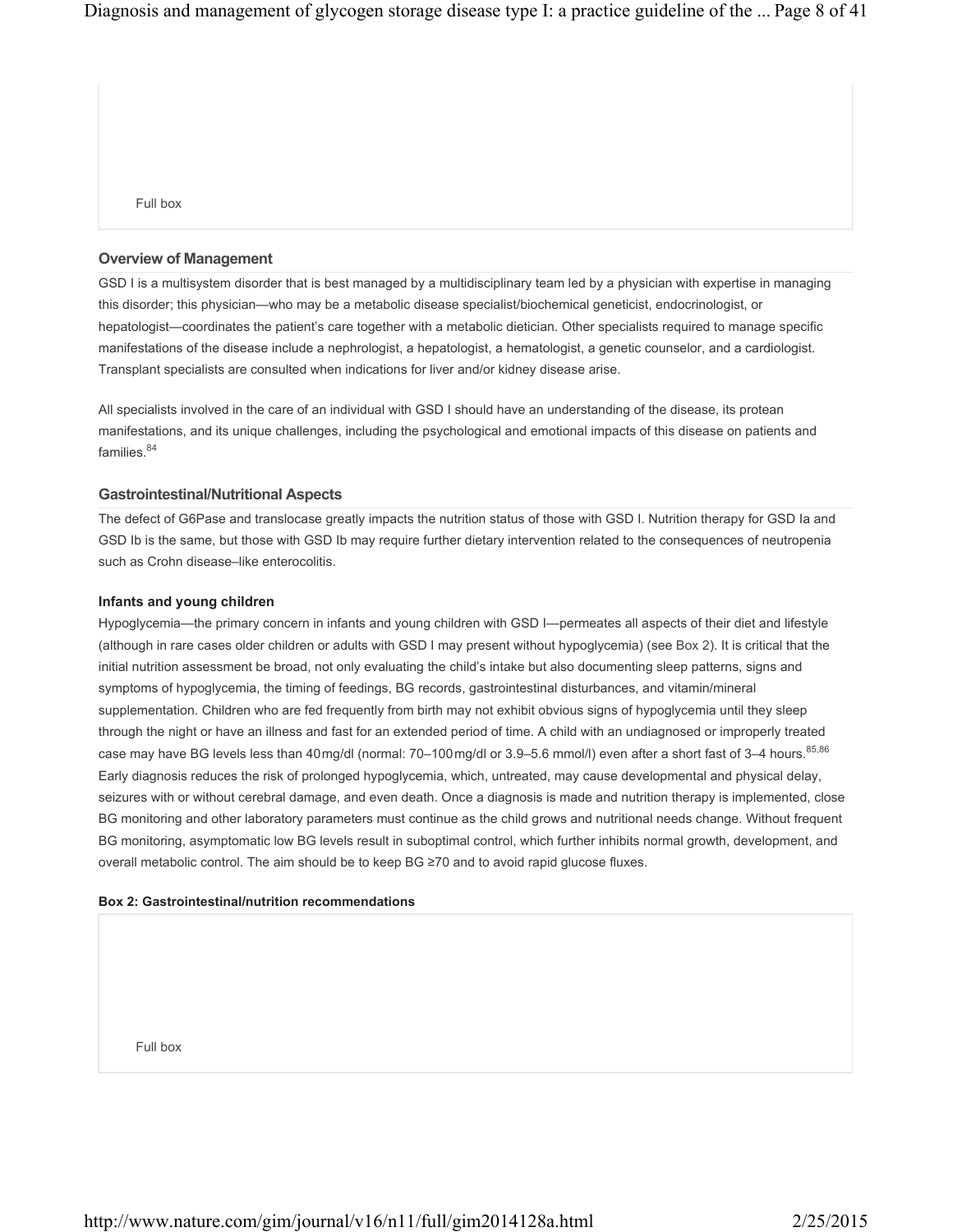Full box

### Overview of Management

GSD I is a multisystem disorder that is best managed by a multidisciplinary team led by a physician with expertise in managing this disorder; this physician—who may be a metabolic disease specialist/biochemical geneticist, endocrinologist, or hepatologist—coordinates the patient's care together with a metabolic dietician. Other specialists required to manage specific manifestations of the disease include a nephrologist, a hepatologist, a hematologist, a genetic counselor, and a cardiologist. Transplant specialists are consulted when indications for liver and/or kidney disease arise.

All specialists involved in the care of an individual with GSD I should have an understanding of the disease, its protean manifestations, and its unique challenges, including the psychological and emotional impacts of this disease on patients and families.[84]

### Gastrointestinal/Nutritional Aspects

The defect of G6Pase and translocase greatly impacts the nutrition status of those with GSD I. Nutrition therapy for GSD Ia and GSD Ib is the same, but those with GSD Ib may require further dietary intervention related to the consequences of neutropenia such as Crohn disease–like enterocolitis.

#### Infants and young children

Hypoglycemia—the primary concern in infants and young children with GSD I—permeates all aspects of their diet and lifestyle (although in rare cases older children or adults with GSD I may present without hypoglycemia) (see Box 2). It is critical that the initial nutrition assessment be broad, not only evaluating the child's intake but also documenting sleep patterns, signs and symptoms of hypoglycemia, the timing of feedings, BG records, gastrointestinal disturbances, and vitamin/mineral supplementation. Children who are fed frequently from birth may not exhibit obvious signs of hypoglycemia until they sleep through the night or have an illness and fast for an extended period of time. A child with an undiagnosed or improperly treated case may have BG levels less than 40 mg/dl (normal: 70–100 mg/dl or 3.9–5.6 mmol/l) even after a short fast of 3–4 hours.[85,86] Early diagnosis reduces the risk of prolonged hypoglycemia, which, untreated, may cause developmental and physical delay, seizures with or without cerebral damage, and even death. Once a diagnosis is made and nutrition therapy is implemented, close BG monitoring and other laboratory parameters must continue as the child grows and nutritional needs change. Without frequent BG monitoring, asymptomatic low BG levels result in suboptimal control, which further inhibits normal growth, development, and overall metabolic control. The aim should be to keep BG ≥70 and to avoid rapid glucose fluxes.

**Box 2: Gastrointestinal/nutrition recommendations**

Full box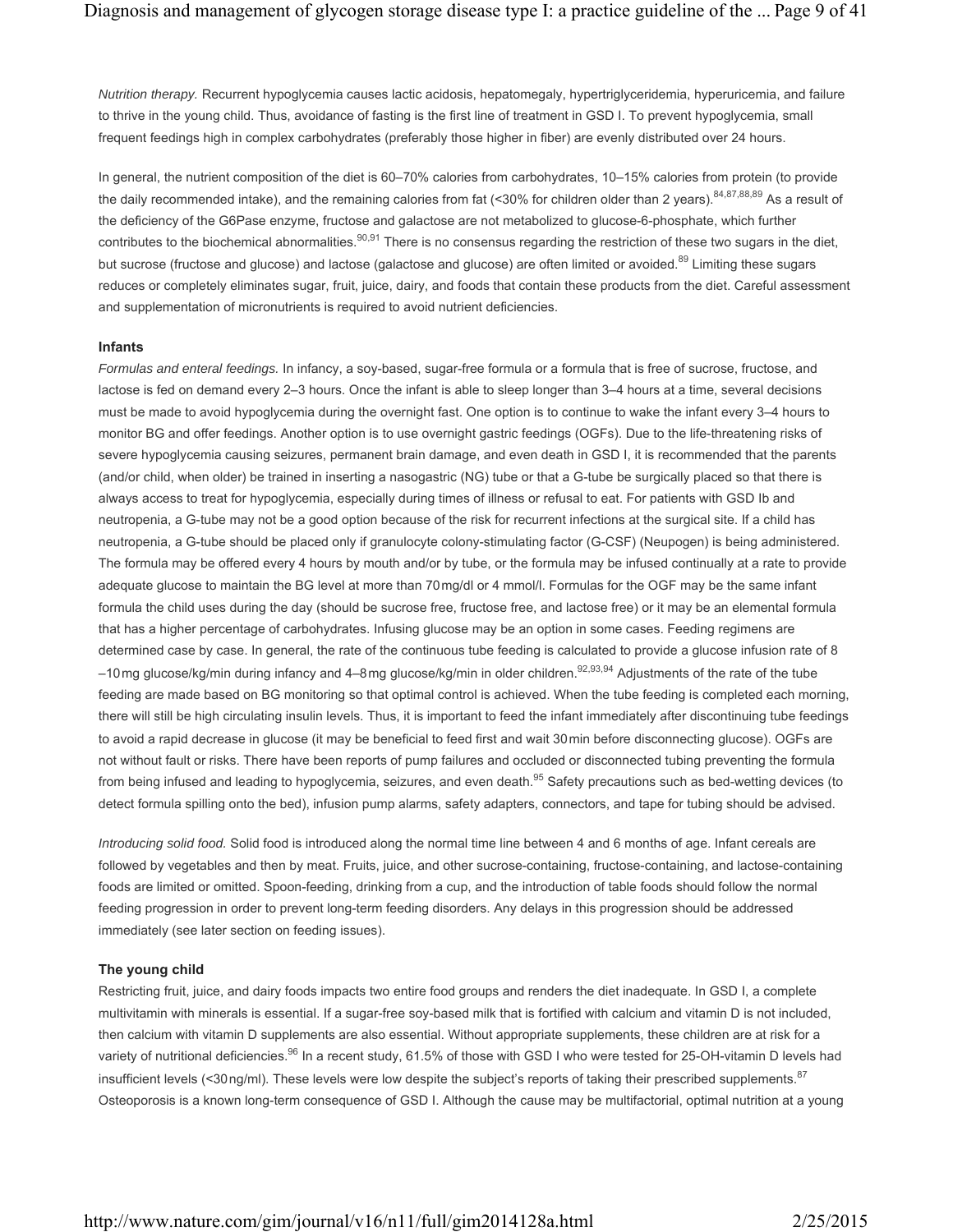*Nutrition therapy.* Recurrent hypoglycemia causes lactic acidosis, hepatomegaly, hypertriglyceridemia, hyperuricemia, and failure to thrive in the young child. Thus, avoidance of fasting is the first line of treatment in GSD I. To prevent hypoglycemia, small frequent feedings high in complex carbohydrates (preferably those higher in fiber) are evenly distributed over 24 hours.

In general, the nutrient composition of the diet is 60–70% calories from carbohydrates, 10–15% calories from protein (to provide the daily recommended intake), and the remaining calories from fat (<30% for children older than 2 years).[84,87,88,89] As a result of the deficiency of the G6Pase enzyme, fructose and galactose are not metabolized to glucose-6-phosphate, which further contributes to the biochemical abnormalities.[90,91] There is no consensus regarding the restriction of these two sugars in the diet, but sucrose (fructose and glucose) and lactose (galactose and glucose) are often limited or avoided.[89] Limiting these sugars reduces or completely eliminates sugar, fruit, juice, dairy, and foods that contain these products from the diet. Careful assessment and supplementation of micronutrients is required to avoid nutrient deficiencies.

### Infants

*Formulas and enteral feedings.* In infancy, a soy-based, sugar-free formula or a formula that is free of sucrose, fructose, and lactose is fed on demand every 2–3 hours. Once the infant is able to sleep longer than 3–4 hours at a time, several decisions must be made to avoid hypoglycemia during the overnight fast. One option is to continue to wake the infant every 3–4 hours to monitor BG and offer feedings. Another option is to use overnight gastric feedings (OGFs). Due to the life-threatening risks of severe hypoglycemia causing seizures, permanent brain damage, and even death in GSD I, it is recommended that the parents (and/or child, when older) be trained in inserting a nasogastric (NG) tube or that a G-tube be surgically placed so that there is always access to treat for hypoglycemia, especially during times of illness or refusal to eat. For patients with GSD Ib and neutropenia, a G-tube may not be a good option because of the risk for recurrent infections at the surgical site. If a child has neutropenia, a G-tube should be placed only if granulocyte colony-stimulating factor (G-CSF) (Neupogen) is being administered. The formula may be offered every 4 hours by mouth and/or by tube, or the formula may be infused continually at a rate to provide adequate glucose to maintain the BG level at more than 70 mg/dl or 4 mmol/l. Formulas for the OGF may be the same infant formula the child uses during the day (should be sucrose free, fructose free, and lactose free) or it may be an elemental formula that has a higher percentage of carbohydrates. Infusing glucose may be an option in some cases. Feeding regimens are determined case by case. In general, the rate of the continuous tube feeding is calculated to provide a glucose infusion rate of 8–10 mg glucose/kg/min during infancy and 4–8 mg glucose/kg/min in older children.[92,93,94] Adjustments of the rate of the tube feeding are made based on BG monitoring so that optimal control is achieved. When the tube feeding is completed each morning, there will still be high circulating insulin levels. Thus, it is important to feed the infant immediately after discontinuing tube feedings to avoid a rapid decrease in glucose (it may be beneficial to feed first and wait 30 min before disconnecting glucose). OGFs are not without fault or risks. There have been reports of pump failures and occluded or disconnected tubing preventing the formula from being infused and leading to hypoglycemia, seizures, and even death.[95] Safety precautions such as bed-wetting devices (to detect formula spilling onto the bed), infusion pump alarms, safety adapters, connectors, and tape for tubing should be advised.

*Introducing solid food.* Solid food is introduced along the normal time line between 4 and 6 months of age. Infant cereals are followed by vegetables and then by meat. Fruits, juice, and other sucrose-containing, fructose-containing, and lactose-containing foods are limited or omitted. Spoon-feeding, drinking from a cup, and the introduction of table foods should follow the normal feeding progression in order to prevent long-term feeding disorders. Any delays in this progression should be addressed immediately (see later section on feeding issues).

### The young child

Restricting fruit, juice, and dairy foods impacts two entire food groups and renders the diet inadequate. In GSD I, a complete multivitamin with minerals is essential. If a sugar-free soy-based milk that is fortified with calcium and vitamin D is not included, then calcium with vitamin D supplements are also essential. Without appropriate supplements, these children are at risk for a variety of nutritional deficiencies.[96] In a recent study, 61.5% of those with GSD I who were tested for 25-OH-vitamin D levels had insufficient levels (<30 ng/ml). These levels were low despite the subject's reports of taking their prescribed supplements.[87] Osteoporosis is a known long-term consequence of GSD I. Although the cause may be multifactorial, optimal nutrition at a young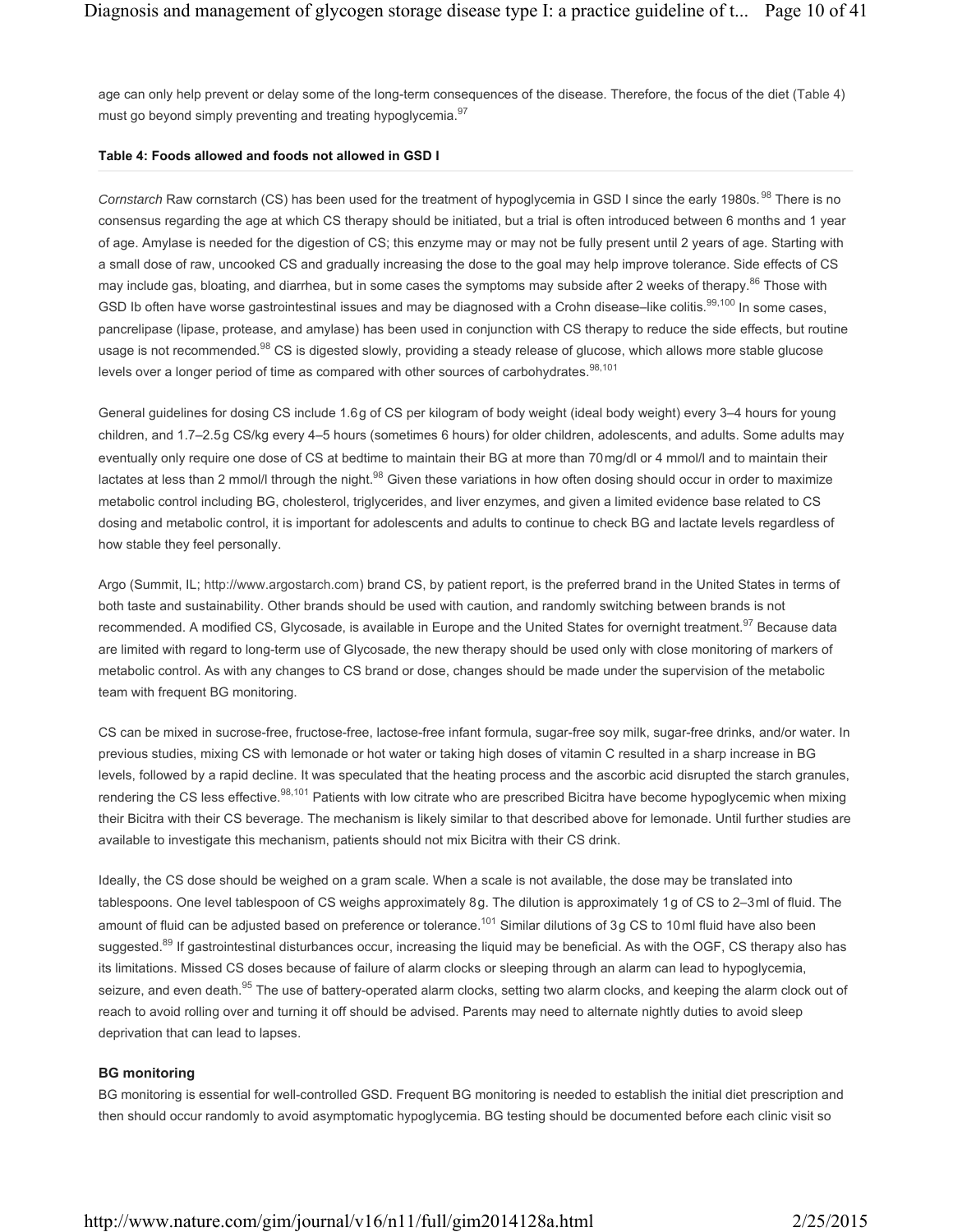age can only help prevent or delay some of the long-term consequences of the disease. Therefore, the focus of the diet (Table 4) must go beyond simply preventing and treating hypoglycemia.[97]

**Table 4: Foods allowed and foods not allowed in GSD I**

*Cornstarch* Raw cornstarch (CS) has been used for the treatment of hypoglycemia in GSD I since the early 1980s.[98] There is no consensus regarding the age at which CS therapy should be initiated, but a trial is often introduced between 6 months and 1 year of age. Amylase is needed for the digestion of CS; this enzyme may or may not be fully present until 2 years of age. Starting with a small dose of raw, uncooked CS and gradually increasing the dose to the goal may help improve tolerance. Side effects of CS may include gas, bloating, and diarrhea, but in some cases the symptoms may subside after 2 weeks of therapy.[86] Those with GSD Ib often have worse gastrointestinal issues and may be diagnosed with a Crohn disease–like colitis.[99,100] In some cases, pancrelipase (lipase, protease, and amylase) has been used in conjunction with CS therapy to reduce the side effects, but routine usage is not recommended.[98] CS is digested slowly, providing a steady release of glucose, which allows more stable glucose levels over a longer period of time as compared with other sources of carbohydrates.[98,101]

General guidelines for dosing CS include 1.6 g of CS per kilogram of body weight (ideal body weight) every 3–4 hours for young children, and 1.7–2.5 g CS/kg every 4–5 hours (sometimes 6 hours) for older children, adolescents, and adults. Some adults may eventually only require one dose of CS at bedtime to maintain their BG at more than 70 mg/dl or 4 mmol/l and to maintain their lactates at less than 2 mmol/l through the night.[98] Given these variations in how often dosing should occur in order to maximize metabolic control including BG, cholesterol, triglycerides, and liver enzymes, and given a limited evidence base related to CS dosing and metabolic control, it is important for adolescents and adults to continue to check BG and lactate levels regardless of how stable they feel personally.

Argo (Summit, IL; http://www.argostarch.com) brand CS, by patient report, is the preferred brand in the United States in terms of both taste and sustainability. Other brands should be used with caution, and randomly switching between brands is not recommended. A modified CS, Glycosade, is available in Europe and the United States for overnight treatment.[97] Because data are limited with regard to long-term use of Glycosade, the new therapy should be used only with close monitoring of markers of metabolic control. As with any changes to CS brand or dose, changes should be made under the supervision of the metabolic team with frequent BG monitoring.

CS can be mixed in sucrose-free, fructose-free, lactose-free infant formula, sugar-free soy milk, sugar-free drinks, and/or water. In previous studies, mixing CS with lemonade or hot water or taking high doses of vitamin C resulted in a sharp increase in BG levels, followed by a rapid decline. It was speculated that the heating process and the ascorbic acid disrupted the starch granules, rendering the CS less effective.[98,101] Patients with low citrate who are prescribed Bicitra have become hypoglycemic when mixing their Bicitra with their CS beverage. The mechanism is likely similar to that described above for lemonade. Until further studies are available to investigate this mechanism, patients should not mix Bicitra with their CS drink.

Ideally, the CS dose should be weighed on a gram scale. When a scale is not available, the dose may be translated into tablespoons. One level tablespoon of CS weighs approximately 8 g. The dilution is approximately 1 g of CS to 2–3 ml of fluid. The amount of fluid can be adjusted based on preference or tolerance.[101] Similar dilutions of 3 g CS to 10 ml fluid have also been suggested.[89] If gastrointestinal disturbances occur, increasing the liquid may be beneficial. As with the OGF, CS therapy also has its limitations. Missed CS doses because of failure of alarm clocks or sleeping through an alarm can lead to hypoglycemia, seizure, and even death.[95] The use of battery-operated alarm clocks, setting two alarm clocks, and keeping the alarm clock out of reach to avoid rolling over and turning it off should be advised. Parents may need to alternate nightly duties to avoid sleep deprivation that can lead to lapses.

### BG monitoring

BG monitoring is essential for well-controlled GSD. Frequent BG monitoring is needed to establish the initial diet prescription and then should occur randomly to avoid asymptomatic hypoglycemia. BG testing should be documented before each clinic visit so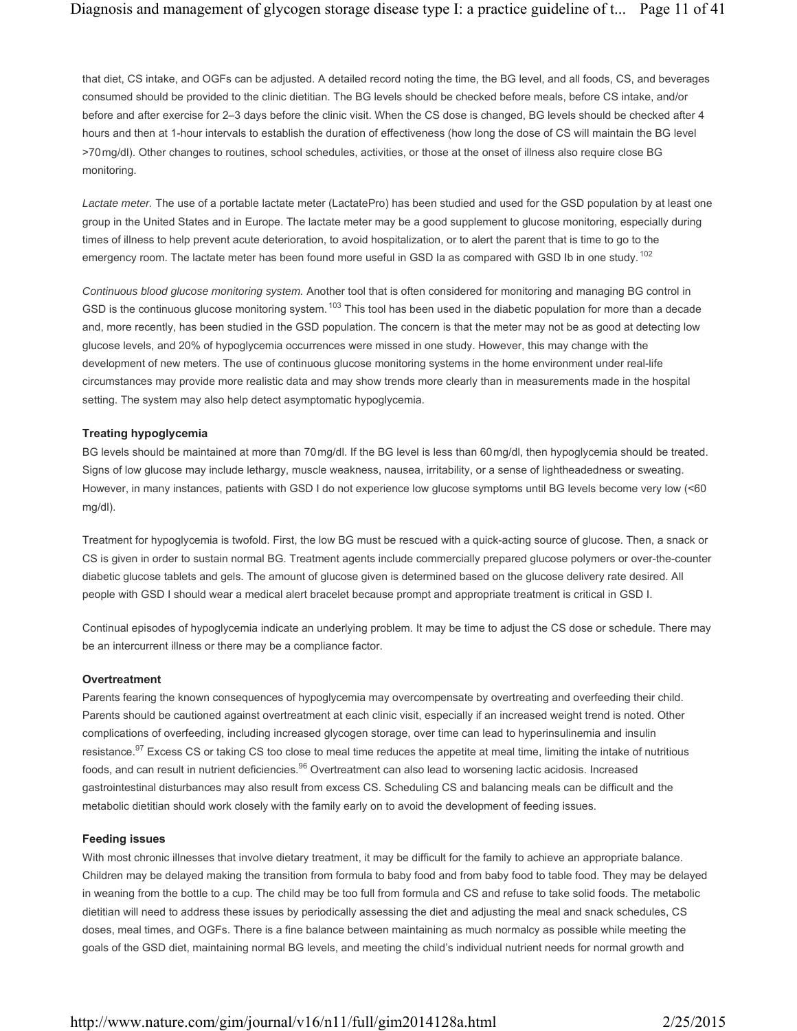that diet, CS intake, and OGFs can be adjusted. A detailed record noting the time, the BG level, and all foods, CS, and beverages consumed should be provided to the clinic dietitian. The BG levels should be checked before meals, before CS intake, and/or before and after exercise for 2–3 days before the clinic visit. When the CS dose is changed, BG levels should be checked after 4 hours and then at 1-hour intervals to establish the duration of effectiveness (how long the dose of CS will maintain the BG level >70 mg/dl). Other changes to routines, school schedules, activities, or those at the onset of illness also require close BG monitoring.

*Lactate meter.* The use of a portable lactate meter (LactatePro) has been studied and used for the GSD population by at least one group in the United States and in Europe. The lactate meter may be a good supplement to glucose monitoring, especially during times of illness to help prevent acute deterioration, to avoid hospitalization, or to alert the parent that is time to go to the emergency room. The lactate meter has been found more useful in GSD Ia as compared with GSD Ib in one study.[102]

*Continuous blood glucose monitoring system.* Another tool that is often considered for monitoring and managing BG control in GSD is the continuous glucose monitoring system.[103] This tool has been used in the diabetic population for more than a decade and, more recently, has been studied in the GSD population. The concern is that the meter may not be as good at detecting low glucose levels, and 20% of hypoglycemia occurrences were missed in one study. However, this may change with the development of new meters. The use of continuous glucose monitoring systems in the home environment under real-life circumstances may provide more realistic data and may show trends more clearly than in measurements made in the hospital setting. The system may also help detect asymptomatic hypoglycemia.

### Treating hypoglycemia

BG levels should be maintained at more than 70 mg/dl. If the BG level is less than 60 mg/dl, then hypoglycemia should be treated. Signs of low glucose may include lethargy, muscle weakness, nausea, irritability, or a sense of lightheadedness or sweating. However, in many instances, patients with GSD I do not experience low glucose symptoms until BG levels become very low (<60 mg/dl).

Treatment for hypoglycemia is twofold. First, the low BG must be rescued with a quick-acting source of glucose. Then, a snack or CS is given in order to sustain normal BG. Treatment agents include commercially prepared glucose polymers or over-the-counter diabetic glucose tablets and gels. The amount of glucose given is determined based on the glucose delivery rate desired. All people with GSD I should wear a medical alert bracelet because prompt and appropriate treatment is critical in GSD I.

Continual episodes of hypoglycemia indicate an underlying problem. It may be time to adjust the CS dose or schedule. There may be an intercurrent illness or there may be a compliance factor.

### Overtreatment

Parents fearing the known consequences of hypoglycemia may overcompensate by overtreating and overfeeding their child. Parents should be cautioned against overtreatment at each clinic visit, especially if an increased weight trend is noted. Other complications of overfeeding, including increased glycogen storage, over time can lead to hyperinsulinemia and insulin resistance.[97] Excess CS or taking CS too close to meal time reduces the appetite at meal time, limiting the intake of nutritious foods, and can result in nutrient deficiencies.[96] Overtreatment can also lead to worsening lactic acidosis. Increased gastrointestinal disturbances may also result from excess CS. Scheduling CS and balancing meals can be difficult and the metabolic dietitian should work closely with the family early on to avoid the development of feeding issues.

### Feeding issues

With most chronic illnesses that involve dietary treatment, it may be difficult for the family to achieve an appropriate balance. Children may be delayed making the transition from formula to baby food and from baby food to table food. They may be delayed in weaning from the bottle to a cup. The child may be too full from formula and CS and refuse to take solid foods. The metabolic dietitian will need to address these issues by periodically assessing the diet and adjusting the meal and snack schedules, CS doses, meal times, and OGFs. There is a fine balance between maintaining as much normalcy as possible while meeting the goals of the GSD diet, maintaining normal BG levels, and meeting the child's individual nutrient needs for normal growth and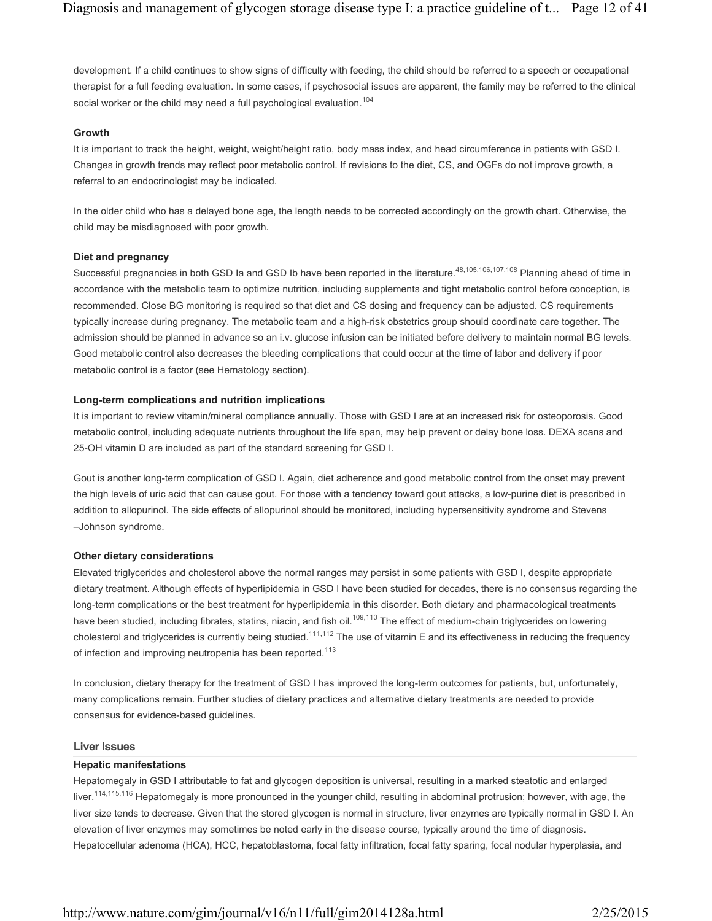development. If a child continues to show signs of difficulty with feeding, the child should be referred to a speech or occupational therapist for a full feeding evaluation. In some cases, if psychosocial issues are apparent, the family may be referred to the clinical social worker or the child may need a full psychological evaluation.[104]

#### Growth

It is important to track the height, weight, weight/height ratio, body mass index, and head circumference in patients with GSD I. Changes in growth trends may reflect poor metabolic control. If revisions to the diet, CS, and OGFs do not improve growth, a referral to an endocrinologist may be indicated.

In the older child who has a delayed bone age, the length needs to be corrected accordingly on the growth chart. Otherwise, the child may be misdiagnosed with poor growth.

#### Diet and pregnancy

Successful pregnancies in both GSD Ia and GSD Ib have been reported in the literature.[48,105,106,107,108] Planning ahead of time in accordance with the metabolic team to optimize nutrition, including supplements and tight metabolic control before conception, is recommended. Close BG monitoring is required so that diet and CS dosing and frequency can be adjusted. CS requirements typically increase during pregnancy. The metabolic team and a high-risk obstetrics group should coordinate care together. The admission should be planned in advance so an i.v. glucose infusion can be initiated before delivery to maintain normal BG levels. Good metabolic control also decreases the bleeding complications that could occur at the time of labor and delivery if poor metabolic control is a factor (see Hematology section).

#### Long-term complications and nutrition implications

It is important to review vitamin/mineral compliance annually. Those with GSD I are at an increased risk for osteoporosis. Good metabolic control, including adequate nutrients throughout the life span, may help prevent or delay bone loss. DEXA scans and 25-OH vitamin D are included as part of the standard screening for GSD I.

Gout is another long-term complication of GSD I. Again, diet adherence and good metabolic control from the onset may prevent the high levels of uric acid that can cause gout. For those with a tendency toward gout attacks, a low-purine diet is prescribed in addition to allopurinol. The side effects of allopurinol should be monitored, including hypersensitivity syndrome and Stevens–Johnson syndrome.

#### Other dietary considerations

Elevated triglycerides and cholesterol above the normal ranges may persist in some patients with GSD I, despite appropriate dietary treatment. Although effects of hyperlipidemia in GSD I have been studied for decades, there is no consensus regarding the long-term complications or the best treatment for hyperlipidemia in this disorder. Both dietary and pharmacological treatments have been studied, including fibrates, statins, niacin, and fish oil.[109,110] The effect of medium-chain triglycerides on lowering cholesterol and triglycerides is currently being studied.[111,112] The use of vitamin E and its effectiveness in reducing the frequency of infection and improving neutropenia has been reported.[113]

In conclusion, dietary therapy for the treatment of GSD I has improved the long-term outcomes for patients, but, unfortunately, many complications remain. Further studies of dietary practices and alternative dietary treatments are needed to provide consensus for evidence-based guidelines.

### Liver Issues

#### Hepatic manifestations

Hepatomegaly in GSD I attributable to fat and glycogen deposition is universal, resulting in a marked steatotic and enlarged liver.[114,115,116] Hepatomegaly is more pronounced in the younger child, resulting in abdominal protrusion; however, with age, the liver size tends to decrease. Given that the stored glycogen is normal in structure, liver enzymes are typically normal in GSD I. An elevation of liver enzymes may sometimes be noted early in the disease course, typically around the time of diagnosis. Hepatocellular adenoma (HCA), HCC, hepatoblastoma, focal fatty infiltration, focal fatty sparing, focal nodular hyperplasia, and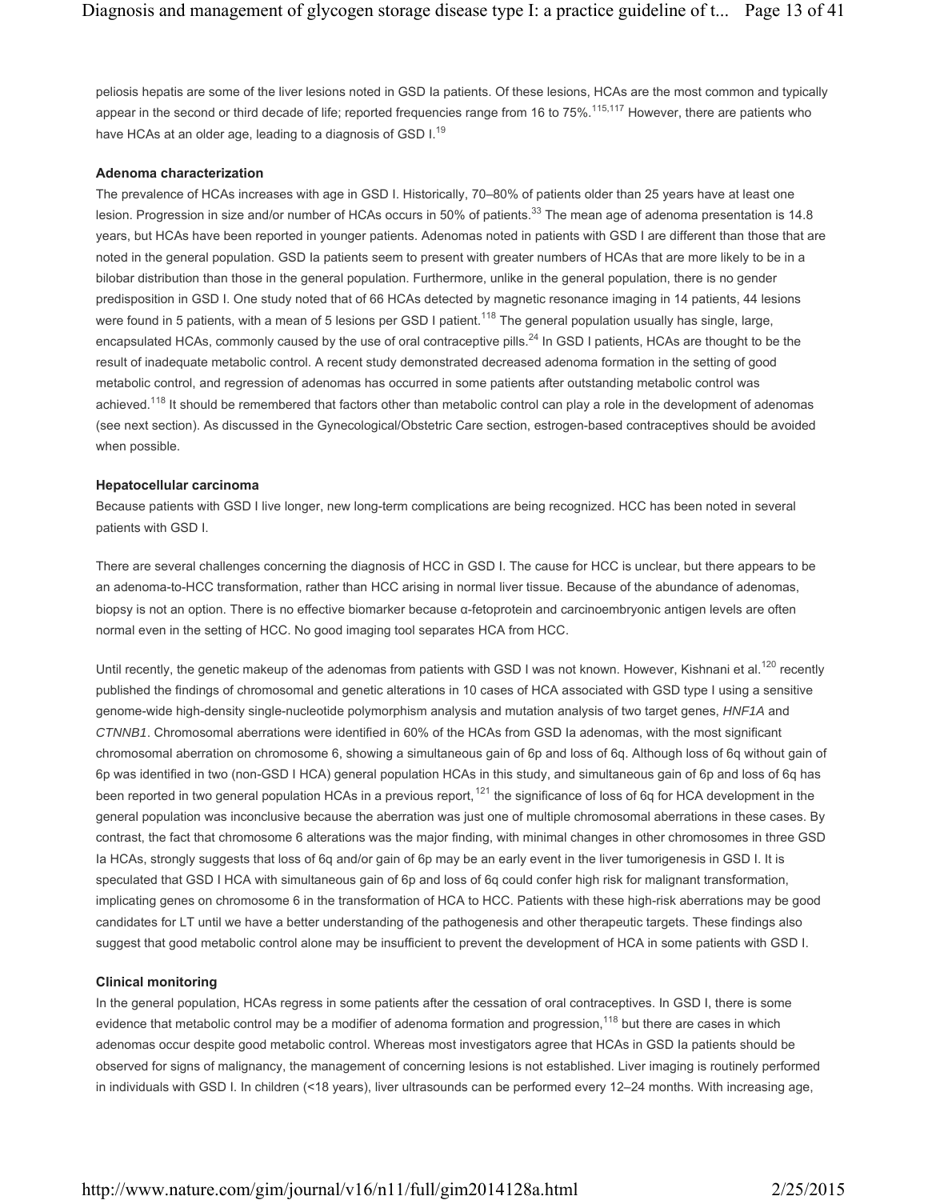peliosis hepatis are some of the liver lesions noted in GSD Ia patients. Of these lesions, HCAs are the most common and typically appear in the second or third decade of life; reported frequencies range from 16 to 75%.[115,117] However, there are patients who have HCAs at an older age, leading to a diagnosis of GSD I.[19]

### Adenoma characterization

The prevalence of HCAs increases with age in GSD I. Historically, 70–80% of patients older than 25 years have at least one lesion. Progression in size and/or number of HCAs occurs in 50% of patients.[33] The mean age of adenoma presentation is 14.8 years, but HCAs have been reported in younger patients. Adenomas noted in patients with GSD I are different than those that are noted in the general population. GSD Ia patients seem to present with greater numbers of HCAs that are more likely to be in a bilobar distribution than those in the general population. Furthermore, unlike in the general population, there is no gender predisposition in GSD I. One study noted that of 66 HCAs detected by magnetic resonance imaging in 14 patients, 44 lesions were found in 5 patients, with a mean of 5 lesions per GSD I patient.[118] The general population usually has single, large, encapsulated HCAs, commonly caused by the use of oral contraceptive pills.[24] In GSD I patients, HCAs are thought to be the result of inadequate metabolic control. A recent study demonstrated decreased adenoma formation in the setting of good metabolic control, and regression of adenomas has occurred in some patients after outstanding metabolic control was achieved.[118] It should be remembered that factors other than metabolic control can play a role in the development of adenomas (see next section). As discussed in the Gynecological/Obstetric Care section, estrogen-based contraceptives should be avoided when possible.

### Hepatocellular carcinoma

Because patients with GSD I live longer, new long-term complications are being recognized. HCC has been noted in several patients with GSD I.

There are several challenges concerning the diagnosis of HCC in GSD I. The cause for HCC is unclear, but there appears to be an adenoma-to-HCC transformation, rather than HCC arising in normal liver tissue. Because of the abundance of adenomas, biopsy is not an option. There is no effective biomarker because α-fetoprotein and carcinoembryonic antigen levels are often normal even in the setting of HCC. No good imaging tool separates HCA from HCC.

Until recently, the genetic makeup of the adenomas from patients with GSD I was not known. However, Kishnani et al.[120] recently published the findings of chromosomal and genetic alterations in 10 cases of HCA associated with GSD type I using a sensitive genome-wide high-density single-nucleotide polymorphism analysis and mutation analysis of two target genes, *HNF1A* and *CTNNB1*. Chromosomal aberrations were identified in 60% of the HCAs from GSD Ia adenomas, with the most significant chromosomal aberration on chromosome 6, showing a simultaneous gain of 6p and loss of 6q. Although loss of 6q without gain of 6p was identified in two (non-GSD I HCA) general population HCAs in this study, and simultaneous gain of 6p and loss of 6q has been reported in two general population HCAs in a previous report,[121] the significance of loss of 6q for HCA development in the general population was inconclusive because the aberration was just one of multiple chromosomal aberrations in these cases. By contrast, the fact that chromosome 6 alterations was the major finding, with minimal changes in other chromosomes in three GSD Ia HCAs, strongly suggests that loss of 6q and/or gain of 6p may be an early event in the liver tumorigenesis in GSD I. It is speculated that GSD I HCA with simultaneous gain of 6p and loss of 6q could confer high risk for malignant transformation, implicating genes on chromosome 6 in the transformation of HCA to HCC. Patients with these high-risk aberrations may be good candidates for LT until we have a better understanding of the pathogenesis and other therapeutic targets. These findings also suggest that good metabolic control alone may be insufficient to prevent the development of HCA in some patients with GSD I.

### Clinical monitoring

In the general population, HCAs regress in some patients after the cessation of oral contraceptives. In GSD I, there is some evidence that metabolic control may be a modifier of adenoma formation and progression,[118] but there are cases in which adenomas occur despite good metabolic control. Whereas most investigators agree that HCAs in GSD Ia patients should be observed for signs of malignancy, the management of concerning lesions is not established. Liver imaging is routinely performed in individuals with GSD I. In children (<18 years), liver ultrasounds can be performed every 12–24 months. With increasing age,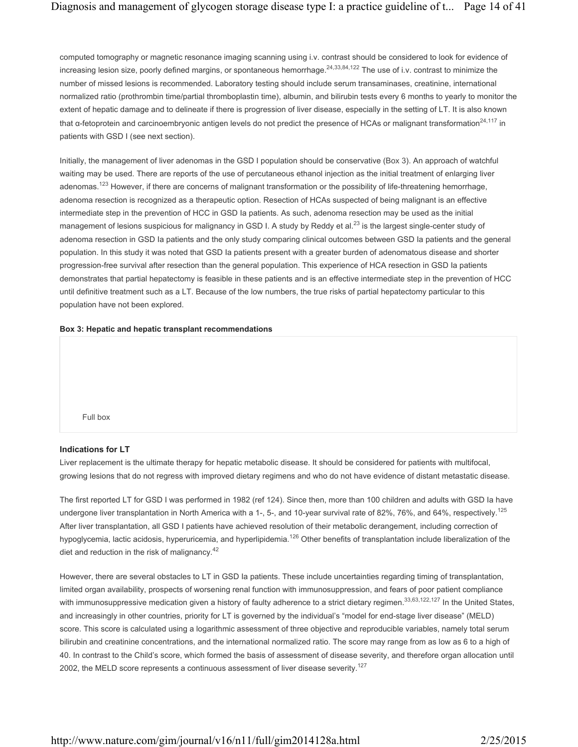computed tomography or magnetic resonance imaging scanning using i.v. contrast should be considered to look for evidence of increasing lesion size, poorly defined margins, or spontaneous hemorrhage.[24,33,84,122] The use of i.v. contrast to minimize the number of missed lesions is recommended. Laboratory testing should include serum transaminases, creatinine, international normalized ratio (prothrombin time/partial thromboplastin time), albumin, and bilirubin tests every 6 months to yearly to monitor the extent of hepatic damage and to delineate if there is progression of liver disease, especially in the setting of LT. It is also known that α-fetoprotein and carcinoembryonic antigen levels do not predict the presence of HCAs or malignant transformation[24,117] in patients with GSD I (see next section).

Initially, the management of liver adenomas in the GSD I population should be conservative (Box 3). An approach of watchful waiting may be used. There are reports of the use of percutaneous ethanol injection as the initial treatment of enlarging liver adenomas.[123] However, if there are concerns of malignant transformation or the possibility of life-threatening hemorrhage, adenoma resection is recognized as a therapeutic option. Resection of HCAs suspected of being malignant is an effective intermediate step in the prevention of HCC in GSD Ia patients. As such, adenoma resection may be used as the initial management of lesions suspicious for malignancy in GSD I. A study by Reddy et al.[23] is the largest single-center study of adenoma resection in GSD Ia patients and the only study comparing clinical outcomes between GSD Ia patients and the general population. In this study it was noted that GSD Ia patients present with a greater burden of adenomatous disease and shorter progression-free survival after resection than the general population. This experience of HCA resection in GSD Ia patients demonstrates that partial hepatectomy is feasible in these patients and is an effective intermediate step in the prevention of HCC until definitive treatment such as a LT. Because of the low numbers, the true risks of partial hepatectomy particular to this population have not been explored.

**Box 3: Hepatic and hepatic transplant recommendations**

Full box

**Indications for LT**

Liver replacement is the ultimate therapy for hepatic metabolic disease. It should be considered for patients with multifocal, growing lesions that do not regress with improved dietary regimens and who do not have evidence of distant metastatic disease.

The first reported LT for GSD I was performed in 1982 (ref 124). Since then, more than 100 children and adults with GSD Ia have undergone liver transplantation in North America with a 1-, 5-, and 10-year survival rate of 82%, 76%, and 64%, respectively.[125] After liver transplantation, all GSD I patients have achieved resolution of their metabolic derangement, including correction of hypoglycemia, lactic acidosis, hyperuricemia, and hyperlipidemia.[126] Other benefits of transplantation include liberalization of the diet and reduction in the risk of malignancy.[42]

However, there are several obstacles to LT in GSD Ia patients. These include uncertainties regarding timing of transplantation, limited organ availability, prospects of worsening renal function with immunosuppression, and fears of poor patient compliance with immunosuppressive medication given a history of faulty adherence to a strict dietary regimen.[33,63,122,127] In the United States, and increasingly in other countries, priority for LT is governed by the individual's "model for end-stage liver disease" (MELD) score. This score is calculated using a logarithmic assessment of three objective and reproducible variables, namely total serum bilirubin and creatinine concentrations, and the international normalized ratio. The score may range from as low as 6 to a high of 40. In contrast to the Child's score, which formed the basis of assessment of disease severity, and therefore organ allocation until 2002, the MELD score represents a continuous assessment of liver disease severity.[127]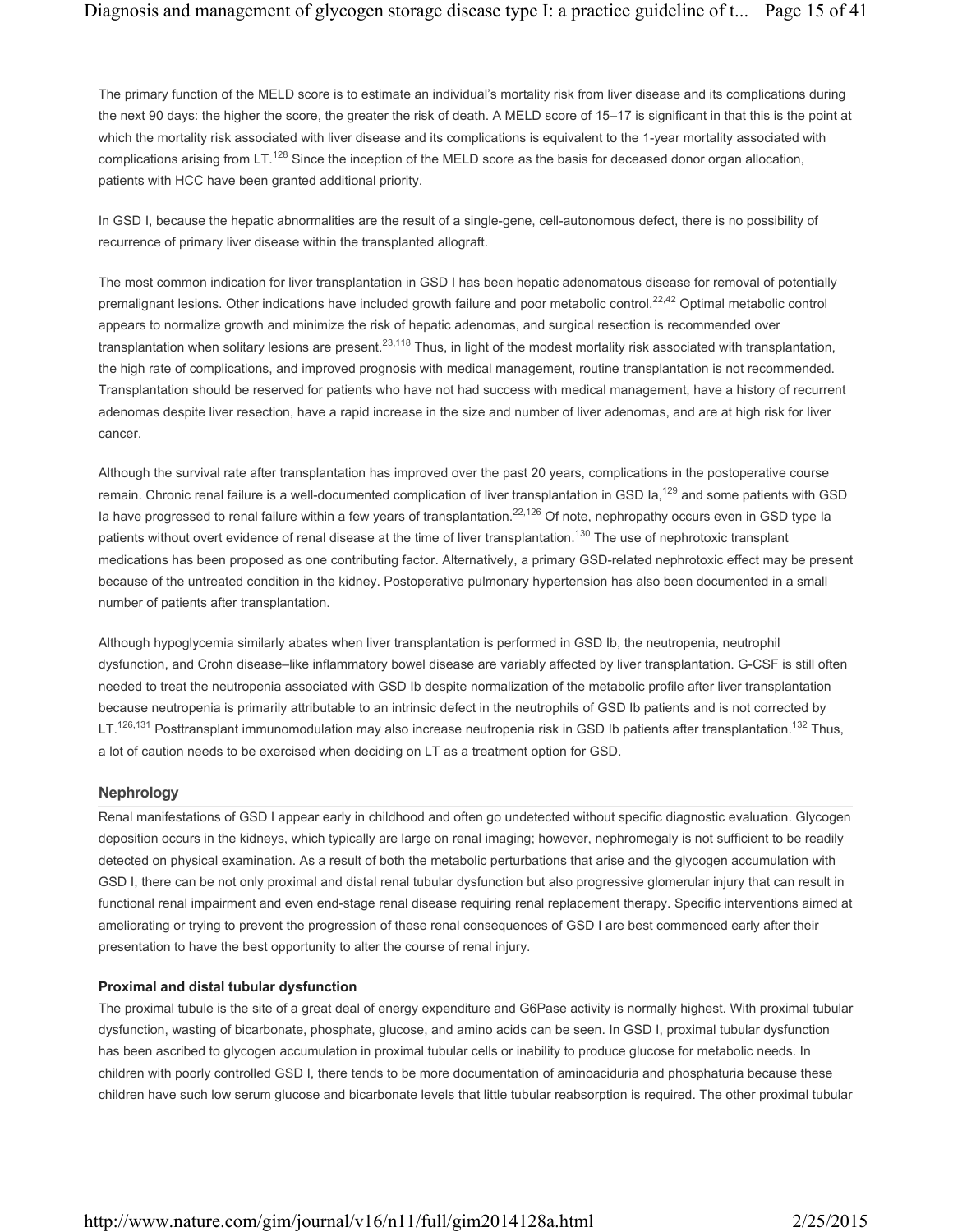The primary function of the MELD score is to estimate an individual's mortality risk from liver disease and its complications during the next 90 days: the higher the score, the greater the risk of death. A MELD score of 15–17 is significant in that this is the point at which the mortality risk associated with liver disease and its complications is equivalent to the 1-year mortality associated with complications arising from LT.[128] Since the inception of the MELD score as the basis for deceased donor organ allocation, patients with HCC have been granted additional priority.

In GSD I, because the hepatic abnormalities are the result of a single-gene, cell-autonomous defect, there is no possibility of recurrence of primary liver disease within the transplanted allograft.

The most common indication for liver transplantation in GSD I has been hepatic adenomatous disease for removal of potentially premalignant lesions. Other indications have included growth failure and poor metabolic control.[22,42] Optimal metabolic control appears to normalize growth and minimize the risk of hepatic adenomas, and surgical resection is recommended over transplantation when solitary lesions are present.[23,118] Thus, in light of the modest mortality risk associated with transplantation, the high rate of complications, and improved prognosis with medical management, routine transplantation is not recommended. Transplantation should be reserved for patients who have not had success with medical management, have a history of recurrent adenomas despite liver resection, have a rapid increase in the size and number of liver adenomas, and are at high risk for liver cancer.

Although the survival rate after transplantation has improved over the past 20 years, complications in the postoperative course remain. Chronic renal failure is a well-documented complication of liver transplantation in GSD Ia,[129] and some patients with GSD Ia have progressed to renal failure within a few years of transplantation.[22,126] Of note, nephropathy occurs even in GSD type Ia patients without overt evidence of renal disease at the time of liver transplantation.[130] The use of nephrotoxic transplant medications has been proposed as one contributing factor. Alternatively, a primary GSD-related nephrotoxic effect may be present because of the untreated condition in the kidney. Postoperative pulmonary hypertension has also been documented in a small number of patients after transplantation.

Although hypoglycemia similarly abates when liver transplantation is performed in GSD Ib, the neutropenia, neutrophil dysfunction, and Crohn disease–like inflammatory bowel disease are variably affected by liver transplantation. G-CSF is still often needed to treat the neutropenia associated with GSD Ib despite normalization of the metabolic profile after liver transplantation because neutropenia is primarily attributable to an intrinsic defect in the neutrophils of GSD Ib patients and is not corrected by LT.[126,131] Posttransplant immunomodulation may also increase neutropenia risk in GSD Ib patients after transplantation.[132] Thus, a lot of caution needs to be exercised when deciding on LT as a treatment option for GSD.

## Nephrology

Renal manifestations of GSD I appear early in childhood and often go undetected without specific diagnostic evaluation. Glycogen deposition occurs in the kidneys, which typically are large on renal imaging; however, nephromegaly is not sufficient to be readily detected on physical examination. As a result of both the metabolic perturbations that arise and the glycogen accumulation with GSD I, there can be not only proximal and distal renal tubular dysfunction but also progressive glomerular injury that can result in functional renal impairment and even end-stage renal disease requiring renal replacement therapy. Specific interventions aimed at ameliorating or trying to prevent the progression of these renal consequences of GSD I are best commenced early after their presentation to have the best opportunity to alter the course of renal injury.

### Proximal and distal tubular dysfunction

The proximal tubule is the site of a great deal of energy expenditure and G6Pase activity is normally highest. With proximal tubular dysfunction, wasting of bicarbonate, phosphate, glucose, and amino acids can be seen. In GSD I, proximal tubular dysfunction has been ascribed to glycogen accumulation in proximal tubular cells or inability to produce glucose for metabolic needs. In children with poorly controlled GSD I, there tends to be more documentation of aminoaciduria and phosphaturia because these children have such low serum glucose and bicarbonate levels that little tubular reabsorption is required. The other proximal tubular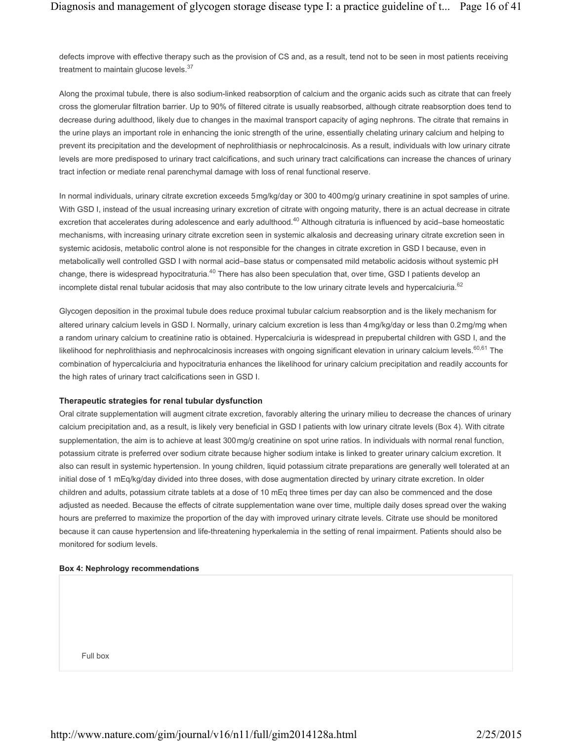defects improve with effective therapy such as the provision of CS and, as a result, tend not to be seen in most patients receiving treatment to maintain glucose levels.[37]

Along the proximal tubule, there is also sodium-linked reabsorption of calcium and the organic acids such as citrate that can freely cross the glomerular filtration barrier. Up to 90% of filtered citrate is usually reabsorbed, although citrate reabsorption does tend to decrease during adulthood, likely due to changes in the maximal transport capacity of aging nephrons. The citrate that remains in the urine plays an important role in enhancing the ionic strength of the urine, essentially chelating urinary calcium and helping to prevent its precipitation and the development of nephrolithiasis or nephrocalcinosis. As a result, individuals with low urinary citrate levels are more predisposed to urinary tract calcifications, and such urinary tract calcifications can increase the chances of urinary tract infection or mediate renal parenchymal damage with loss of renal functional reserve.

In normal individuals, urinary citrate excretion exceeds 5 mg/kg/day or 300 to 400 mg/g urinary creatinine in spot samples of urine. With GSD I, instead of the usual increasing urinary excretion of citrate with ongoing maturity, there is an actual decrease in citrate excretion that accelerates during adolescence and early adulthood.[40] Although citraturia is influenced by acid–base homeostatic mechanisms, with increasing urinary citrate excretion seen in systemic alkalosis and decreasing urinary citrate excretion seen in systemic acidosis, metabolic control alone is not responsible for the changes in citrate excretion in GSD I because, even in metabolically well controlled GSD I with normal acid–base status or compensated mild metabolic acidosis without systemic pH change, there is widespread hypocitraturia.[40] There has also been speculation that, over time, GSD I patients develop an incomplete distal renal tubular acidosis that may also contribute to the low urinary citrate levels and hypercalciuria.[62]

Glycogen deposition in the proximal tubule does reduce proximal tubular calcium reabsorption and is the likely mechanism for altered urinary calcium levels in GSD I. Normally, urinary calcium excretion is less than 4 mg/kg/day or less than 0.2 mg/mg when a random urinary calcium to creatinine ratio is obtained. Hypercalciuria is widespread in prepubertal children with GSD I, and the likelihood for nephrolithiasis and nephrocalcinosis increases with ongoing significant elevation in urinary calcium levels.[60,61] The combination of hypercalciuria and hypocitraturia enhances the likelihood for urinary calcium precipitation and readily accounts for the high rates of urinary tract calcifications seen in GSD I.

### Therapeutic strategies for renal tubular dysfunction

Oral citrate supplementation will augment citrate excretion, favorably altering the urinary milieu to decrease the chances of urinary calcium precipitation and, as a result, is likely very beneficial in GSD I patients with low urinary citrate levels (Box 4). With citrate supplementation, the aim is to achieve at least 300 mg/g creatinine on spot urine ratios. In individuals with normal renal function, potassium citrate is preferred over sodium citrate because higher sodium intake is linked to greater urinary calcium excretion. It also can result in systemic hypertension. In young children, liquid potassium citrate preparations are generally well tolerated at an initial dose of 1 mEq/kg/day divided into three doses, with dose augmentation directed by urinary citrate excretion. In older children and adults, potassium citrate tablets at a dose of 10 mEq three times per day can also be commenced and the dose adjusted as needed. Because the effects of citrate supplementation wane over time, multiple daily doses spread over the waking hours are preferred to maximize the proportion of the day with improved urinary citrate levels. Citrate use should be monitored because it can cause hypertension and life-threatening hyperkalemia in the setting of renal impairment. Patients should also be monitored for sodium levels.

**Box 4: Nephrology recommendations**

Full box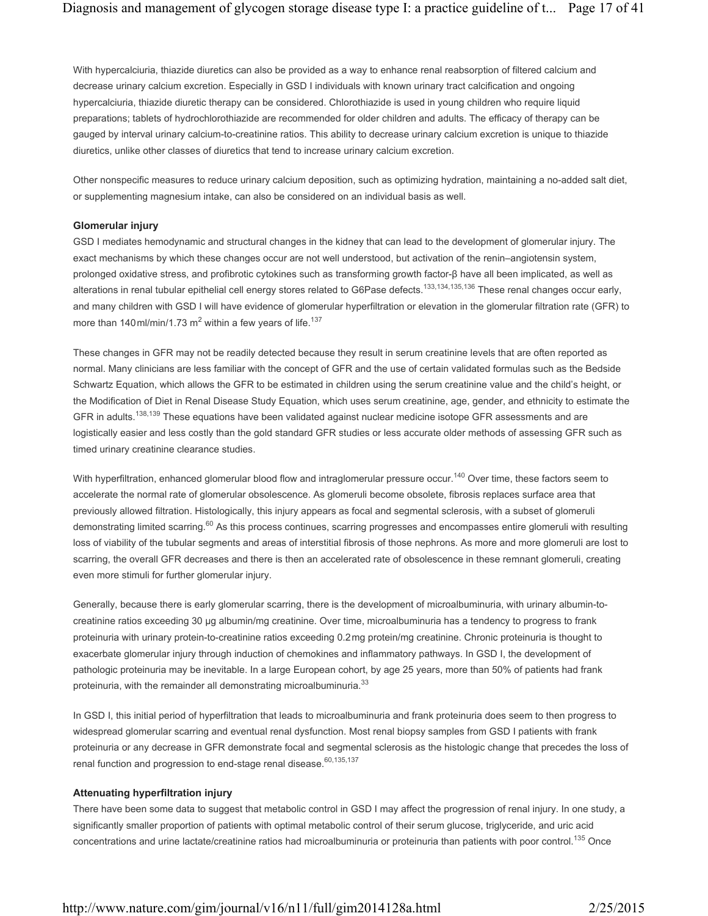With hypercalciuria, thiazide diuretics can also be provided as a way to enhance renal reabsorption of filtered calcium and decrease urinary calcium excretion. Especially in GSD I individuals with known urinary tract calcification and ongoing hypercalciuria, thiazide diuretic therapy can be considered. Chlorothiazide is used in young children who require liquid preparations; tablets of hydrochlorothiazide are recommended for older children and adults. The efficacy of therapy can be gauged by interval urinary calcium-to-creatinine ratios. This ability to decrease urinary calcium excretion is unique to thiazide diuretics, unlike other classes of diuretics that tend to increase urinary calcium excretion.

Other nonspecific measures to reduce urinary calcium deposition, such as optimizing hydration, maintaining a no-added salt diet, or supplementing magnesium intake, can also be considered on an individual basis as well.

### Glomerular injury

GSD I mediates hemodynamic and structural changes in the kidney that can lead to the development of glomerular injury. The exact mechanisms by which these changes occur are not well understood, but activation of the renin–angiotensin system, prolonged oxidative stress, and profibrotic cytokines such as transforming growth factor-β have all been implicated, as well as alterations in renal tubular epithelial cell energy stores related to G6Pase defects.[133,134,135,136] These renal changes occur early, and many children with GSD I will have evidence of glomerular hyperfiltration or elevation in the glomerular filtration rate (GFR) to more than 140 ml/min/1.73 $m^2$ within a few years of life.[137]

These changes in GFR may not be readily detected because they result in serum creatinine levels that are often reported as normal. Many clinicians are less familiar with the concept of GFR and the use of certain validated formulas such as the Bedside Schwartz Equation, which allows the GFR to be estimated in children using the serum creatinine value and the child's height, or the Modification of Diet in Renal Disease Study Equation, which uses serum creatinine, age, gender, and ethnicity to estimate the GFR in adults.[138,139] These equations have been validated against nuclear medicine isotope GFR assessments and are logistically easier and less costly than the gold standard GFR studies or less accurate older methods of assessing GFR such as timed urinary creatinine clearance studies.

With hyperfiltration, enhanced glomerular blood flow and intraglomerular pressure occur.[140] Over time, these factors seem to accelerate the normal rate of glomerular obsolescence. As glomeruli become obsolete, fibrosis replaces surface area that previously allowed filtration. Histologically, this injury appears as focal and segmental sclerosis, with a subset of glomeruli demonstrating limited scarring.[60] As this process continues, scarring progresses and encompasses entire glomeruli with resulting loss of viability of the tubular segments and areas of interstitial fibrosis of those nephrons. As more and more glomeruli are lost to scarring, the overall GFR decreases and there is then an accelerated rate of obsolescence in these remnant glomeruli, creating even more stimuli for further glomerular injury.

Generally, because there is early glomerular scarring, there is the development of microalbuminuria, with urinary albumin-to-creatinine ratios exceeding 30 µg albumin/mg creatinine. Over time, microalbuminuria has a tendency to progress to frank proteinuria with urinary protein-to-creatinine ratios exceeding 0.2 mg protein/mg creatinine. Chronic proteinuria is thought to exacerbate glomerular injury through induction of chemokines and inflammatory pathways. In GSD I, the development of pathologic proteinuria may be inevitable. In a large European cohort, by age 25 years, more than 50% of patients had frank proteinuria, with the remainder all demonstrating microalbuminuria.[33]

In GSD I, this initial period of hyperfiltration that leads to microalbuminuria and frank proteinuria does seem to then progress to widespread glomerular scarring and eventual renal dysfunction. Most renal biopsy samples from GSD I patients with frank proteinuria or any decrease in GFR demonstrate focal and segmental sclerosis as the histologic change that precedes the loss of renal function and progression to end-stage renal disease.[60,135,137]

### Attenuating hyperfiltration injury

There have been some data to suggest that metabolic control in GSD I may affect the progression of renal injury. In one study, a significantly smaller proportion of patients with optimal metabolic control of their serum glucose, triglyceride, and uric acid concentrations and urine lactate/creatinine ratios had microalbuminuria or proteinuria than patients with poor control.[135] Once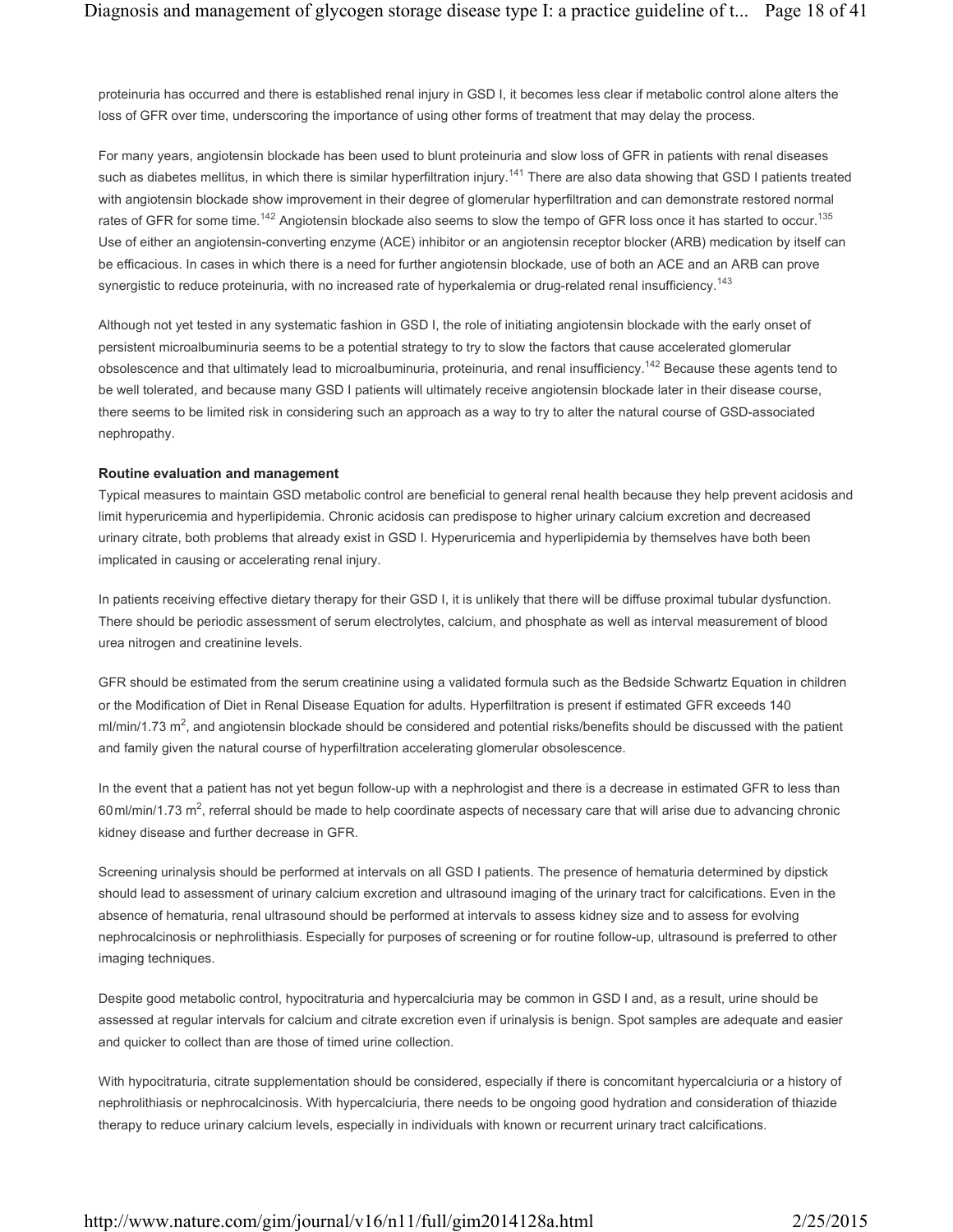proteinuria has occurred and there is established renal injury in GSD I, it becomes less clear if metabolic control alone alters the loss of GFR over time, underscoring the importance of using other forms of treatment that may delay the process.

For many years, angiotensin blockade has been used to blunt proteinuria and slow loss of GFR in patients with renal diseases such as diabetes mellitus, in which there is similar hyperfiltration injury.[141] There are also data showing that GSD I patients treated with angiotensin blockade show improvement in their degree of glomerular hyperfiltration and can demonstrate restored normal rates of GFR for some time.[142] Angiotensin blockade also seems to slow the tempo of GFR loss once it has started to occur.[135] Use of either an angiotensin-converting enzyme (ACE) inhibitor or an angiotensin receptor blocker (ARB) medication by itself can be efficacious. In cases in which there is a need for further angiotensin blockade, use of both an ACE and an ARB can prove synergistic to reduce proteinuria, with no increased rate of hyperkalemia or drug-related renal insufficiency.[143]

Although not yet tested in any systematic fashion in GSD I, the role of initiating angiotensin blockade with the early onset of persistent microalbuminuria seems to be a potential strategy to try to slow the factors that cause accelerated glomerular obsolescence and that ultimately lead to microalbuminuria, proteinuria, and renal insufficiency.[142] Because these agents tend to be well tolerated, and because many GSD I patients will ultimately receive angiotensin blockade later in their disease course, there seems to be limited risk in considering such an approach as a way to try to alter the natural course of GSD-associated nephropathy.

**Routine evaluation and management**

Typical measures to maintain GSD metabolic control are beneficial to general renal health because they help prevent acidosis and limit hyperuricemia and hyperlipidemia. Chronic acidosis can predispose to higher urinary calcium excretion and decreased urinary citrate, both problems that already exist in GSD I. Hyperuricemia and hyperlipidemia by themselves have both been implicated in causing or accelerating renal injury.

In patients receiving effective dietary therapy for their GSD I, it is unlikely that there will be diffuse proximal tubular dysfunction. There should be periodic assessment of serum electrolytes, calcium, and phosphate as well as interval measurement of blood urea nitrogen and creatinine levels.

GFR should be estimated from the serum creatinine using a validated formula such as the Bedside Schwartz Equation in children or the Modification of Diet in Renal Disease Equation for adults. Hyperfiltration is present if estimated GFR exceeds 140 ml/min/1.73 $m^2$, and angiotensin blockade should be considered and potential risks/benefits should be discussed with the patient and family given the natural course of hyperfiltration accelerating glomerular obsolescence.

In the event that a patient has not yet begun follow-up with a nephrologist and there is a decrease in estimated GFR to less than 60 ml/min/1.73 $m^2$, referral should be made to help coordinate aspects of necessary care that will arise due to advancing chronic kidney disease and further decrease in GFR.

Screening urinalysis should be performed at intervals on all GSD I patients. The presence of hematuria determined by dipstick should lead to assessment of urinary calcium excretion and ultrasound imaging of the urinary tract for calcifications. Even in the absence of hematuria, renal ultrasound should be performed at intervals to assess kidney size and to assess for evolving nephrocalcinosis or nephrolithiasis. Especially for purposes of screening or for routine follow-up, ultrasound is preferred to other imaging techniques.

Despite good metabolic control, hypocitraturia and hypercalciuria may be common in GSD I and, as a result, urine should be assessed at regular intervals for calcium and citrate excretion even if urinalysis is benign. Spot samples are adequate and easier and quicker to collect than are those of timed urine collection.

With hypocitraturia, citrate supplementation should be considered, especially if there is concomitant hypercalciuria or a history of nephrolithiasis or nephrocalcinosis. With hypercalciuria, there needs to be ongoing good hydration and consideration of thiazide therapy to reduce urinary calcium levels, especially in individuals with known or recurrent urinary tract calcifications.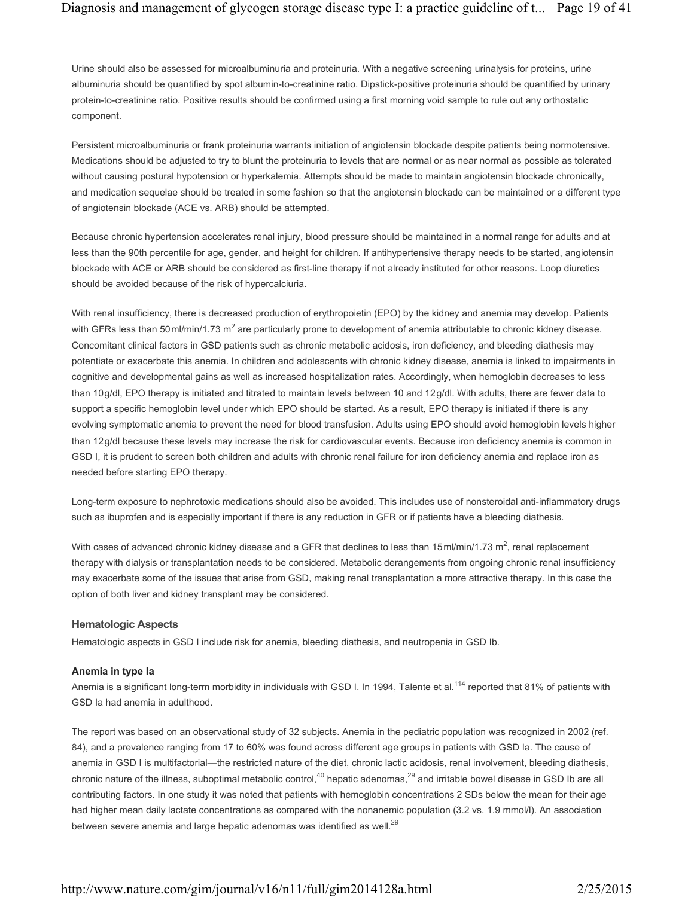Urine should also be assessed for microalbuminuria and proteinuria. With a negative screening urinalysis for proteins, urine albuminuria should be quantified by spot albumin-to-creatinine ratio. Dipstick-positive proteinuria should be quantified by urinary protein-to-creatinine ratio. Positive results should be confirmed using a first morning void sample to rule out any orthostatic component.

Persistent microalbuminuria or frank proteinuria warrants initiation of angiotensin blockade despite patients being normotensive. Medications should be adjusted to try to blunt the proteinuria to levels that are normal or as near normal as possible as tolerated without causing postural hypotension or hyperkalemia. Attempts should be made to maintain angiotensin blockade chronically, and medication sequelae should be treated in some fashion so that the angiotensin blockade can be maintained or a different type of angiotensin blockade (ACE vs. ARB) should be attempted.

Because chronic hypertension accelerates renal injury, blood pressure should be maintained in a normal range for adults and at less than the 90th percentile for age, gender, and height for children. If antihypertensive therapy needs to be started, angiotensin blockade with ACE or ARB should be considered as first-line therapy if not already instituted for other reasons. Loop diuretics should be avoided because of the risk of hypercalciuria.

With renal insufficiency, there is decreased production of erythropoietin (EPO) by the kidney and anemia may develop. Patients with GFRs less than 50 ml/min/1.73 $m^2$ are particularly prone to development of anemia attributable to chronic kidney disease. Concomitant clinical factors in GSD patients such as chronic metabolic acidosis, iron deficiency, and bleeding diathesis may potentiate or exacerbate this anemia. In children and adolescents with chronic kidney disease, anemia is linked to impairments in cognitive and developmental gains as well as increased hospitalization rates. Accordingly, when hemoglobin decreases to less than 10 g/dl, EPO therapy is initiated and titrated to maintain levels between 10 and 12 g/dl. With adults, there are fewer data to support a specific hemoglobin level under which EPO should be started. As a result, EPO therapy is initiated if there is any evolving symptomatic anemia to prevent the need for blood transfusion. Adults using EPO should avoid hemoglobin levels higher than 12 g/dl because these levels may increase the risk for cardiovascular events. Because iron deficiency anemia is common in GSD I, it is prudent to screen both children and adults with chronic renal failure for iron deficiency anemia and replace iron as needed before starting EPO therapy.

Long-term exposure to nephrotoxic medications should also be avoided. This includes use of nonsteroidal anti-inflammatory drugs such as ibuprofen and is especially important if there is any reduction in GFR or if patients have a bleeding diathesis.

With cases of advanced chronic kidney disease and a GFR that declines to less than 15 ml/min/1.73 $m^2$, renal replacement therapy with dialysis or transplantation needs to be considered. Metabolic derangements from ongoing chronic renal insufficiency may exacerbate some of the issues that arise from GSD, making renal transplantation a more attractive therapy. In this case the option of both liver and kidney transplant may be considered.

## Hematologic Aspects

Hematologic aspects in GSD I include risk for anemia, bleeding diathesis, and neutropenia in GSD Ib.

### Anemia in type Ia

Anemia is a significant long-term morbidity in individuals with GSD I. In 1994, Talente et al.[114] reported that 81% of patients with GSD Ia had anemia in adulthood.

The report was based on an observational study of 32 subjects. Anemia in the pediatric population was recognized in 2002 (ref. 84), and a prevalence ranging from 17 to 60% was found across different age groups in patients with GSD Ia. The cause of anemia in GSD I is multifactorial—the restricted nature of the diet, chronic lactic acidosis, renal involvement, bleeding diathesis, chronic nature of the illness, suboptimal metabolic control,[40] hepatic adenomas,[29] and irritable bowel disease in GSD Ib are all contributing factors. In one study it was noted that patients with hemoglobin concentrations 2 SDs below the mean for their age had higher mean daily lactate concentrations as compared with the nonanemic population (3.2 vs. 1.9 mmol/l). An association between severe anemia and large hepatic adenomas was identified as well.[29]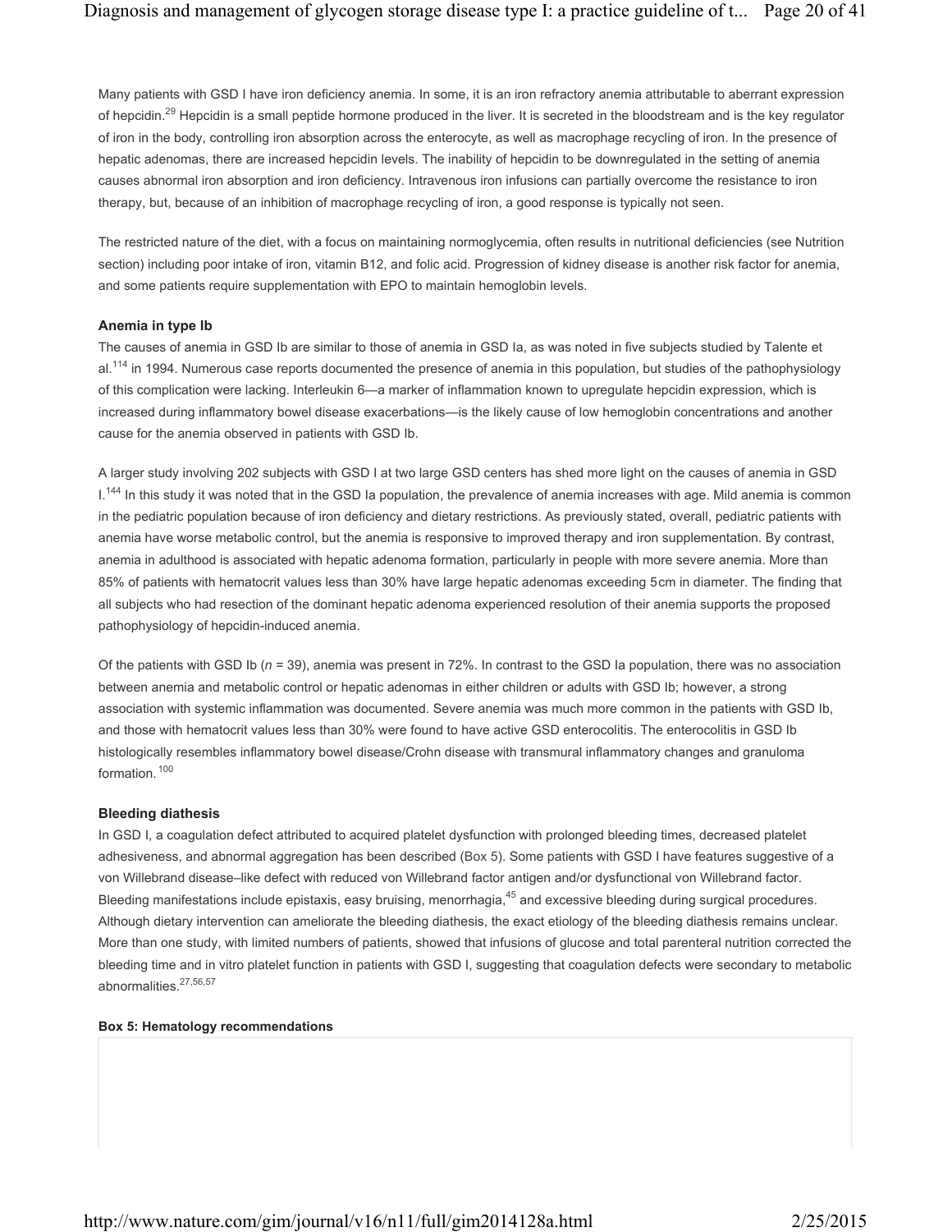Many patients with GSD I have iron deficiency anemia. In some, it is an iron refractory anemia attributable to aberrant expression of hepcidin.[29] Hepcidin is a small peptide hormone produced in the liver. It is secreted in the bloodstream and is the key regulator of iron in the body, controlling iron absorption across the enterocyte, as well as macrophage recycling of iron. In the presence of hepatic adenomas, there are increased hepcidin levels. The inability of hepcidin to be downregulated in the setting of anemia causes abnormal iron absorption and iron deficiency. Intravenous iron infusions can partially overcome the resistance to iron therapy, but, because of an inhibition of macrophage recycling of iron, a good response is typically not seen.

The restricted nature of the diet, with a focus on maintaining normoglycemia, often results in nutritional deficiencies (see Nutrition section) including poor intake of iron, vitamin B12, and folic acid. Progression of kidney disease is another risk factor for anemia, and some patients require supplementation with EPO to maintain hemoglobin levels.

#### Anemia in type Ib

The causes of anemia in GSD Ib are similar to those of anemia in GSD Ia, as was noted in five subjects studied by Talente et al.[114] in 1994. Numerous case reports documented the presence of anemia in this population, but studies of the pathophysiology of this complication were lacking. Interleukin 6—a marker of inflammation known to upregulate hepcidin expression, which is increased during inflammatory bowel disease exacerbations—is the likely cause of low hemoglobin concentrations and another cause for the anemia observed in patients with GSD Ib.

A larger study involving 202 subjects with GSD I at two large GSD centers has shed more light on the causes of anemia in GSD I.[144] In this study it was noted that in the GSD Ia population, the prevalence of anemia increases with age. Mild anemia is common in the pediatric population because of iron deficiency and dietary restrictions. As previously stated, overall, pediatric patients with anemia have worse metabolic control, but the anemia is responsive to improved therapy and iron supplementation. By contrast, anemia in adulthood is associated with hepatic adenoma formation, particularly in people with more severe anemia. More than 85% of patients with hematocrit values less than 30% have large hepatic adenomas exceeding 5 cm in diameter. The finding that all subjects who had resection of the dominant hepatic adenoma experienced resolution of their anemia supports the proposed pathophysiology of hepcidin-induced anemia.

Of the patients with GSD Ib ($n$ = 39), anemia was present in 72%. In contrast to the GSD Ia population, there was no association between anemia and metabolic control or hepatic adenomas in either children or adults with GSD Ib; however, a strong association with systemic inflammation was documented. Severe anemia was much more common in the patients with GSD Ib, and those with hematocrit values less than 30% were found to have active GSD enterocolitis. The enterocolitis in GSD Ib histologically resembles inflammatory bowel disease/Crohn disease with transmural inflammatory changes and granuloma formation.[100]

#### Bleeding diathesis

In GSD I, a coagulation defect attributed to acquired platelet dysfunction with prolonged bleeding times, decreased platelet adhesiveness, and abnormal aggregation has been described (Box 5). Some patients with GSD I have features suggestive of a von Willebrand disease–like defect with reduced von Willebrand factor antigen and/or dysfunctional von Willebrand factor. Bleeding manifestations include epistaxis, easy bruising, menorrhagia,[45] and excessive bleeding during surgical procedures. Although dietary intervention can ameliorate the bleeding diathesis, the exact etiology of the bleeding diathesis remains unclear. More than one study, with limited numbers of patients, showed that infusions of glucose and total parenteral nutrition corrected the bleeding time and in vitro platelet function in patients with GSD I, suggesting that coagulation defects were secondary to metabolic abnormalities.[27,56,57]

**Box 5: Hematology recommendations**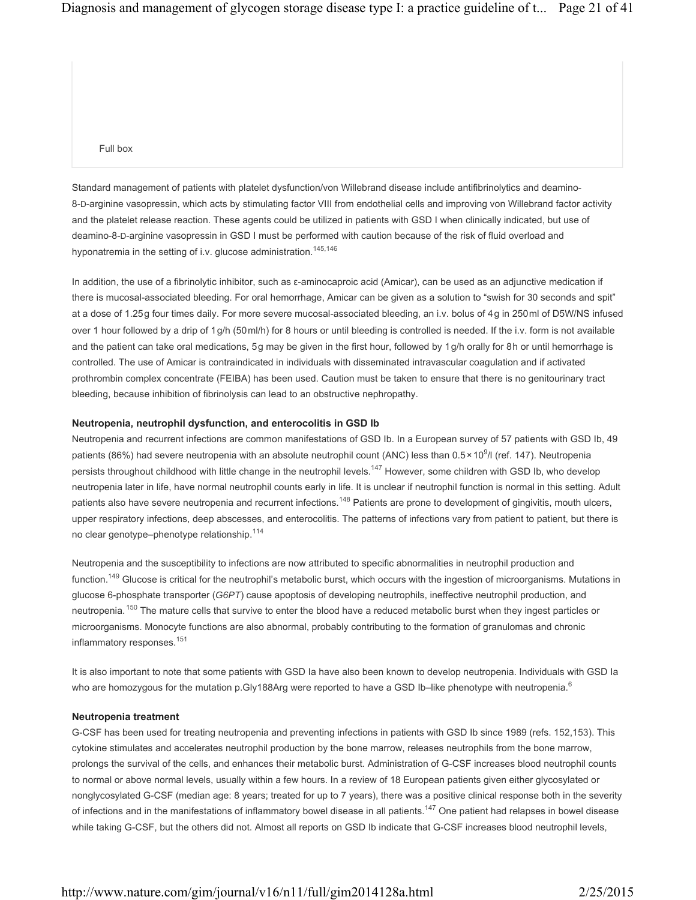Full box

Standard management of patients with platelet dysfunction/von Willebrand disease include antifibrinolytics and deamino-8-D-arginine vasopressin, which acts by stimulating factor VIII from endothelial cells and improving von Willebrand factor activity and the platelet release reaction. These agents could be utilized in patients with GSD I when clinically indicated, but use of deamino-8-D-arginine vasopressin in GSD I must be performed with caution because of the risk of fluid overload and hyponatremia in the setting of i.v. glucose administration.[145,146]

In addition, the use of a fibrinolytic inhibitor, such as ε-aminocaproic acid (Amicar), can be used as an adjunctive medication if there is mucosal-associated bleeding. For oral hemorrhage, Amicar can be given as a solution to "swish for 30 seconds and spit" at a dose of 1.25 g four times daily. For more severe mucosal-associated bleeding, an i.v. bolus of 4 g in 250 ml of D5W/NS infused over 1 hour followed by a drip of 1 g/h (50 ml/h) for 8 hours or until bleeding is controlled is needed. If the i.v. form is not available and the patient can take oral medications, 5 g may be given in the first hour, followed by 1 g/h orally for 8 h or until hemorrhage is controlled. The use of Amicar is contraindicated in individuals with disseminated intravascular coagulation and if activated prothrombin complex concentrate (FEIBA) has been used. Caution must be taken to ensure that there is no genitourinary tract bleeding, because inhibition of fibrinolysis can lead to an obstructive nephropathy.

### Neutropenia, neutrophil dysfunction, and enterocolitis in GSD Ib

Neutropenia and recurrent infections are common manifestations of GSD Ib. In a European survey of 57 patients with GSD Ib, 49 patients (86%) had severe neutropenia with an absolute neutrophil count (ANC) less than $0.5 \times 10^9$/l (ref. 147). Neutropenia persists throughout childhood with little change in the neutrophil levels.[147] However, some children with GSD Ib, who develop neutropenia later in life, have normal neutrophil counts early in life. It is unclear if neutrophil function is normal in this setting. Adult patients also have severe neutropenia and recurrent infections.[148] Patients are prone to development of gingivitis, mouth ulcers, upper respiratory infections, deep abscesses, and enterocolitis. The patterns of infections vary from patient to patient, but there is no clear genotype–phenotype relationship.[114]

Neutropenia and the susceptibility to infections are now attributed to specific abnormalities in neutrophil production and function.[149] Glucose is critical for the neutrophil's metabolic burst, which occurs with the ingestion of microorganisms. Mutations in glucose 6-phosphate transporter (*G6PT*) cause apoptosis of developing neutrophils, ineffective neutrophil production, and neutropenia.[150] The mature cells that survive to enter the blood have a reduced metabolic burst when they ingest particles or microorganisms. Monocyte functions are also abnormal, probably contributing to the formation of granulomas and chronic inflammatory responses.[151]

It is also important to note that some patients with GSD Ia have also been known to develop neutropenia. Individuals with GSD Ia who are homozygous for the mutation p.Gly188Arg were reported to have a GSD Ib–like phenotype with neutropenia.[6]

### Neutropenia treatment

G-CSF has been used for treating neutropenia and preventing infections in patients with GSD Ib since 1989 (refs. 152,153). This cytokine stimulates and accelerates neutrophil production by the bone marrow, releases neutrophils from the bone marrow, prolongs the survival of the cells, and enhances their metabolic burst. Administration of G-CSF increases blood neutrophil counts to normal or above normal levels, usually within a few hours. In a review of 18 European patients given either glycosylated or nonglycosylated G-CSF (median age: 8 years; treated for up to 7 years), there was a positive clinical response both in the severity of infections and in the manifestations of inflammatory bowel disease in all patients.[147] One patient had relapses in bowel disease while taking G-CSF, but the others did not. Almost all reports on GSD Ib indicate that G-CSF increases blood neutrophil levels,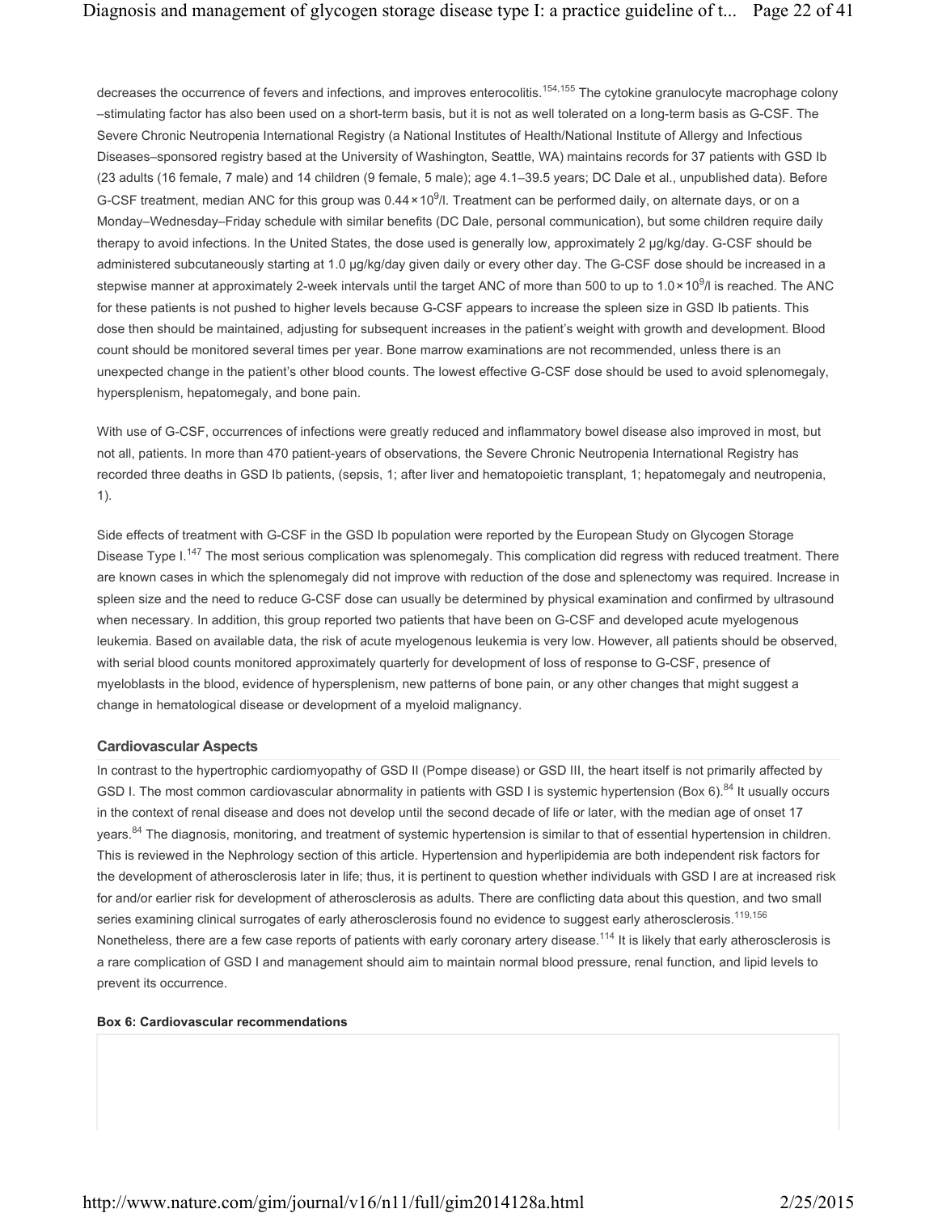decreases the occurrence of fevers and infections, and improves enterocolitis.[154,155] The cytokine granulocyte macrophage colony–stimulating factor has also been used on a short-term basis, but it is not as well tolerated on a long-term basis as G-CSF. The Severe Chronic Neutropenia International Registry (a National Institutes of Health/National Institute of Allergy and Infectious Diseases–sponsored registry based at the University of Washington, Seattle, WA) maintains records for 37 patients with GSD Ib (23 adults (16 female, 7 male) and 14 children (9 female, 5 male); age 4.1–39.5 years; DC Dale et al., unpublished data). Before G-CSF treatment, median ANC for this group was $0.44 \times 10^9$/l. Treatment can be performed daily, on alternate days, or on a Monday–Wednesday–Friday schedule with similar benefits (DC Dale, personal communication), but some children require daily therapy to avoid infections. In the United States, the dose used is generally low, approximately 2 μg/kg/day. G-CSF should be administered subcutaneously starting at 1.0 μg/kg/day given daily or every other day. The G-CSF dose should be increased in a stepwise manner at approximately 2-week intervals until the target ANC of more than 500 to up to $1.0 \times 10^9$/l is reached. The ANC for these patients is not pushed to higher levels because G-CSF appears to increase the spleen size in GSD Ib patients. This dose then should be maintained, adjusting for subsequent increases in the patient's weight with growth and development. Blood count should be monitored several times per year. Bone marrow examinations are not recommended, unless there is an unexpected change in the patient's other blood counts. The lowest effective G-CSF dose should be used to avoid splenomegaly, hypersplenism, hepatomegaly, and bone pain.

With use of G-CSF, occurrences of infections were greatly reduced and inflammatory bowel disease also improved in most, but not all, patients. In more than 470 patient-years of observations, the Severe Chronic Neutropenia International Registry has recorded three deaths in GSD Ib patients, (sepsis, 1; after liver and hematopoietic transplant, 1; hepatomegaly and neutropenia, 1).

Side effects of treatment with G-CSF in the GSD Ib population were reported by the European Study on Glycogen Storage Disease Type I.[147] The most serious complication was splenomegaly. This complication did regress with reduced treatment. There are known cases in which the splenomegaly did not improve with reduction of the dose and splenectomy was required. Increase in spleen size and the need to reduce G-CSF dose can usually be determined by physical examination and confirmed by ultrasound when necessary. In addition, this group reported two patients that have been on G-CSF and developed acute myelogenous leukemia. Based on available data, the risk of acute myelogenous leukemia is very low. However, all patients should be observed, with serial blood counts monitored approximately quarterly for development of loss of response to G-CSF, presence of myeloblasts in the blood, evidence of hypersplenism, new patterns of bone pain, or any other changes that might suggest a change in hematological disease or development of a myeloid malignancy.

### Cardiovascular Aspects

In contrast to the hypertrophic cardiomyopathy of GSD II (Pompe disease) or GSD III, the heart itself is not primarily affected by GSD I. The most common cardiovascular abnormality in patients with GSD I is systemic hypertension (Box 6).[84] It usually occurs in the context of renal disease and does not develop until the second decade of life or later, with the median age of onset 17 years.[84] The diagnosis, monitoring, and treatment of systemic hypertension is similar to that of essential hypertension in children. This is reviewed in the Nephrology section of this article. Hypertension and hyperlipidemia are both independent risk factors for the development of atherosclerosis later in life; thus, it is pertinent to question whether individuals with GSD I are at increased risk for and/or earlier risk for development of atherosclerosis as adults. There are conflicting data about this question, and two small series examining clinical surrogates of early atherosclerosis found no evidence to suggest early atherosclerosis.[119,156] Nonetheless, there are a few case reports of patients with early coronary artery disease.[114] It is likely that early atherosclerosis is a rare complication of GSD I and management should aim to maintain normal blood pressure, renal function, and lipid levels to prevent its occurrence.

#### Box 6: Cardiovascular recommendations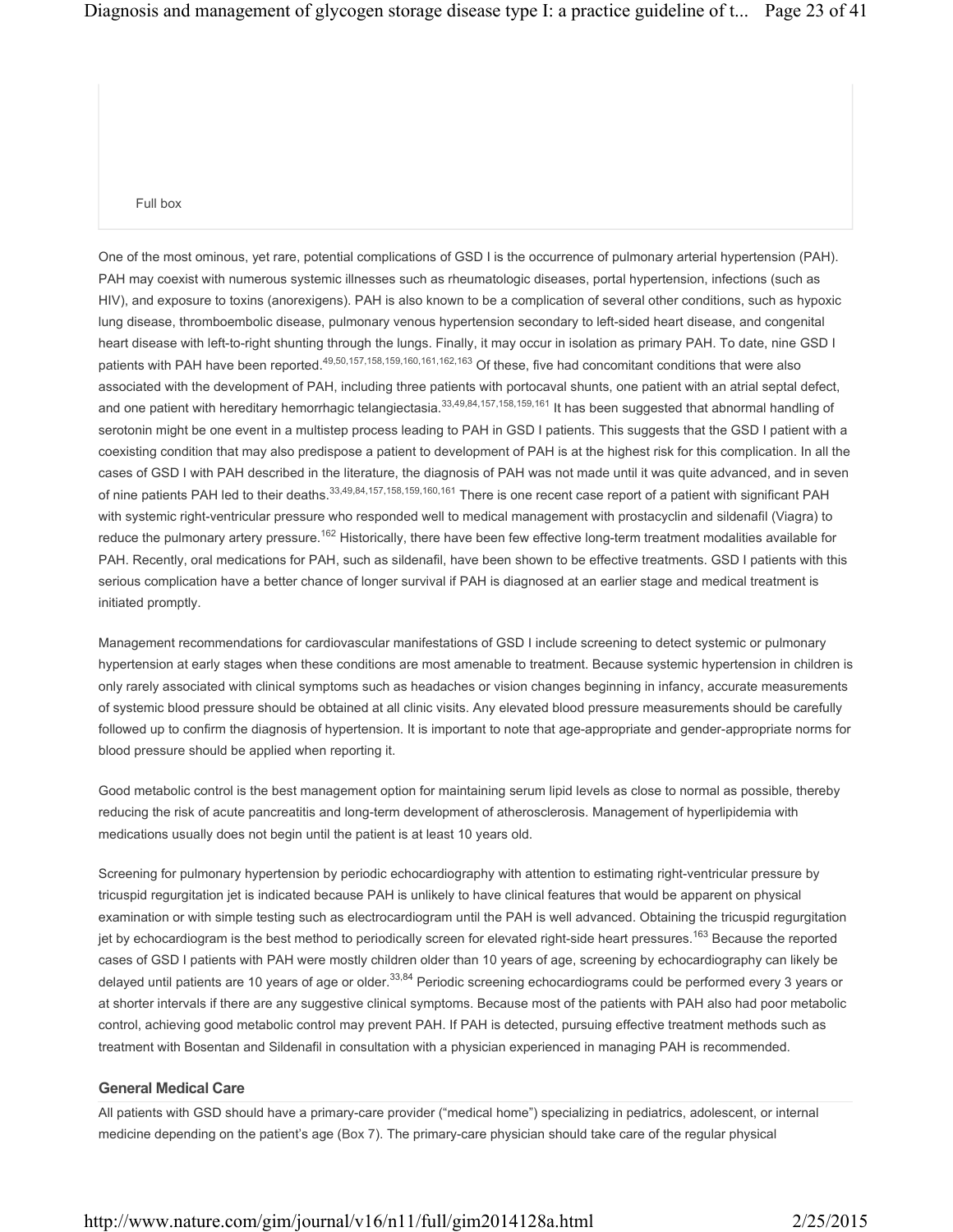Full box

One of the most ominous, yet rare, potential complications of GSD I is the occurrence of pulmonary arterial hypertension (PAH). PAH may coexist with numerous systemic illnesses such as rheumatologic diseases, portal hypertension, infections (such as HIV), and exposure to toxins (anorexigens). PAH is also known to be a complication of several other conditions, such as hypoxic lung disease, thromboembolic disease, pulmonary venous hypertension secondary to left-sided heart disease, and congenital heart disease with left-to-right shunting through the lungs. Finally, it may occur in isolation as primary PAH. To date, nine GSD I patients with PAH have been reported.[49,50,157,158,159,160,161,162,163] Of these, five had concomitant conditions that were also associated with the development of PAH, including three patients with portocaval shunts, one patient with an atrial septal defect, and one patient with hereditary hemorrhagic telangiectasia.[33,49,84,157,158,159,161] It has been suggested that abnormal handling of serotonin might be one event in a multistep process leading to PAH in GSD I patients. This suggests that the GSD I patient with a coexisting condition that may also predispose a patient to development of PAH is at the highest risk for this complication. In all the cases of GSD I with PAH described in the literature, the diagnosis of PAH was not made until it was quite advanced, and in seven of nine patients PAH led to their deaths.[33,49,84,157,158,159,160,161] There is one recent case report of a patient with significant PAH with systemic right-ventricular pressure who responded well to medical management with prostacyclin and sildenafil (Viagra) to reduce the pulmonary artery pressure.[162] Historically, there have been few effective long-term treatment modalities available for PAH. Recently, oral medications for PAH, such as sildenafil, have been shown to be effective treatments. GSD I patients with this serious complication have a better chance of longer survival if PAH is diagnosed at an earlier stage and medical treatment is initiated promptly.

Management recommendations for cardiovascular manifestations of GSD I include screening to detect systemic or pulmonary hypertension at early stages when these conditions are most amenable to treatment. Because systemic hypertension in children is only rarely associated with clinical symptoms such as headaches or vision changes beginning in infancy, accurate measurements of systemic blood pressure should be obtained at all clinic visits. Any elevated blood pressure measurements should be carefully followed up to confirm the diagnosis of hypertension. It is important to note that age-appropriate and gender-appropriate norms for blood pressure should be applied when reporting it.

Good metabolic control is the best management option for maintaining serum lipid levels as close to normal as possible, thereby reducing the risk of acute pancreatitis and long-term development of atherosclerosis. Management of hyperlipidemia with medications usually does not begin until the patient is at least 10 years old.

Screening for pulmonary hypertension by periodic echocardiography with attention to estimating right-ventricular pressure by tricuspid regurgitation jet is indicated because PAH is unlikely to have clinical features that would be apparent on physical examination or with simple testing such as electrocardiogram until the PAH is well advanced. Obtaining the tricuspid regurgitation jet by echocardiogram is the best method to periodically screen for elevated right-side heart pressures.[163] Because the reported cases of GSD I patients with PAH were mostly children older than 10 years of age, screening by echocardiography can likely be delayed until patients are 10 years of age or older.[33,84] Periodic screening echocardiograms could be performed every 3 years or at shorter intervals if there are any suggestive clinical symptoms. Because most of the patients with PAH also had poor metabolic control, achieving good metabolic control may prevent PAH. If PAH is detected, pursuing effective treatment methods such as treatment with Bosentan and Sildenafil in consultation with a physician experienced in managing PAH is recommended.

### General Medical Care

All patients with GSD should have a primary-care provider ("medical home") specializing in pediatrics, adolescent, or internal medicine depending on the patient's age (Box 7). The primary-care physician should take care of the regular physical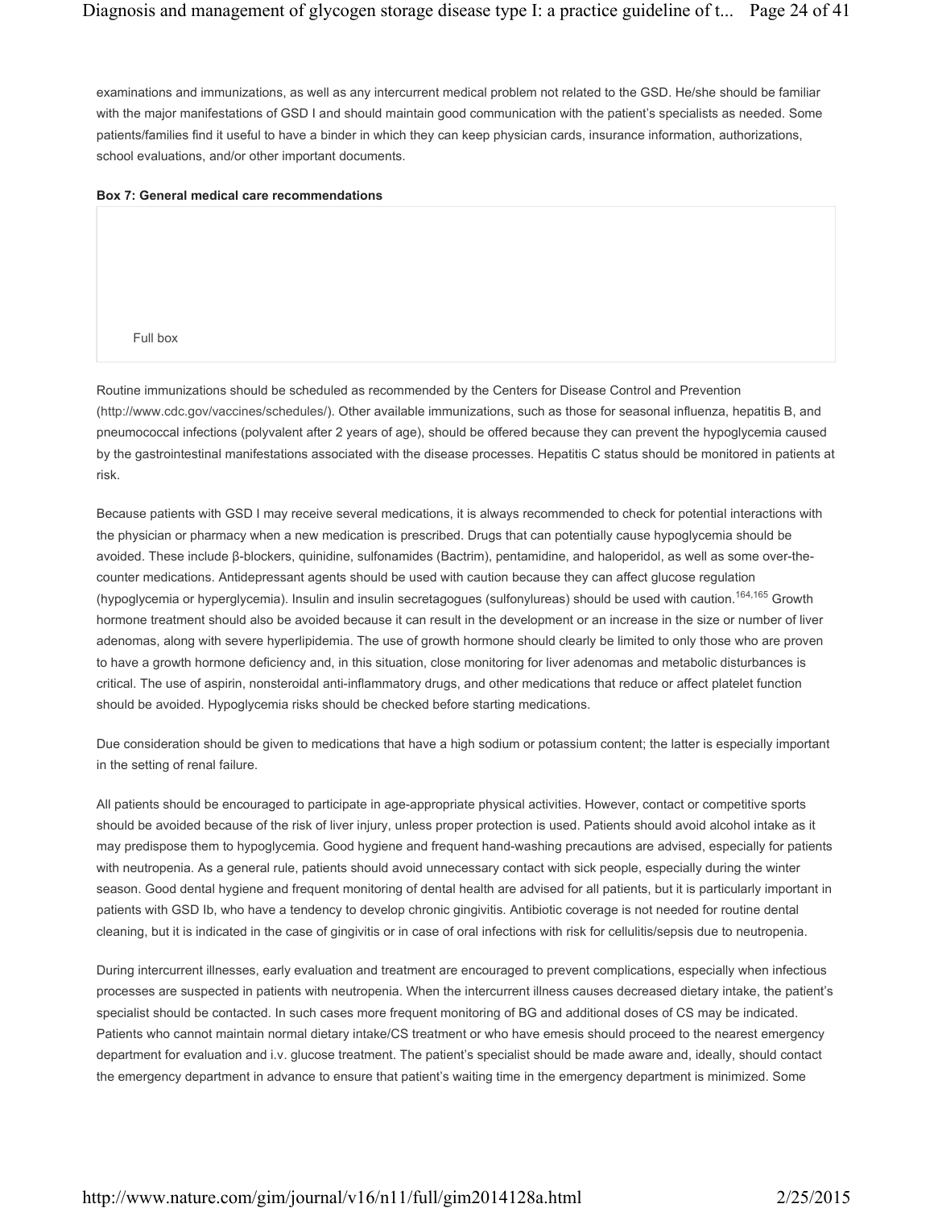examinations and immunizations, as well as any intercurrent medical problem not related to the GSD. He/she should be familiar with the major manifestations of GSD I and should maintain good communication with the patient's specialists as needed. Some patients/families find it useful to have a binder in which they can keep physician cards, insurance information, authorizations, school evaluations, and/or other important documents.

**Box 7: General medical care recommendations**

Full box

Routine immunizations should be scheduled as recommended by the Centers for Disease Control and Prevention (http://www.cdc.gov/vaccines/schedules/). Other available immunizations, such as those for seasonal influenza, hepatitis B, and pneumococcal infections (polyvalent after 2 years of age), should be offered because they can prevent the hypoglycemia caused by the gastrointestinal manifestations associated with the disease processes. Hepatitis C status should be monitored in patients at risk.

Because patients with GSD I may receive several medications, it is always recommended to check for potential interactions with the physician or pharmacy when a new medication is prescribed. Drugs that can potentially cause hypoglycemia should be avoided. These include β-blockers, quinidine, sulfonamides (Bactrim), pentamidine, and haloperidol, as well as some over-the-counter medications. Antidepressant agents should be used with caution because they can affect glucose regulation (hypoglycemia or hyperglycemia). Insulin and insulin secretagogues (sulfonylureas) should be used with caution.[164,165] Growth hormone treatment should also be avoided because it can result in the development or an increase in the size or number of liver adenomas, along with severe hyperlipidemia. The use of growth hormone should clearly be limited to only those who are proven to have a growth hormone deficiency and, in this situation, close monitoring for liver adenomas and metabolic disturbances is critical. The use of aspirin, nonsteroidal anti-inflammatory drugs, and other medications that reduce or affect platelet function should be avoided. Hypoglycemia risks should be checked before starting medications.

Due consideration should be given to medications that have a high sodium or potassium content; the latter is especially important in the setting of renal failure.

All patients should be encouraged to participate in age-appropriate physical activities. However, contact or competitive sports should be avoided because of the risk of liver injury, unless proper protection is used. Patients should avoid alcohol intake as it may predispose them to hypoglycemia. Good hygiene and frequent hand-washing precautions are advised, especially for patients with neutropenia. As a general rule, patients should avoid unnecessary contact with sick people, especially during the winter season. Good dental hygiene and frequent monitoring of dental health are advised for all patients, but it is particularly important in patients with GSD Ib, who have a tendency to develop chronic gingivitis. Antibiotic coverage is not needed for routine dental cleaning, but it is indicated in the case of gingivitis or in case of oral infections with risk for cellulitis/sepsis due to neutropenia.

During intercurrent illnesses, early evaluation and treatment are encouraged to prevent complications, especially when infectious processes are suspected in patients with neutropenia. When the intercurrent illness causes decreased dietary intake, the patient's specialist should be contacted. In such cases more frequent monitoring of BG and additional doses of CS may be indicated. Patients who cannot maintain normal dietary intake/CS treatment or who have emesis should proceed to the nearest emergency department for evaluation and i.v. glucose treatment. The patient's specialist should be made aware and, ideally, should contact the emergency department in advance to ensure that patient's waiting time in the emergency department is minimized. Some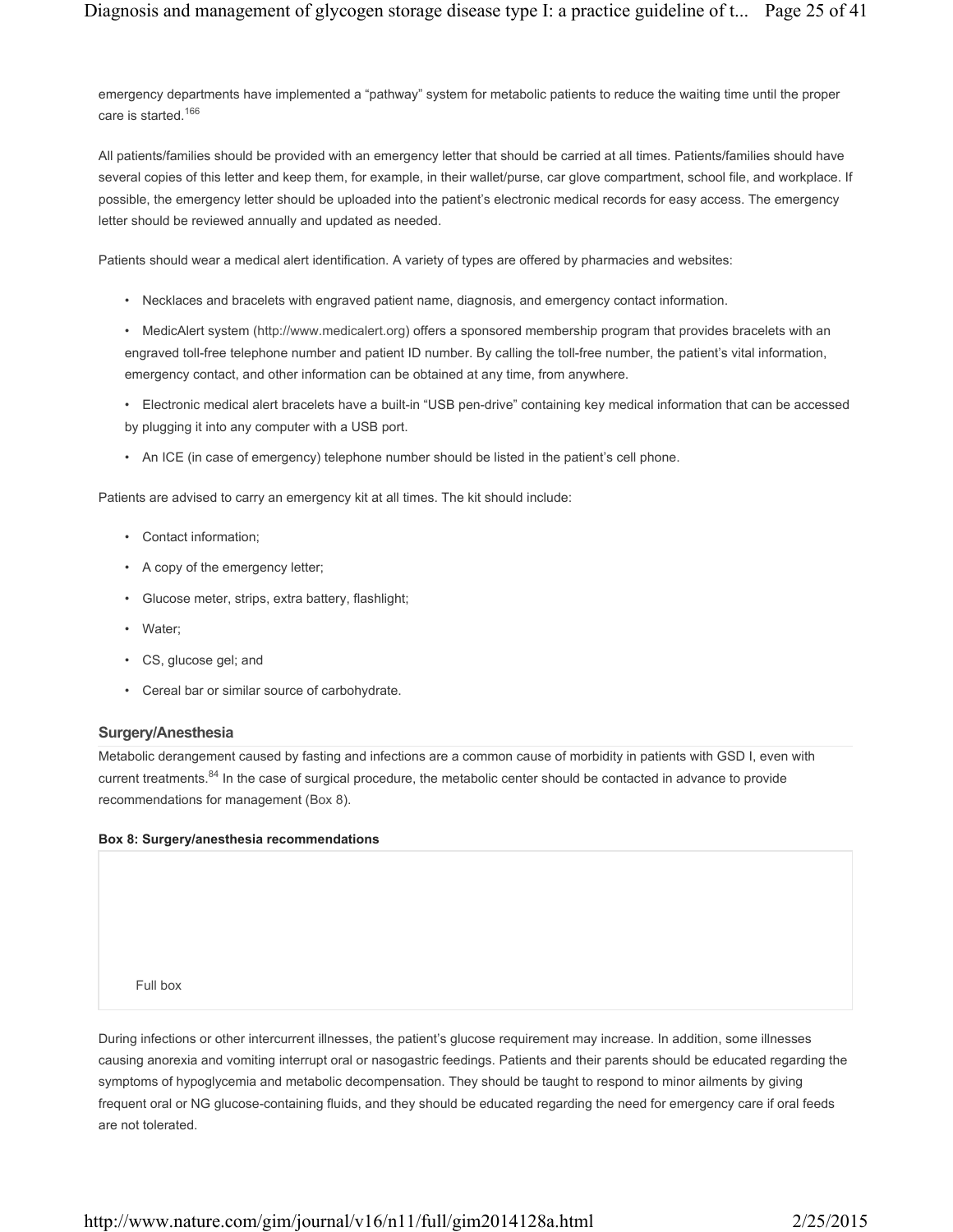emergency departments have implemented a "pathway" system for metabolic patients to reduce the waiting time until the proper care is started.[166]

All patients/families should be provided with an emergency letter that should be carried at all times. Patients/families should have several copies of this letter and keep them, for example, in their wallet/purse, car glove compartment, school file, and workplace. If possible, the emergency letter should be uploaded into the patient's electronic medical records for easy access. The emergency letter should be reviewed annually and updated as needed.

Patients should wear a medical alert identification. A variety of types are offered by pharmacies and websites:

- Necklaces and bracelets with engraved patient name, diagnosis, and emergency contact information.
- MedicAlert system (http://www.medicalert.org) offers a sponsored membership program that provides bracelets with an engraved toll-free telephone number and patient ID number. By calling the toll-free number, the patient's vital information, emergency contact, and other information can be obtained at any time, from anywhere.
- Electronic medical alert bracelets have a built-in "USB pen-drive" containing key medical information that can be accessed by plugging it into any computer with a USB port.
- An ICE (in case of emergency) telephone number should be listed in the patient's cell phone.

Patients are advised to carry an emergency kit at all times. The kit should include:

- Contact information;
- A copy of the emergency letter;
- Glucose meter, strips, extra battery, flashlight;
- Water;
- CS, glucose gel; and
- Cereal bar or similar source of carbohydrate.

### Surgery/Anesthesia

Metabolic derangement caused by fasting and infections are a common cause of morbidity in patients with GSD I, even with current treatments.[84] In the case of surgical procedure, the metabolic center should be contacted in advance to provide recommendations for management (Box 8).

**Box 8: Surgery/anesthesia recommendations**

Full box

During infections or other intercurrent illnesses, the patient's glucose requirement may increase. In addition, some illnesses causing anorexia and vomiting interrupt oral or nasogastric feedings. Patients and their parents should be educated regarding the symptoms of hypoglycemia and metabolic decompensation. They should be taught to respond to minor ailments by giving frequent oral or NG glucose-containing fluids, and they should be educated regarding the need for emergency care if oral feeds are not tolerated.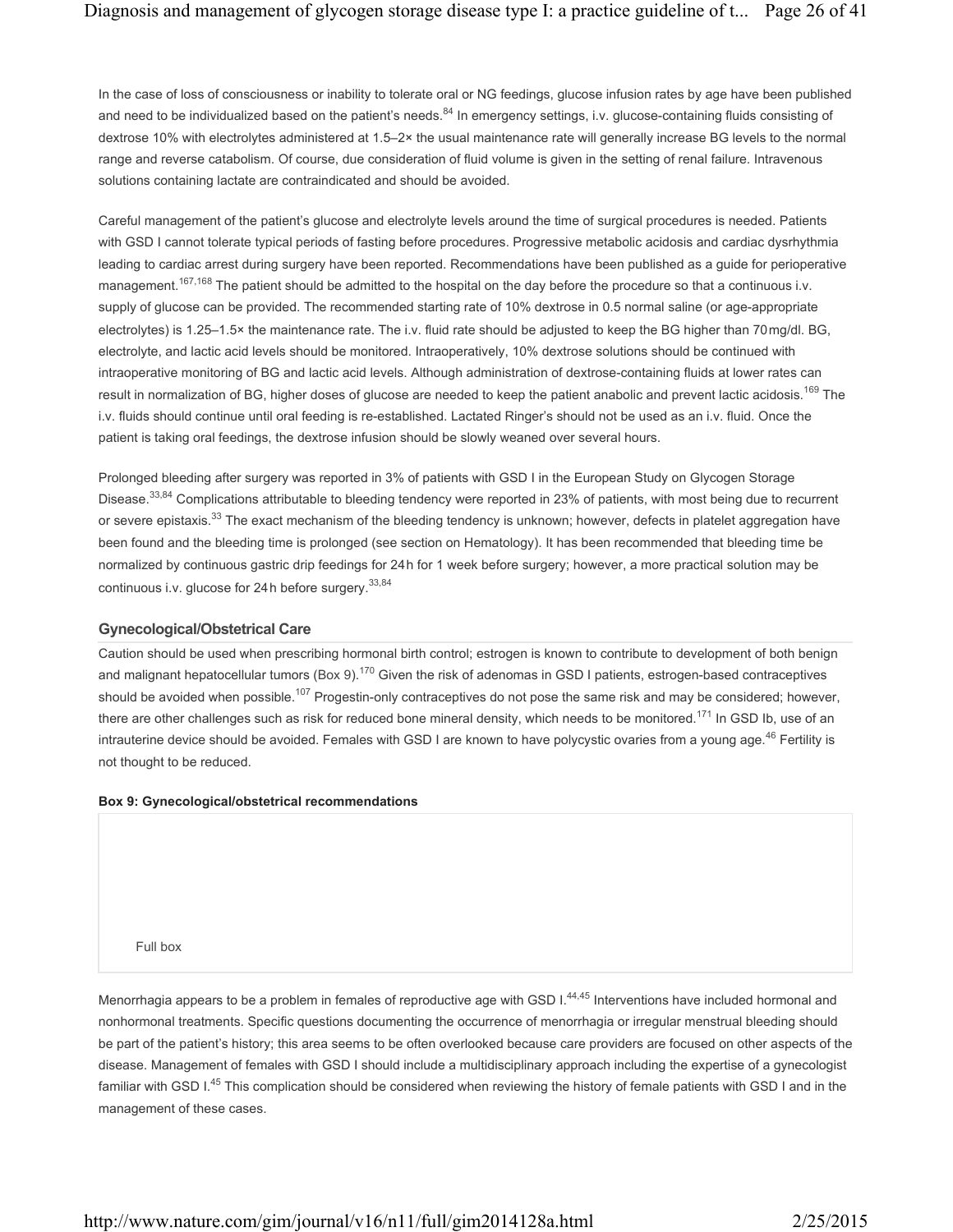In the case of loss of consciousness or inability to tolerate oral or NG feedings, glucose infusion rates by age have been published and need to be individualized based on the patient's needs.[84] In emergency settings, i.v. glucose-containing fluids consisting of dextrose 10% with electrolytes administered at 1.5–2× the usual maintenance rate will generally increase BG levels to the normal range and reverse catabolism. Of course, due consideration of fluid volume is given in the setting of renal failure. Intravenous solutions containing lactate are contraindicated and should be avoided.

Careful management of the patient's glucose and electrolyte levels around the time of surgical procedures is needed. Patients with GSD I cannot tolerate typical periods of fasting before procedures. Progressive metabolic acidosis and cardiac dysrhythmia leading to cardiac arrest during surgery have been reported. Recommendations have been published as a guide for perioperative management.[167,168] The patient should be admitted to the hospital on the day before the procedure so that a continuous i.v. supply of glucose can be provided. The recommended starting rate of 10% dextrose in 0.5 normal saline (or age-appropriate electrolytes) is 1.25–1.5× the maintenance rate. The i.v. fluid rate should be adjusted to keep the BG higher than 70 mg/dl. BG, electrolyte, and lactic acid levels should be monitored. Intraoperatively, 10% dextrose solutions should be continued with intraoperative monitoring of BG and lactic acid levels. Although administration of dextrose-containing fluids at lower rates can result in normalization of BG, higher doses of glucose are needed to keep the patient anabolic and prevent lactic acidosis.[169] The i.v. fluids should continue until oral feeding is re-established. Lactated Ringer's should not be used as an i.v. fluid. Once the patient is taking oral feedings, the dextrose infusion should be slowly weaned over several hours.

Prolonged bleeding after surgery was reported in 3% of patients with GSD I in the European Study on Glycogen Storage Disease.[33,84] Complications attributable to bleeding tendency were reported in 23% of patients, with most being due to recurrent or severe epistaxis.[33] The exact mechanism of the bleeding tendency is unknown; however, defects in platelet aggregation have been found and the bleeding time is prolonged (see section on Hematology). It has been recommended that bleeding time be normalized by continuous gastric drip feedings for 24 h for 1 week before surgery; however, a more practical solution may be continuous i.v. glucose for 24 h before surgery.[33,84]

### Gynecological/Obstetrical Care

Caution should be used when prescribing hormonal birth control; estrogen is known to contribute to development of both benign and malignant hepatocellular tumors (Box 9).[170] Given the risk of adenomas in GSD I patients, estrogen-based contraceptives should be avoided when possible.[107] Progestin-only contraceptives do not pose the same risk and may be considered; however, there are other challenges such as risk for reduced bone mineral density, which needs to be monitored.[171] In GSD Ib, use of an intrauterine device should be avoided. Females with GSD I are known to have polycystic ovaries from a young age.[46] Fertility is not thought to be reduced.

#### Box 9: Gynecological/obstetrical recommendations

Full box

Menorrhagia appears to be a problem in females of reproductive age with GSD I.[44,45] Interventions have included hormonal and nonhormonal treatments. Specific questions documenting the occurrence of menorrhagia or irregular menstrual bleeding should be part of the patient's history; this area seems to be often overlooked because care providers are focused on other aspects of the disease. Management of females with GSD I should include a multidisciplinary approach including the expertise of a gynecologist familiar with GSD I.[45] This complication should be considered when reviewing the history of female patients with GSD I and in the management of these cases.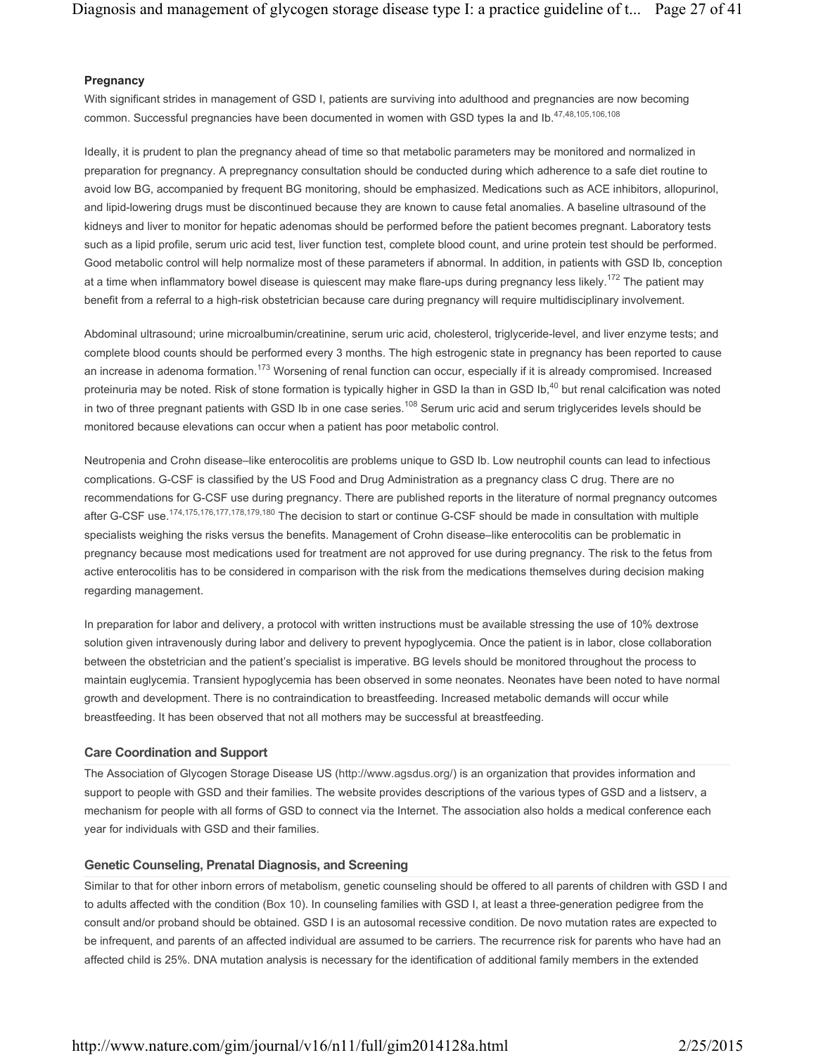### Pregnancy

With significant strides in management of GSD I, patients are surviving into adulthood and pregnancies are now becoming common. Successful pregnancies have been documented in women with GSD types Ia and Ib.[47,48,105,106,108]

Ideally, it is prudent to plan the pregnancy ahead of time so that metabolic parameters may be monitored and normalized in preparation for pregnancy. A prepregnancy consultation should be conducted during which adherence to a safe diet routine to avoid low BG, accompanied by frequent BG monitoring, should be emphasized. Medications such as ACE inhibitors, allopurinol, and lipid-lowering drugs must be discontinued because they are known to cause fetal anomalies. A baseline ultrasound of the kidneys and liver to monitor for hepatic adenomas should be performed before the patient becomes pregnant. Laboratory tests such as a lipid profile, serum uric acid test, liver function test, complete blood count, and urine protein test should be performed. Good metabolic control will help normalize most of these parameters if abnormal. In addition, in patients with GSD Ib, conception at a time when inflammatory bowel disease is quiescent may make flare-ups during pregnancy less likely.[172] The patient may benefit from a referral to a high-risk obstetrician because care during pregnancy will require multidisciplinary involvement.

Abdominal ultrasound; urine microalbumin/creatinine, serum uric acid, cholesterol, triglyceride-level, and liver enzyme tests; and complete blood counts should be performed every 3 months. The high estrogenic state in pregnancy has been reported to cause an increase in adenoma formation.[173] Worsening of renal function can occur, especially if it is already compromised. Increased proteinuria may be noted. Risk of stone formation is typically higher in GSD Ia than in GSD Ib,[40] but renal calcification was noted in two of three pregnant patients with GSD Ib in one case series.[108] Serum uric acid and serum triglycerides levels should be monitored because elevations can occur when a patient has poor metabolic control.

Neutropenia and Crohn disease–like enterocolitis are problems unique to GSD Ib. Low neutrophil counts can lead to infectious complications. G-CSF is classified by the US Food and Drug Administration as a pregnancy class C drug. There are no recommendations for G-CSF use during pregnancy. There are published reports in the literature of normal pregnancy outcomes after G-CSF use.[174,175,176,177,178,179,180] The decision to start or continue G-CSF should be made in consultation with multiple specialists weighing the risks versus the benefits. Management of Crohn disease–like enterocolitis can be problematic in pregnancy because most medications used for treatment are not approved for use during pregnancy. The risk to the fetus from active enterocolitis has to be considered in comparison with the risk from the medications themselves during decision making regarding management.

In preparation for labor and delivery, a protocol with written instructions must be available stressing the use of 10% dextrose solution given intravenously during labor and delivery to prevent hypoglycemia. Once the patient is in labor, close collaboration between the obstetrician and the patient's specialist is imperative. BG levels should be monitored throughout the process to maintain euglycemia. Transient hypoglycemia has been observed in some neonates. Neonates have been noted to have normal growth and development. There is no contraindication to breastfeeding. Increased metabolic demands will occur while breastfeeding. It has been observed that not all mothers may be successful at breastfeeding.

### Care Coordination and Support

The Association of Glycogen Storage Disease US (http://www.agsdus.org/) is an organization that provides information and support to people with GSD and their families. The website provides descriptions of the various types of GSD and a listserv, a mechanism for people with all forms of GSD to connect via the Internet. The association also holds a medical conference each year for individuals with GSD and their families.

### Genetic Counseling, Prenatal Diagnosis, and Screening

Similar to that for other inborn errors of metabolism, genetic counseling should be offered to all parents of children with GSD I and to adults affected with the condition (Box 10). In counseling families with GSD I, at least a three-generation pedigree from the consult and/or proband should be obtained. GSD I is an autosomal recessive condition. De novo mutation rates are expected to be infrequent, and parents of an affected individual are assumed to be carriers. The recurrence risk for parents who have had an affected child is 25%. DNA mutation analysis is necessary for the identification of additional family members in the extended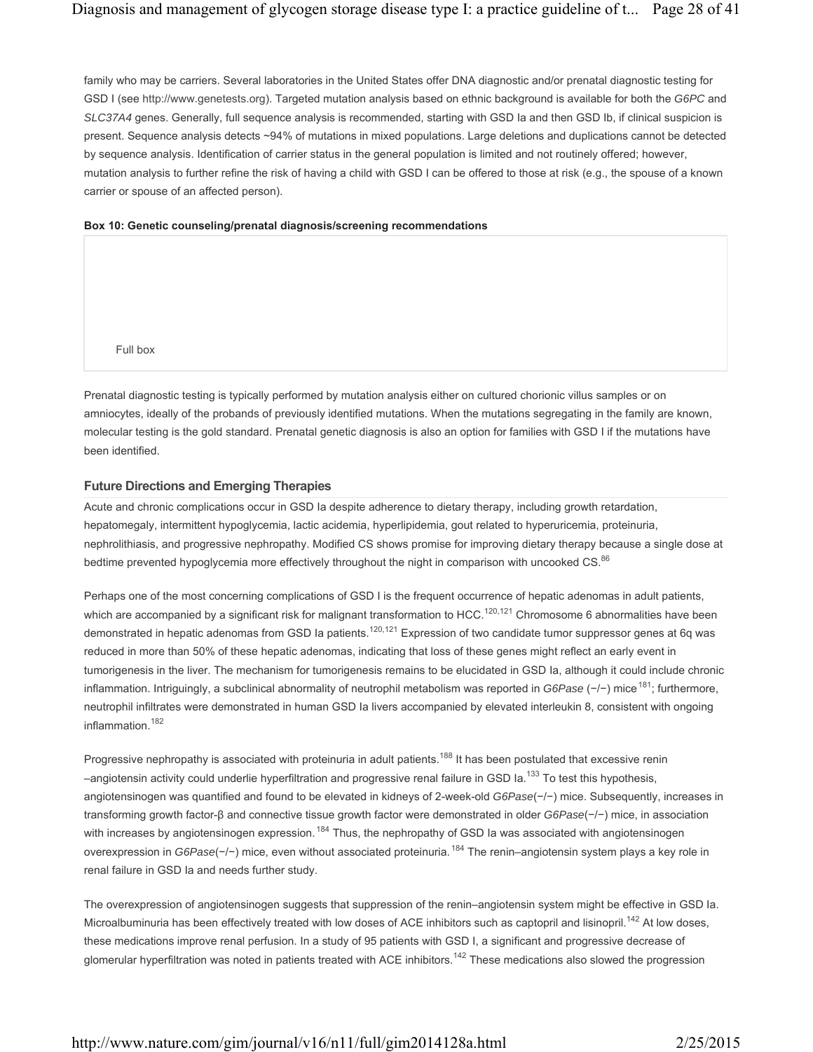family who may be carriers. Several laboratories in the United States offer DNA diagnostic and/or prenatal diagnostic testing for GSD I (see http://www.genetests.org). Targeted mutation analysis based on ethnic background is available for both the *G6PC* and *SLC37A4* genes. Generally, full sequence analysis is recommended, starting with GSD Ia and then GSD Ib, if clinical suspicion is present. Sequence analysis detects ~94% of mutations in mixed populations. Large deletions and duplications cannot be detected by sequence analysis. Identification of carrier status in the general population is limited and not routinely offered; however, mutation analysis to further refine the risk of having a child with GSD I can be offered to those at risk (e.g., the spouse of a known carrier or spouse of an affected person).

**Box 10: Genetic counseling/prenatal diagnosis/screening recommendations**

Full box

Prenatal diagnostic testing is typically performed by mutation analysis either on cultured chorionic villus samples or on amniocytes, ideally of the probands of previously identified mutations. When the mutations segregating in the family are known, molecular testing is the gold standard. Prenatal genetic diagnosis is also an option for families with GSD I if the mutations have been identified.

## Future Directions and Emerging Therapies

Acute and chronic complications occur in GSD Ia despite adherence to dietary therapy, including growth retardation, hepatomegaly, intermittent hypoglycemia, lactic acidemia, hyperlipidemia, gout related to hyperuricemia, proteinuria, nephrolithiasis, and progressive nephropathy. Modified CS shows promise for improving dietary therapy because a single dose at bedtime prevented hypoglycemia more effectively throughout the night in comparison with uncooked CS.[86]

Perhaps one of the most concerning complications of GSD I is the frequent occurrence of hepatic adenomas in adult patients, which are accompanied by a significant risk for malignant transformation to HCC.[120,121] Chromosome 6 abnormalities have been demonstrated in hepatic adenomas from GSD Ia patients.[120,121] Expression of two candidate tumor suppressor genes at 6q was reduced in more than 50% of these hepatic adenomas, indicating that loss of these genes might reflect an early event in tumorigenesis in the liver. The mechanism for tumorigenesis remains to be elucidated in GSD Ia, although it could include chronic inflammation. Intriguingly, a subclinical abnormality of neutrophil metabolism was reported in *G6Pase* (−/−) mice[181]; furthermore, neutrophil infiltrates were demonstrated in human GSD Ia livers accompanied by elevated interleukin 8, consistent with ongoing inflammation.[182]

Progressive nephropathy is associated with proteinuria in adult patients.[188] It has been postulated that excessive renin–angiotensin activity could underlie hyperfiltration and progressive renal failure in GSD Ia.[133] To test this hypothesis, angiotensinogen was quantified and found to be elevated in kidneys of 2-week-old *G6Pase*(−/−) mice. Subsequently, increases in transforming growth factor-β and connective tissue growth factor were demonstrated in older *G6Pase*(−/−) mice, in association with increases by angiotensinogen expression.[184] Thus, the nephropathy of GSD Ia was associated with angiotensinogen overexpression in *G6Pase*(−/−) mice, even without associated proteinuria.[184] The renin–angiotensin system plays a key role in renal failure in GSD Ia and needs further study.

The overexpression of angiotensinogen suggests that suppression of the renin–angiotensin system might be effective in GSD Ia. Microalbuminuria has been effectively treated with low doses of ACE inhibitors such as captopril and lisinopril.[142] At low doses, these medications improve renal perfusion. In a study of 95 patients with GSD I, a significant and progressive decrease of glomerular hyperfiltration was noted in patients treated with ACE inhibitors.[142] These medications also slowed the progression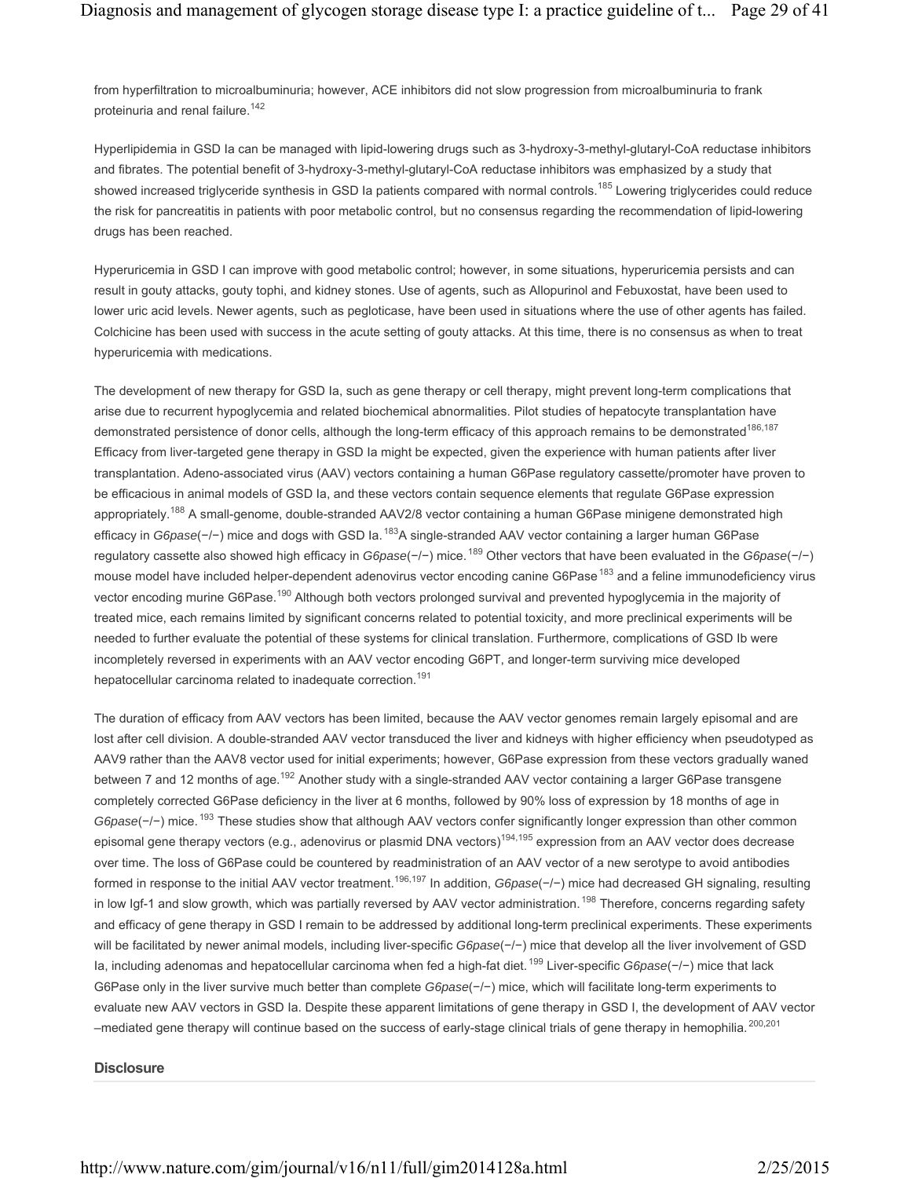from hyperfiltration to microalbuminuria; however, ACE inhibitors did not slow progression from microalbuminuria to frank proteinuria and renal failure.[142]

Hyperlipidemia in GSD Ia can be managed with lipid-lowering drugs such as 3-hydroxy-3-methyl-glutaryl-CoA reductase inhibitors and fibrates. The potential benefit of 3-hydroxy-3-methyl-glutaryl-CoA reductase inhibitors was emphasized by a study that showed increased triglyceride synthesis in GSD Ia patients compared with normal controls.[185] Lowering triglycerides could reduce the risk for pancreatitis in patients with poor metabolic control, but no consensus regarding the recommendation of lipid-lowering drugs has been reached.

Hyperuricemia in GSD I can improve with good metabolic control; however, in some situations, hyperuricemia persists and can result in gouty attacks, gouty tophi, and kidney stones. Use of agents, such as Allopurinol and Febuxostat, have been used to lower uric acid levels. Newer agents, such as pegloticase, have been used in situations where the use of other agents has failed. Colchicine has been used with success in the acute setting of gouty attacks. At this time, there is no consensus as when to treat hyperuricemia with medications.

The development of new therapy for GSD Ia, such as gene therapy or cell therapy, might prevent long-term complications that arise due to recurrent hypoglycemia and related biochemical abnormalities. Pilot studies of hepatocyte transplantation have demonstrated persistence of donor cells, although the long-term efficacy of this approach remains to be demonstrated[186,187] Efficacy from liver-targeted gene therapy in GSD Ia might be expected, given the experience with human patients after liver transplantation. Adeno-associated virus (AAV) vectors containing a human G6Pase regulatory cassette/promoter have proven to be efficacious in animal models of GSD Ia, and these vectors contain sequence elements that regulate G6Pase expression appropriately.[188] A small-genome, double-stranded AAV2/8 vector containing a human G6Pase minigene demonstrated high efficacy in *G6pase*(−/−) mice and dogs with GSD Ia.[183]A single-stranded AAV vector containing a larger human G6Pase regulatory cassette also showed high efficacy in *G6pase*(−/−) mice.[189] Other vectors that have been evaluated in the *G6pase*(−/−) mouse model have included helper-dependent adenovirus vector encoding canine G6Pase[183] and a feline immunodeficiency virus vector encoding murine G6Pase.[190] Although both vectors prolonged survival and prevented hypoglycemia in the majority of treated mice, each remains limited by significant concerns related to potential toxicity, and more preclinical experiments will be needed to further evaluate the potential of these systems for clinical translation. Furthermore, complications of GSD Ib were incompletely reversed in experiments with an AAV vector encoding G6PT, and longer-term surviving mice developed hepatocellular carcinoma related to inadequate correction.[191]

The duration of efficacy from AAV vectors has been limited, because the AAV vector genomes remain largely episomal and are lost after cell division. A double-stranded AAV vector transduced the liver and kidneys with higher efficiency when pseudotyped as AAV9 rather than the AAV8 vector used for initial experiments; however, G6Pase expression from these vectors gradually waned between 7 and 12 months of age.[192] Another study with a single-stranded AAV vector containing a larger G6Pase transgene completely corrected G6Pase deficiency in the liver at 6 months, followed by 90% loss of expression by 18 months of age in *G6pase*(−/−) mice.[193] These studies show that although AAV vectors confer significantly longer expression than other common episomal gene therapy vectors (e.g., adenovirus or plasmid DNA vectors)[194,195] expression from an AAV vector does decrease over time. The loss of G6Pase could be countered by readministration of an AAV vector of a new serotype to avoid antibodies formed in response to the initial AAV vector treatment.[196,197] In addition, *G6pase*(−/−) mice had decreased GH signaling, resulting in low Igf-1 and slow growth, which was partially reversed by AAV vector administration.[198] Therefore, concerns regarding safety and efficacy of gene therapy in GSD I remain to be addressed by additional long-term preclinical experiments. These experiments will be facilitated by newer animal models, including liver-specific *G6pase*(−/−) mice that develop all the liver involvement of GSD Ia, including adenomas and hepatocellular carcinoma when fed a high-fat diet.[199] Liver-specific *G6pase*(−/−) mice that lack G6Pase only in the liver survive much better than complete *G6pase*(−/−) mice, which will facilitate long-term experiments to evaluate new AAV vectors in GSD Ia. Despite these apparent limitations of gene therapy in GSD I, the development of AAV vector –mediated gene therapy will continue based on the success of early-stage clinical trials of gene therapy in hemophilia.[200,201]

## Disclosure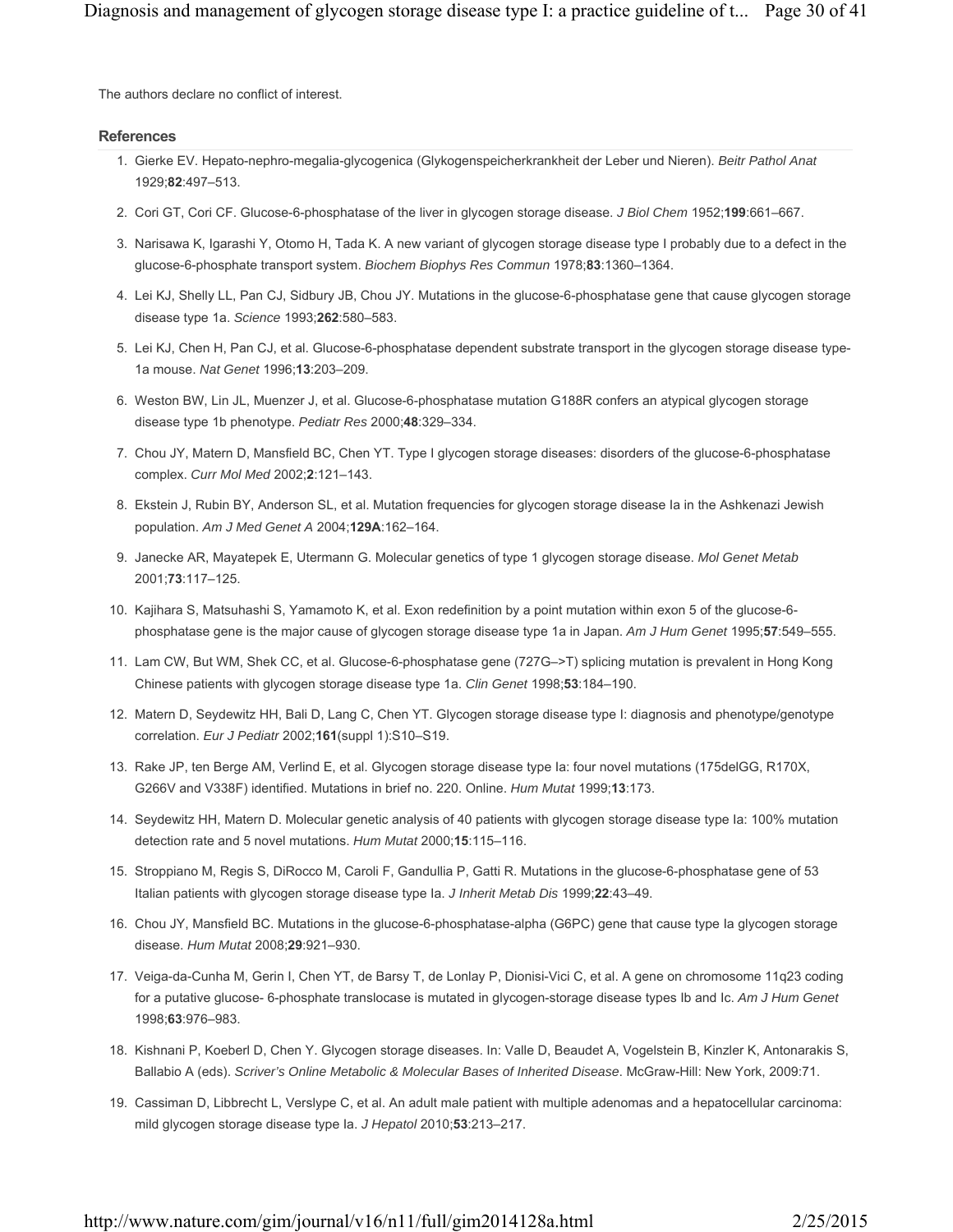The authors declare no conflict of interest.

### References

1. Gierke EV. Hepato-nephro-megalia-glycogenica (Glykogenspeicherkrankheit der Leber und Nieren). *Beitr Pathol Anat* 1929;**82**:497–513.
2. Cori GT, Cori CF. Glucose-6-phosphatase of the liver in glycogen storage disease. *J Biol Chem* 1952;**199**:661–667.
3. Narisawa K, Igarashi Y, Otomo H, Tada K. A new variant of glycogen storage disease type I probably due to a defect in the glucose-6-phosphate transport system. *Biochem Biophys Res Commun* 1978;**83**:1360–1364.
4. Lei KJ, Shelly LL, Pan CJ, Sidbury JB, Chou JY. Mutations in the glucose-6-phosphatase gene that cause glycogen storage disease type 1a. *Science* 1993;**262**:580–583.
5. Lei KJ, Chen H, Pan CJ, et al. Glucose-6-phosphatase dependent substrate transport in the glycogen storage disease type-1a mouse. *Nat Genet* 1996;**13**:203–209.
6. Weston BW, Lin JL, Muenzer J, et al. Glucose-6-phosphatase mutation G188R confers an atypical glycogen storage disease type 1b phenotype. *Pediatr Res* 2000;**48**:329–334.
7. Chou JY, Matern D, Mansfield BC, Chen YT. Type I glycogen storage diseases: disorders of the glucose-6-phosphatase complex. *Curr Mol Med* 2002;**2**:121–143.
8. Ekstein J, Rubin BY, Anderson SL, et al. Mutation frequencies for glycogen storage disease Ia in the Ashkenazi Jewish population. *Am J Med Genet A* 2004;**129A**:162–164.
9. Janecke AR, Mayatepek E, Utermann G. Molecular genetics of type 1 glycogen storage disease. *Mol Genet Metab* 2001;**73**:117–125.
10. Kajihara S, Matsuhashi S, Yamamoto K, et al. Exon redefinition by a point mutation within exon 5 of the glucose-6-phosphatase gene is the major cause of glycogen storage disease type 1a in Japan. *Am J Hum Genet* 1995;**57**:549–555.
11. Lam CW, But WM, Shek CC, et al. Glucose-6-phosphatase gene (727G–>T) splicing mutation is prevalent in Hong Kong Chinese patients with glycogen storage disease type 1a. *Clin Genet* 1998;**53**:184–190.
12. Matern D, Seydewitz HH, Bali D, Lang C, Chen YT. Glycogen storage disease type I: diagnosis and phenotype/genotype correlation. *Eur J Pediatr* 2002;**161**(suppl 1):S10–S19.
13. Rake JP, ten Berge AM, Verlind E, et al. Glycogen storage disease type Ia: four novel mutations (175delGG, R170X, G266V and V338F) identified. Mutations in brief no. 220. Online. *Hum Mutat* 1999;**13**:173.
14. Seydewitz HH, Matern D. Molecular genetic analysis of 40 patients with glycogen storage disease type Ia: 100% mutation detection rate and 5 novel mutations. *Hum Mutat* 2000;**15**:115–116.
15. Stroppiano M, Regis S, DiRocco M, Caroli F, Gandullia P, Gatti R. Mutations in the glucose-6-phosphatase gene of 53 Italian patients with glycogen storage disease type Ia. *J Inherit Metab Dis* 1999;**22**:43–49.
16. Chou JY, Mansfield BC. Mutations in the glucose-6-phosphatase-alpha (G6PC) gene that cause type Ia glycogen storage disease. *Hum Mutat* 2008;**29**:921–930.
17. Veiga-da-Cunha M, Gerin I, Chen YT, de Barsy T, de Lonlay P, Dionisi-Vici C, et al. A gene on chromosome 11q23 coding for a putative glucose- 6-phosphate translocase is mutated in glycogen-storage disease types Ib and Ic. *Am J Hum Genet* 1998;**63**:976–983.
18. Kishnani P, Koeberl D, Chen Y. Glycogen storage diseases. In: Valle D, Beaudet A, Vogelstein B, Kinzler K, Antonarakis S, Ballabio A (eds). *Scriver's Online Metabolic & Molecular Bases of Inherited Disease*. McGraw-Hill: New York, 2009:71.
19. Cassiman D, Libbrecht L, Verslype C, et al. An adult male patient with multiple adenomas and a hepatocellular carcinoma: mild glycogen storage disease type Ia. *J Hepatol* 2010;**53**:213–217.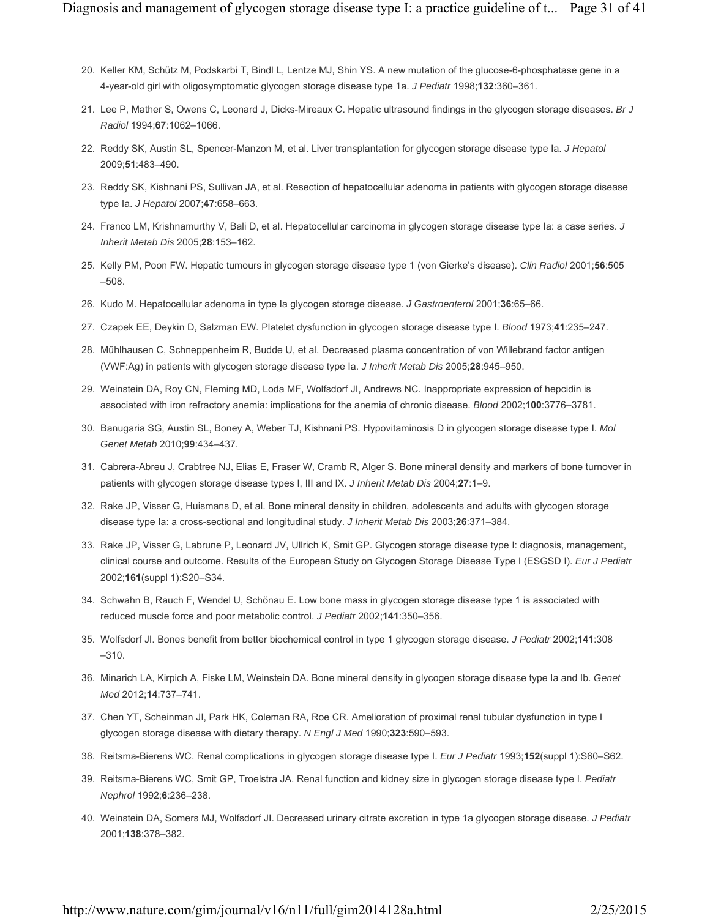20. Keller KM, Schütz M, Podskarbi T, Bindl L, Lentze MJ, Shin YS. A new mutation of the glucose-6-phosphatase gene in a 4-year-old girl with oligosymptomatic glycogen storage disease type 1a. *J Pediatr* 1998;**132**:360–361.
21. Lee P, Mather S, Owens C, Leonard J, Dicks-Mireaux C. Hepatic ultrasound findings in the glycogen storage diseases. *Br J Radiol* 1994;**67**:1062–1066.
22. Reddy SK, Austin SL, Spencer-Manzon M, et al. Liver transplantation for glycogen storage disease type Ia. *J Hepatol* 2009;**51**:483–490.
23. Reddy SK, Kishnani PS, Sullivan JA, et al. Resection of hepatocellular adenoma in patients with glycogen storage disease type Ia. *J Hepatol* 2007;**47**:658–663.
24. Franco LM, Krishnamurthy V, Bali D, et al. Hepatocellular carcinoma in glycogen storage disease type Ia: a case series. *J Inherit Metab Dis* 2005;**28**:153–162.
25. Kelly PM, Poon FW. Hepatic tumours in glycogen storage disease type 1 (von Gierke's disease). *Clin Radiol* 2001;**56**:505–508.
26. Kudo M. Hepatocellular adenoma in type Ia glycogen storage disease. *J Gastroenterol* 2001;**36**:65–66.
27. Czapek EE, Deykin D, Salzman EW. Platelet dysfunction in glycogen storage disease type I. *Blood* 1973;**41**:235–247.
28. Mühlhausen C, Schneppenheim R, Budde U, et al. Decreased plasma concentration of von Willebrand factor antigen (VWF:Ag) in patients with glycogen storage disease type Ia. *J Inherit Metab Dis* 2005;**28**:945–950.
29. Weinstein DA, Roy CN, Fleming MD, Loda MF, Wolfsdorf JI, Andrews NC. Inappropriate expression of hepcidin is associated with iron refractory anemia: implications for the anemia of chronic disease. *Blood* 2002;**100**:3776–3781.
30. Banugaria SG, Austin SL, Boney A, Weber TJ, Kishnani PS. Hypovitaminosis D in glycogen storage disease type I. *Mol Genet Metab* 2010;**99**:434–437.
31. Cabrera-Abreu J, Crabtree NJ, Elias E, Fraser W, Cramb R, Alger S. Bone mineral density and markers of bone turnover in patients with glycogen storage disease types I, III and IX. *J Inherit Metab Dis* 2004;**27**:1–9.
32. Rake JP, Visser G, Huismans D, et al. Bone mineral density in children, adolescents and adults with glycogen storage disease type Ia: a cross-sectional and longitudinal study. *J Inherit Metab Dis* 2003;**26**:371–384.
33. Rake JP, Visser G, Labrune P, Leonard JV, Ullrich K, Smit GP. Glycogen storage disease type I: diagnosis, management, clinical course and outcome. Results of the European Study on Glycogen Storage Disease Type I (ESGSD I). *Eur J Pediatr* 2002;**161**(suppl 1):S20–S34.
34. Schwahn B, Rauch F, Wendel U, Schönau E. Low bone mass in glycogen storage disease type 1 is associated with reduced muscle force and poor metabolic control. *J Pediatr* 2002;**141**:350–356.
35. Wolfsdorf JI. Bones benefit from better biochemical control in type 1 glycogen storage disease. *J Pediatr* 2002;**141**:308–310.
36. Minarich LA, Kirpich A, Fiske LM, Weinstein DA. Bone mineral density in glycogen storage disease type Ia and Ib. *Genet Med* 2012;**14**:737–741.
37. Chen YT, Scheinman JI, Park HK, Coleman RA, Roe CR. Amelioration of proximal renal tubular dysfunction in type I glycogen storage disease with dietary therapy. *N Engl J Med* 1990;**323**:590–593.
38. Reitsma-Bierens WC. Renal complications in glycogen storage disease type I. *Eur J Pediatr* 1993;**152**(suppl 1):S60–S62.
39. Reitsma-Bierens WC, Smit GP, Troelstra JA. Renal function and kidney size in glycogen storage disease type I. *Pediatr Nephrol* 1992;**6**:236–238.
40. Weinstein DA, Somers MJ, Wolfsdorf JI. Decreased urinary citrate excretion in type 1a glycogen storage disease. *J Pediatr* 2001;**138**:378–382.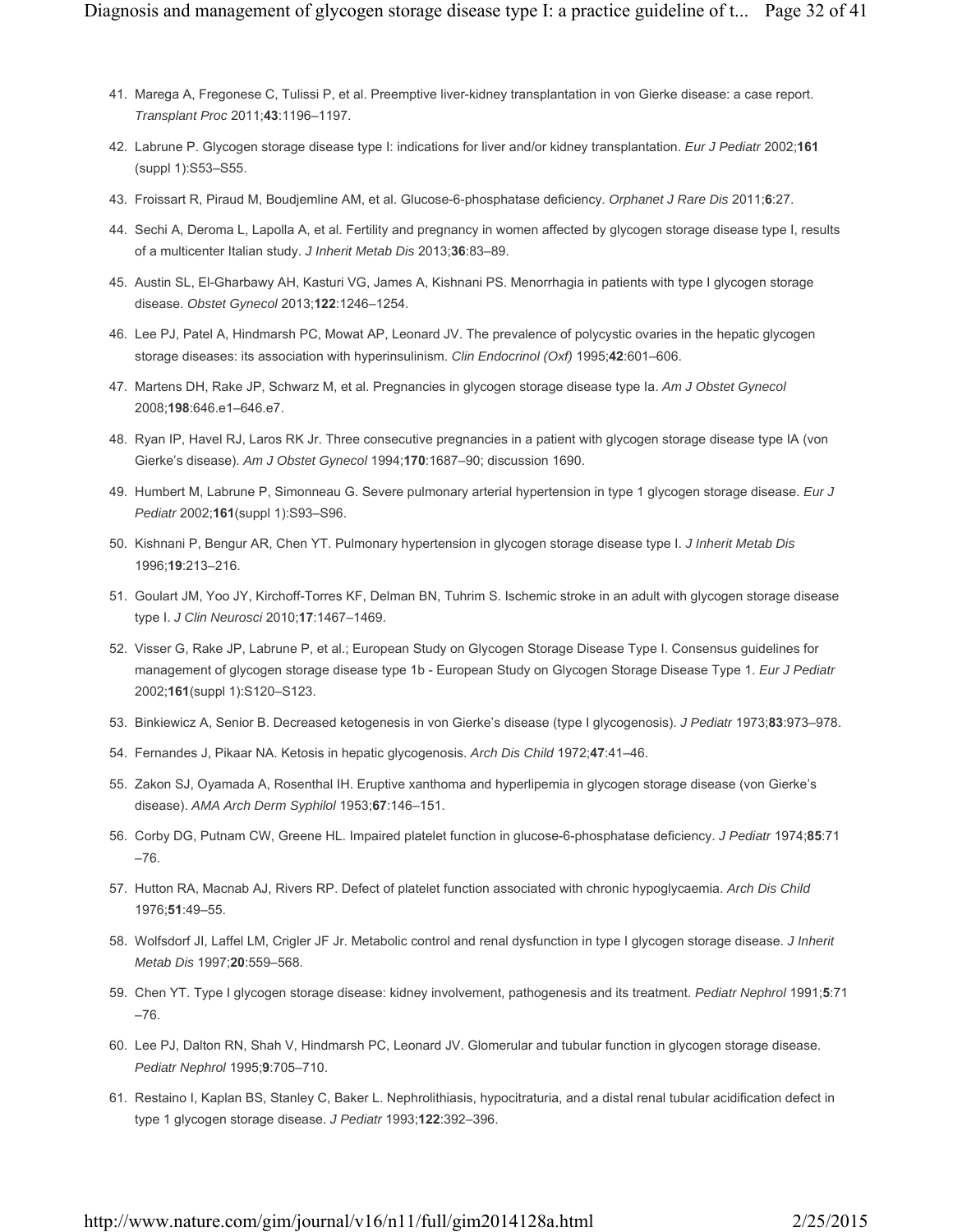41. Marega A, Fregonese C, Tulissi P, et al. Preemptive liver-kidney transplantation in von Gierke disease: a case report. *Transplant Proc* 2011;**43**:1196–1197.

42. Labrune P. Glycogen storage disease type I: indications for liver and/or kidney transplantation. *Eur J Pediatr* 2002;**161** (suppl 1):S53–S55.

43. Froissart R, Piraud M, Boudjemline AM, et al. Glucose-6-phosphatase deficiency. *Orphanet J Rare Dis* 2011;**6**:27.

44. Sechi A, Deroma L, Lapolla A, et al. Fertility and pregnancy in women affected by glycogen storage disease type I, results of a multicenter Italian study. *J Inherit Metab Dis* 2013;**36**:83–89.

45. Austin SL, El-Gharbawy AH, Kasturi VG, James A, Kishnani PS. Menorrhagia in patients with type I glycogen storage disease. *Obstet Gynecol* 2013;**122**:1246–1254.

46. Lee PJ, Patel A, Hindmarsh PC, Mowat AP, Leonard JV. The prevalence of polycystic ovaries in the hepatic glycogen storage diseases: its association with hyperinsulinism. *Clin Endocrinol (Oxf)* 1995;**42**:601–606.

47. Martens DH, Rake JP, Schwarz M, et al. Pregnancies in glycogen storage disease type Ia. *Am J Obstet Gynecol* 2008;**198**:646.e1–646.e7.

48. Ryan IP, Havel RJ, Laros RK Jr. Three consecutive pregnancies in a patient with glycogen storage disease type IA (von Gierke's disease). *Am J Obstet Gynecol* 1994;**170**:1687–90; discussion 1690.

49. Humbert M, Labrune P, Simonneau G. Severe pulmonary arterial hypertension in type 1 glycogen storage disease. *Eur J Pediatr* 2002;**161**(suppl 1):S93–S96.

50. Kishnani P, Bengur AR, Chen YT. Pulmonary hypertension in glycogen storage disease type I. *J Inherit Metab Dis* 1996;**19**:213–216.

51. Goulart JM, Yoo JY, Kirchoff-Torres KF, Delman BN, Tuhrim S. Ischemic stroke in an adult with glycogen storage disease type I. *J Clin Neurosci* 2010;**17**:1467–1469.

52. Visser G, Rake JP, Labrune P, et al.; European Study on Glycogen Storage Disease Type I. Consensus guidelines for management of glycogen storage disease type 1b - European Study on Glycogen Storage Disease Type 1. *Eur J Pediatr* 2002;**161**(suppl 1):S120–S123.

53. Binkiewicz A, Senior B. Decreased ketogenesis in von Gierke's disease (type I glycogenosis). *J Pediatr* 1973;**83**:973–978.

54. Fernandes J, Pikaar NA. Ketosis in hepatic glycogenosis. *Arch Dis Child* 1972;**47**:41–46.

55. Zakon SJ, Oyamada A, Rosenthal IH. Eruptive xanthoma and hyperlipemia in glycogen storage disease (von Gierke's disease). *AMA Arch Derm Syphilol* 1953;**67**:146–151.

56. Corby DG, Putnam CW, Greene HL. Impaired platelet function in glucose-6-phosphatase deficiency. *J Pediatr* 1974;**85**:71–76.

57. Hutton RA, Macnab AJ, Rivers RP. Defect of platelet function associated with chronic hypoglycaemia. *Arch Dis Child* 1976;**51**:49–55.

58. Wolfsdorf JI, Laffel LM, Crigler JF Jr. Metabolic control and renal dysfunction in type I glycogen storage disease. *J Inherit Metab Dis* 1997;**20**:559–568.

59. Chen YT. Type I glycogen storage disease: kidney involvement, pathogenesis and its treatment. *Pediatr Nephrol* 1991;**5**:71–76.

60. Lee PJ, Dalton RN, Shah V, Hindmarsh PC, Leonard JV. Glomerular and tubular function in glycogen storage disease. *Pediatr Nephrol* 1995;**9**:705–710.

61. Restaino I, Kaplan BS, Stanley C, Baker L. Nephrolithiasis, hypocitraturia, and a distal renal tubular acidification defect in type 1 glycogen storage disease. *J Pediatr* 1993;**122**:392–396.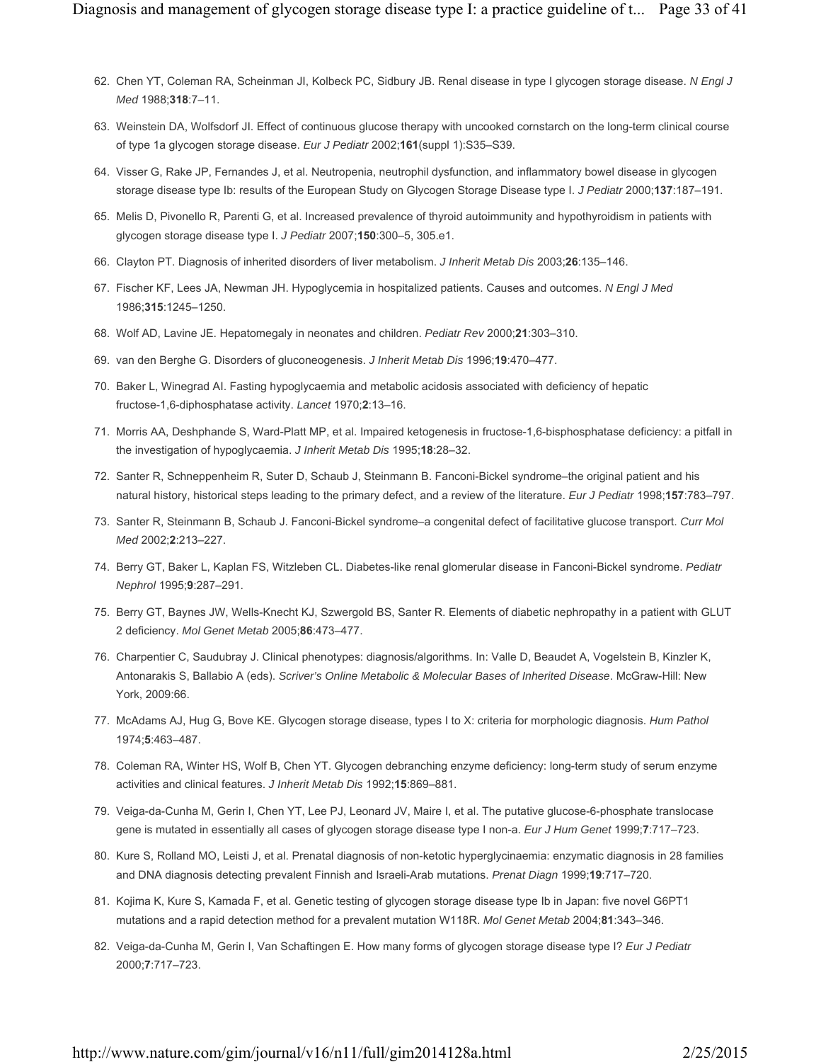62. Chen YT, Coleman RA, Scheinman JI, Kolbeck PC, Sidbury JB. Renal disease in type I glycogen storage disease. *N Engl J Med* 1988;**318**:7–11.
63. Weinstein DA, Wolfsdorf JI. Effect of continuous glucose therapy with uncooked cornstarch on the long-term clinical course of type 1a glycogen storage disease. *Eur J Pediatr* 2002;**161**(suppl 1):S35–S39.
64. Visser G, Rake JP, Fernandes J, et al. Neutropenia, neutrophil dysfunction, and inflammatory bowel disease in glycogen storage disease type Ib: results of the European Study on Glycogen Storage Disease type I. *J Pediatr* 2000;**137**:187–191.
65. Melis D, Pivonello R, Parenti G, et al. Increased prevalence of thyroid autoimmunity and hypothyroidism in patients with glycogen storage disease type I. *J Pediatr* 2007;**150**:300–5, 305.e1.
66. Clayton PT. Diagnosis of inherited disorders of liver metabolism. *J Inherit Metab Dis* 2003;**26**:135–146.
67. Fischer KF, Lees JA, Newman JH. Hypoglycemia in hospitalized patients. Causes and outcomes. *N Engl J Med* 1986;**315**:1245–1250.
68. Wolf AD, Lavine JE. Hepatomegaly in neonates and children. *Pediatr Rev* 2000;**21**:303–310.
69. van den Berghe G. Disorders of gluconeogenesis. *J Inherit Metab Dis* 1996;**19**:470–477.
70. Baker L, Winegrad AI. Fasting hypoglycaemia and metabolic acidosis associated with deficiency of hepatic fructose-1,6-diphosphatase activity. *Lancet* 1970;**2**:13–16.
71. Morris AA, Deshphande S, Ward-Platt MP, et al. Impaired ketogenesis in fructose-1,6-bisphosphatase deficiency: a pitfall in the investigation of hypoglycaemia. *J Inherit Metab Dis* 1995;**18**:28–32.
72. Santer R, Schneppenheim R, Suter D, Schaub J, Steinmann B. Fanconi-Bickel syndrome–the original patient and his natural history, historical steps leading to the primary defect, and a review of the literature. *Eur J Pediatr* 1998;**157**:783–797.
73. Santer R, Steinmann B, Schaub J. Fanconi-Bickel syndrome–a congenital defect of facilitative glucose transport. *Curr Mol Med* 2002;**2**:213–227.
74. Berry GT, Baker L, Kaplan FS, Witzleben CL. Diabetes-like renal glomerular disease in Fanconi-Bickel syndrome. *Pediatr Nephrol* 1995;**9**:287–291.
75. Berry GT, Baynes JW, Wells-Knecht KJ, Szwergold BS, Santer R. Elements of diabetic nephropathy in a patient with GLUT 2 deficiency. *Mol Genet Metab* 2005;**86**:473–477.
76. Charpentier C, Saudubray J. Clinical phenotypes: diagnosis/algorithms. In: Valle D, Beaudet A, Vogelstein B, Kinzler K, Antonarakis S, Ballabio A (eds). *Scriver's Online Metabolic & Molecular Bases of Inherited Disease*. McGraw-Hill: New York, 2009:66.
77. McAdams AJ, Hug G, Bove KE. Glycogen storage disease, types I to X: criteria for morphologic diagnosis. *Hum Pathol* 1974;**5**:463–487.
78. Coleman RA, Winter HS, Wolf B, Chen YT. Glycogen debranching enzyme deficiency: long-term study of serum enzyme activities and clinical features. *J Inherit Metab Dis* 1992;**15**:869–881.
79. Veiga-da-Cunha M, Gerin I, Chen YT, Lee PJ, Leonard JV, Maire I, et al. The putative glucose-6-phosphate translocase gene is mutated in essentially all cases of glycogen storage disease type I non-a. *Eur J Hum Genet* 1999;**7**:717–723.
80. Kure S, Rolland MO, Leisti J, et al. Prenatal diagnosis of non-ketotic hyperglycinaemia: enzymatic diagnosis in 28 families and DNA diagnosis detecting prevalent Finnish and Israeli-Arab mutations. *Prenat Diagn* 1999;**19**:717–720.
81. Kojima K, Kure S, Kamada F, et al. Genetic testing of glycogen storage disease type Ib in Japan: five novel G6PT1 mutations and a rapid detection method for a prevalent mutation W118R. *Mol Genet Metab* 2004;**81**:343–346.
82. Veiga-da-Cunha M, Gerin I, Van Schaftingen E. How many forms of glycogen storage disease type I? *Eur J Pediatr* 2000;**7**:717–723.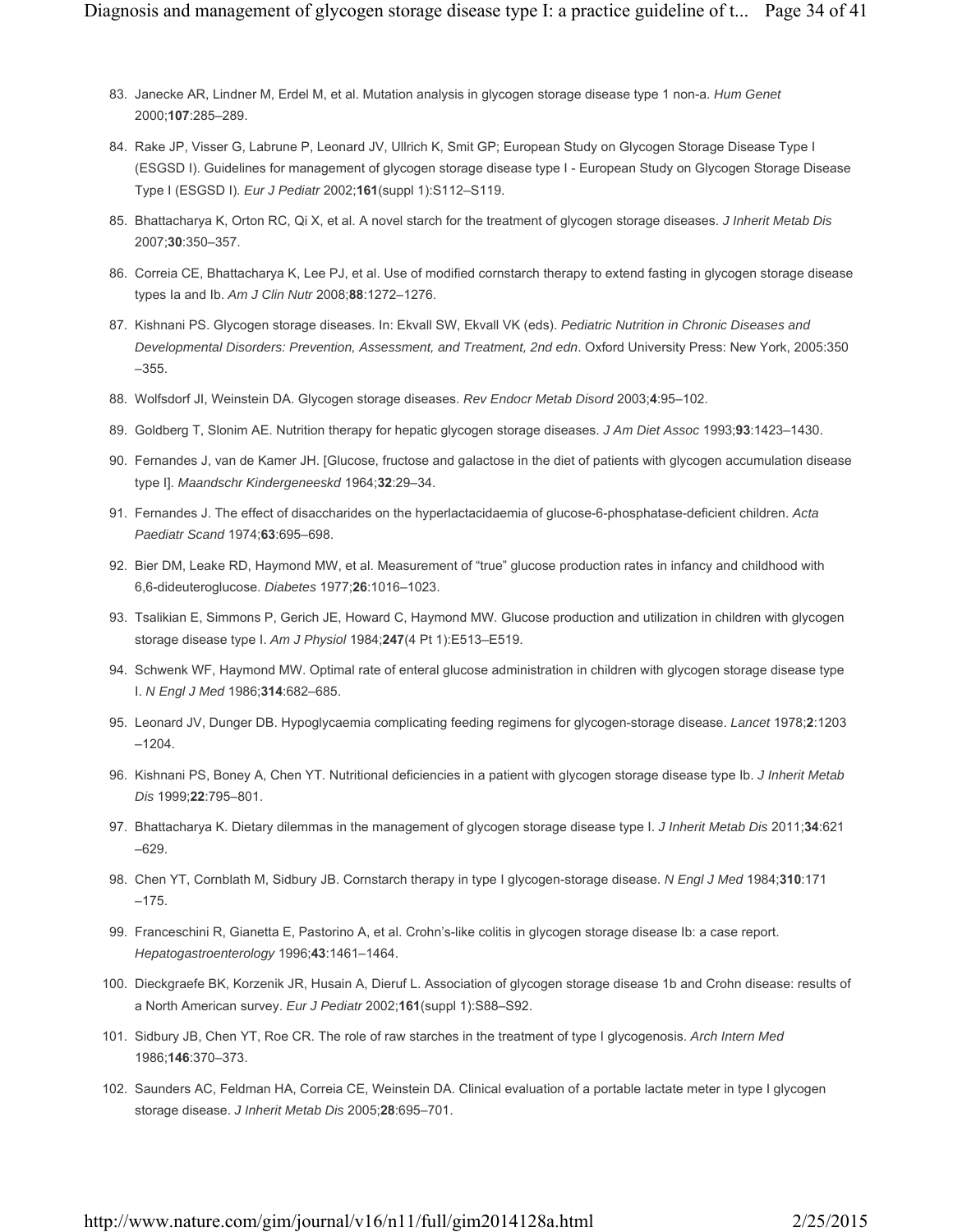83. Janecke AR, Lindner M, Erdel M, et al. Mutation analysis in glycogen storage disease type 1 non-a. *Hum Genet* 2000;**107**:285–289.
84. Rake JP, Visser G, Labrune P, Leonard JV, Ullrich K, Smit GP; European Study on Glycogen Storage Disease Type I (ESGSD I). Guidelines for management of glycogen storage disease type I - European Study on Glycogen Storage Disease Type I (ESGSD I). *Eur J Pediatr* 2002;**161**(suppl 1):S112–S119.
85. Bhattacharya K, Orton RC, Qi X, et al. A novel starch for the treatment of glycogen storage diseases. *J Inherit Metab Dis* 2007;**30**:350–357.
86. Correia CE, Bhattacharya K, Lee PJ, et al. Use of modified cornstarch therapy to extend fasting in glycogen storage disease types Ia and Ib. *Am J Clin Nutr* 2008;**88**:1272–1276.
87. Kishnani PS. Glycogen storage diseases. In: Ekvall SW, Ekvall VK (eds). *Pediatric Nutrition in Chronic Diseases and Developmental Disorders: Prevention, Assessment, and Treatment, 2nd edn*. Oxford University Press: New York, 2005:350–355.
88. Wolfsdorf JI, Weinstein DA. Glycogen storage diseases. *Rev Endocr Metab Disord* 2003;**4**:95–102.
89. Goldberg T, Slonim AE. Nutrition therapy for hepatic glycogen storage diseases. *J Am Diet Assoc* 1993;**93**:1423–1430.
90. Fernandes J, van de Kamer JH. [Glucose, fructose and galactose in the diet of patients with glycogen accumulation disease type I]. *Maandschr Kindergeneeskd* 1964;**32**:29–34.
91. Fernandes J. The effect of disaccharides on the hyperlactacidaemia of glucose-6-phosphatase-deficient children. *Acta Paediatr Scand* 1974;**63**:695–698.
92. Bier DM, Leake RD, Haymond MW, et al. Measurement of "true" glucose production rates in infancy and childhood with 6,6-dideuteroglucose. *Diabetes* 1977;**26**:1016–1023.
93. Tsalikian E, Simmons P, Gerich JE, Howard C, Haymond MW. Glucose production and utilization in children with glycogen storage disease type I. *Am J Physiol* 1984;**247**(4 Pt 1):E513–E519.
94. Schwenk WF, Haymond MW. Optimal rate of enteral glucose administration in children with glycogen storage disease type I. *N Engl J Med* 1986;**314**:682–685.
95. Leonard JV, Dunger DB. Hypoglycaemia complicating feeding regimens for glycogen-storage disease. *Lancet* 1978;**2**:1203–1204.
96. Kishnani PS, Boney A, Chen YT. Nutritional deficiencies in a patient with glycogen storage disease type Ib. *J Inherit Metab Dis* 1999;**22**:795–801.
97. Bhattacharya K. Dietary dilemmas in the management of glycogen storage disease type I. *J Inherit Metab Dis* 2011;**34**:621–629.
98. Chen YT, Cornblath M, Sidbury JB. Cornstarch therapy in type I glycogen-storage disease. *N Engl J Med* 1984;**310**:171–175.
99. Franceschini R, Gianetta E, Pastorino A, et al. Crohn's-like colitis in glycogen storage disease Ib: a case report. *Hepatogastroenterology* 1996;**43**:1461–1464.
100. Dieckgraefe BK, Korzenik JR, Husain A, Dieruf L. Association of glycogen storage disease 1b and Crohn disease: results of a North American survey. *Eur J Pediatr* 2002;**161**(suppl 1):S88–S92.
101. Sidbury JB, Chen YT, Roe CR. The role of raw starches in the treatment of type I glycogenosis. *Arch Intern Med* 1986;**146**:370–373.
102. Saunders AC, Feldman HA, Correia CE, Weinstein DA. Clinical evaluation of a portable lactate meter in type I glycogen storage disease. *J Inherit Metab Dis* 2005;**28**:695–701.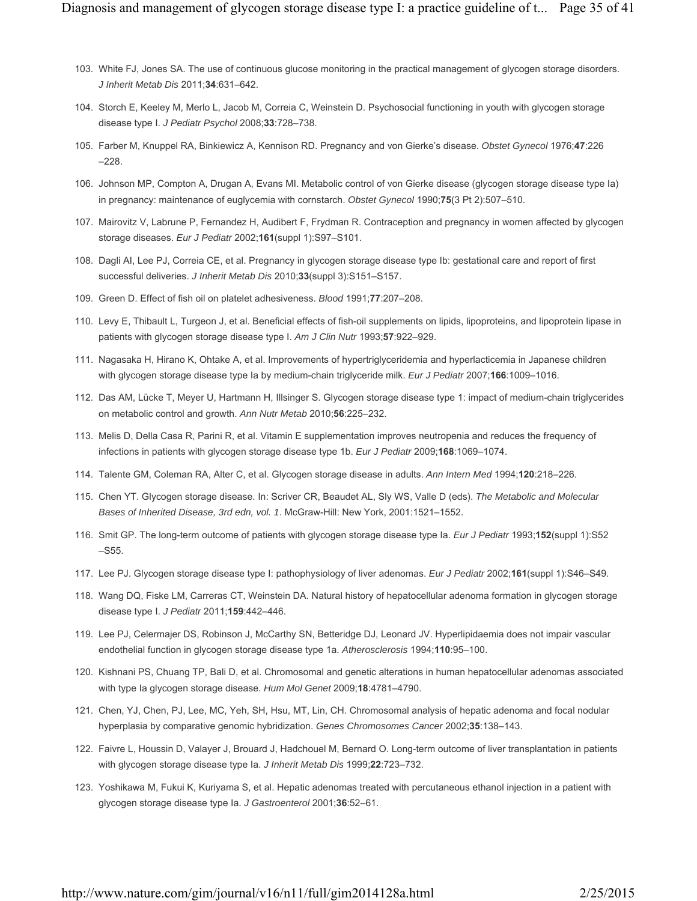103. White FJ, Jones SA. The use of continuous glucose monitoring in the practical management of glycogen storage disorders. *J Inherit Metab Dis* 2011;**34**:631–642.

104. Storch E, Keeley M, Merlo L, Jacob M, Correia C, Weinstein D. Psychosocial functioning in youth with glycogen storage disease type I. *J Pediatr Psychol* 2008;**33**:728–738.

105. Farber M, Knuppel RA, Binkiewicz A, Kennison RD. Pregnancy and von Gierke's disease. *Obstet Gynecol* 1976;**47**:226–228.

106. Johnson MP, Compton A, Drugan A, Evans MI. Metabolic control of von Gierke disease (glycogen storage disease type Ia) in pregnancy: maintenance of euglycemia with cornstarch. *Obstet Gynecol* 1990;**75**(3 Pt 2):507–510.

107. Mairovitz V, Labrune P, Fernandez H, Audibert F, Frydman R. Contraception and pregnancy in women affected by glycogen storage diseases. *Eur J Pediatr* 2002;**161**(suppl 1):S97–S101.

108. Dagli AI, Lee PJ, Correia CE, et al. Pregnancy in glycogen storage disease type Ib: gestational care and report of first successful deliveries. *J Inherit Metab Dis* 2010;**33**(suppl 3):S151–S157.

109. Green D. Effect of fish oil on platelet adhesiveness. *Blood* 1991;**77**:207–208.

110. Levy E, Thibault L, Turgeon J, et al. Beneficial effects of fish-oil supplements on lipids, lipoproteins, and lipoprotein lipase in patients with glycogen storage disease type I. *Am J Clin Nutr* 1993;**57**:922–929.

111. Nagasaka H, Hirano K, Ohtake A, et al. Improvements of hypertriglyceridemia and hyperlacticemia in Japanese children with glycogen storage disease type Ia by medium-chain triglyceride milk. *Eur J Pediatr* 2007;**166**:1009–1016.

112. Das AM, Lücke T, Meyer U, Hartmann H, Illsinger S. Glycogen storage disease type 1: impact of medium-chain triglycerides on metabolic control and growth. *Ann Nutr Metab* 2010;**56**:225–232.

113. Melis D, Della Casa R, Parini R, et al. Vitamin E supplementation improves neutropenia and reduces the frequency of infections in patients with glycogen storage disease type 1b. *Eur J Pediatr* 2009;**168**:1069–1074.

114. Talente GM, Coleman RA, Alter C, et al. Glycogen storage disease in adults. *Ann Intern Med* 1994;**120**:218–226.

115. Chen YT. Glycogen storage disease. In: Scriver CR, Beaudet AL, Sly WS, Valle D (eds). *The Metabolic and Molecular Bases of Inherited Disease, 3rd edn, vol. 1*. McGraw-Hill: New York, 2001:1521–1552.

116. Smit GP. The long-term outcome of patients with glycogen storage disease type Ia. *Eur J Pediatr* 1993;**152**(suppl 1):S52–S55.

117. Lee PJ. Glycogen storage disease type I: pathophysiology of liver adenomas. *Eur J Pediatr* 2002;**161**(suppl 1):S46–S49.

118. Wang DQ, Fiske LM, Carreras CT, Weinstein DA. Natural history of hepatocellular adenoma formation in glycogen storage disease type I. *J Pediatr* 2011;**159**:442–446.

119. Lee PJ, Celermajer DS, Robinson J, McCarthy SN, Betteridge DJ, Leonard JV. Hyperlipidaemia does not impair vascular endothelial function in glycogen storage disease type 1a. *Atherosclerosis* 1994;**110**:95–100.

120. Kishnani PS, Chuang TP, Bali D, et al. Chromosomal and genetic alterations in human hepatocellular adenomas associated with type Ia glycogen storage disease. *Hum Mol Genet* 2009;**18**:4781–4790.

121. Chen, YJ, Chen, PJ, Lee, MC, Yeh, SH, Hsu, MT, Lin, CH. Chromosomal analysis of hepatic adenoma and focal nodular hyperplasia by comparative genomic hybridization. *Genes Chromosomes Cancer* 2002;**35**:138–143.

122. Faivre L, Houssin D, Valayer J, Brouard J, Hadchouel M, Bernard O. Long-term outcome of liver transplantation in patients with glycogen storage disease type Ia. *J Inherit Metab Dis* 1999;**22**:723–732.

123. Yoshikawa M, Fukui K, Kuriyama S, et al. Hepatic adenomas treated with percutaneous ethanol injection in a patient with glycogen storage disease type Ia. *J Gastroenterol* 2001;**36**:52–61.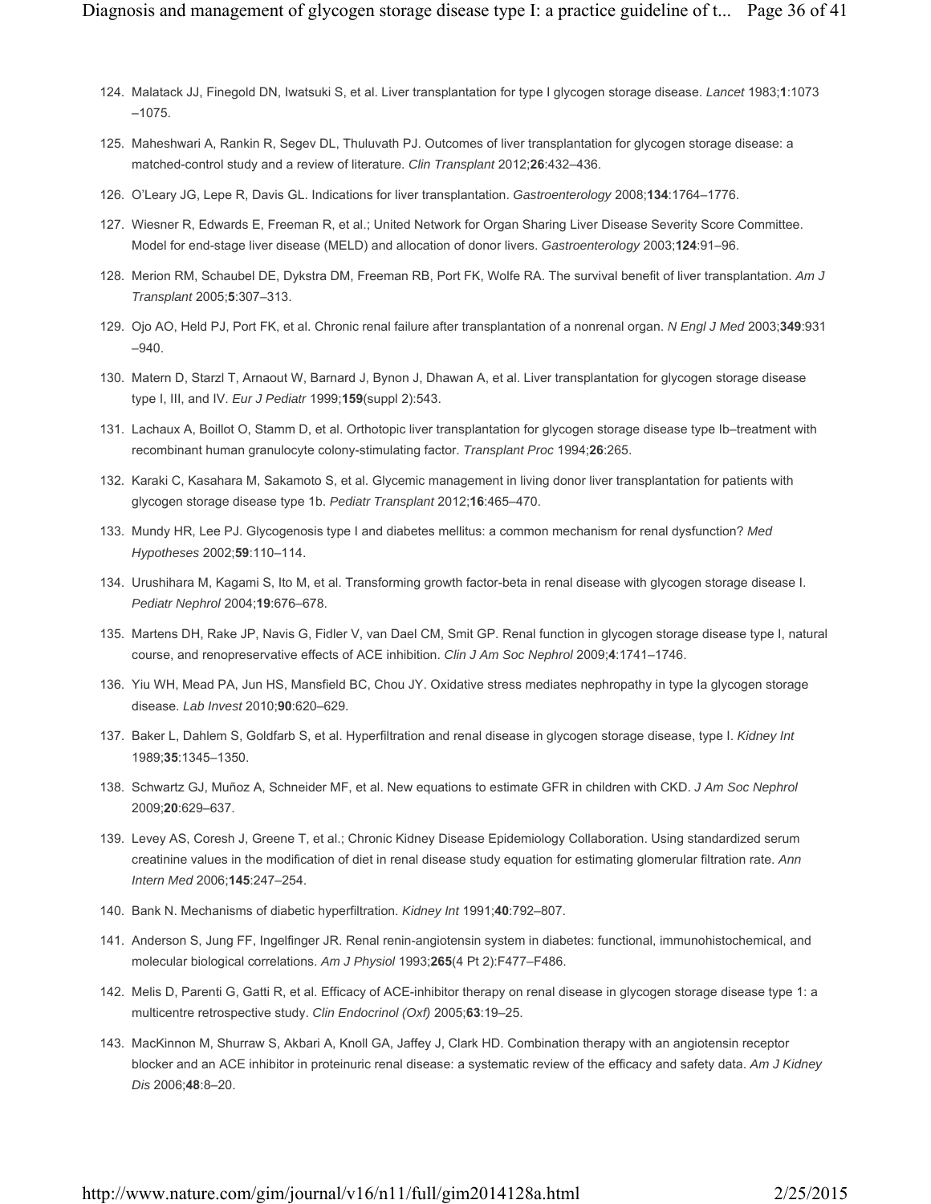124. Malatack JJ, Finegold DN, Iwatsuki S, et al. Liver transplantation for type I glycogen storage disease. *Lancet* 1983;**1**:1073–1075.

125. Maheshwari A, Rankin R, Segev DL, Thuluvath PJ. Outcomes of liver transplantation for glycogen storage disease: a matched-control study and a review of literature. *Clin Transplant* 2012;**26**:432–436.

126. O'Leary JG, Lepe R, Davis GL. Indications for liver transplantation. *Gastroenterology* 2008;**134**:1764–1776.

127. Wiesner R, Edwards E, Freeman R, et al.; United Network for Organ Sharing Liver Disease Severity Score Committee. Model for end-stage liver disease (MELD) and allocation of donor livers. *Gastroenterology* 2003;**124**:91–96.

128. Merion RM, Schaubel DE, Dykstra DM, Freeman RB, Port FK, Wolfe RA. The survival benefit of liver transplantation. *Am J Transplant* 2005;**5**:307–313.

129. Ojo AO, Held PJ, Port FK, et al. Chronic renal failure after transplantation of a nonrenal organ. *N Engl J Med* 2003;**349**:931–940.

130. Matern D, Starzl T, Arnaout W, Barnard J, Bynon J, Dhawan A, et al. Liver transplantation for glycogen storage disease type I, III, and IV. *Eur J Pediatr* 1999;**159**(suppl 2):543.

131. Lachaux A, Boillot O, Stamm D, et al. Orthotopic liver transplantation for glycogen storage disease type Ib–treatment with recombinant human granulocyte colony-stimulating factor. *Transplant Proc* 1994;**26**:265.

132. Karaki C, Kasahara M, Sakamoto S, et al. Glycemic management in living donor liver transplantation for patients with glycogen storage disease type 1b. *Pediatr Transplant* 2012;**16**:465–470.

133. Mundy HR, Lee PJ. Glycogenosis type I and diabetes mellitus: a common mechanism for renal dysfunction? *Med Hypotheses* 2002;**59**:110–114.

134. Urushihara M, Kagami S, Ito M, et al. Transforming growth factor-beta in renal disease with glycogen storage disease I. *Pediatr Nephrol* 2004;**19**:676–678.

135. Martens DH, Rake JP, Navis G, Fidler V, van Dael CM, Smit GP. Renal function in glycogen storage disease type I, natural course, and renopreservative effects of ACE inhibition. *Clin J Am Soc Nephrol* 2009;**4**:1741–1746.

136. Yiu WH, Mead PA, Jun HS, Mansfield BC, Chou JY. Oxidative stress mediates nephropathy in type Ia glycogen storage disease. *Lab Invest* 2010;**90**:620–629.

137. Baker L, Dahlem S, Goldfarb S, et al. Hyperfiltration and renal disease in glycogen storage disease, type I. *Kidney Int* 1989;**35**:1345–1350.

138. Schwartz GJ, Muñoz A, Schneider MF, et al. New equations to estimate GFR in children with CKD. *J Am Soc Nephrol* 2009;**20**:629–637.

139. Levey AS, Coresh J, Greene T, et al.; Chronic Kidney Disease Epidemiology Collaboration. Using standardized serum creatinine values in the modification of diet in renal disease study equation for estimating glomerular filtration rate. *Ann Intern Med* 2006;**145**:247–254.

140. Bank N. Mechanisms of diabetic hyperfiltration. *Kidney Int* 1991;**40**:792–807.

141. Anderson S, Jung FF, Ingelfinger JR. Renal renin-angiotensin system in diabetes: functional, immunohistochemical, and molecular biological correlations. *Am J Physiol* 1993;**265**(4 Pt 2):F477–F486.

142. Melis D, Parenti G, Gatti R, et al. Efficacy of ACE-inhibitor therapy on renal disease in glycogen storage disease type 1: a multicentre retrospective study. *Clin Endocrinol (Oxf)* 2005;**63**:19–25.

143. MacKinnon M, Shurraw S, Akbari A, Knoll GA, Jaffey J, Clark HD. Combination therapy with an angiotensin receptor blocker and an ACE inhibitor in proteinuric renal disease: a systematic review of the efficacy and safety data. *Am J Kidney Dis* 2006;**48**:8–20.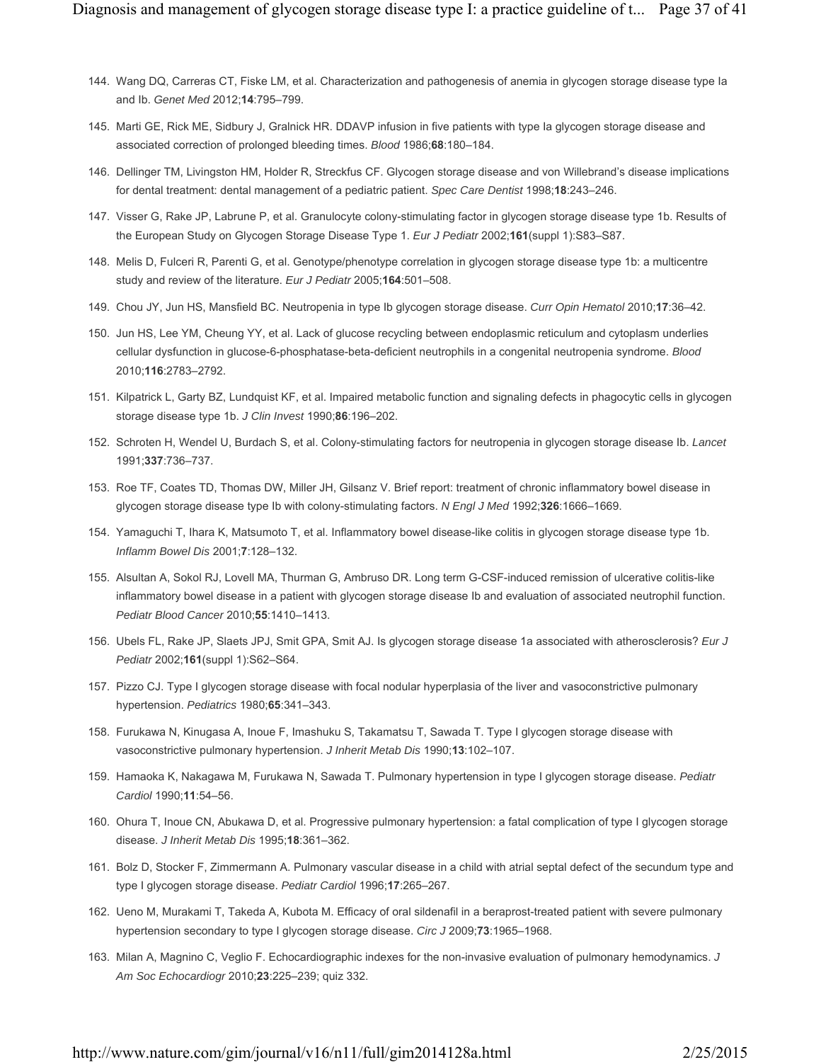144. Wang DQ, Carreras CT, Fiske LM, et al. Characterization and pathogenesis of anemia in glycogen storage disease type Ia and Ib. *Genet Med* 2012;**14**:795–799.

145. Marti GE, Rick ME, Sidbury J, Gralnick HR. DDAVP infusion in five patients with type Ia glycogen storage disease and associated correction of prolonged bleeding times. *Blood* 1986;**68**:180–184.

146. Dellinger TM, Livingston HM, Holder R, Streckfus CF. Glycogen storage disease and von Willebrand's disease implications for dental treatment: dental management of a pediatric patient. *Spec Care Dentist* 1998;**18**:243–246.

147. Visser G, Rake JP, Labrune P, et al. Granulocyte colony-stimulating factor in glycogen storage disease type 1b. Results of the European Study on Glycogen Storage Disease Type 1. *Eur J Pediatr* 2002;**161**(suppl 1):S83–S87.

148. Melis D, Fulceri R, Parenti G, et al. Genotype/phenotype correlation in glycogen storage disease type 1b: a multicentre study and review of the literature. *Eur J Pediatr* 2005;**164**:501–508.

149. Chou JY, Jun HS, Mansfield BC. Neutropenia in type Ib glycogen storage disease. *Curr Opin Hematol* 2010;**17**:36–42.

150. Jun HS, Lee YM, Cheung YY, et al. Lack of glucose recycling between endoplasmic reticulum and cytoplasm underlies cellular dysfunction in glucose-6-phosphatase-beta-deficient neutrophils in a congenital neutropenia syndrome. *Blood* 2010;**116**:2783–2792.

151. Kilpatrick L, Garty BZ, Lundquist KF, et al. Impaired metabolic function and signaling defects in phagocytic cells in glycogen storage disease type 1b. *J Clin Invest* 1990;**86**:196–202.

152. Schroten H, Wendel U, Burdach S, et al. Colony-stimulating factors for neutropenia in glycogen storage disease Ib. *Lancet* 1991;**337**:736–737.

153. Roe TF, Coates TD, Thomas DW, Miller JH, Gilsanz V. Brief report: treatment of chronic inflammatory bowel disease in glycogen storage disease type Ib with colony-stimulating factors. *N Engl J Med* 1992;**326**:1666–1669.

154. Yamaguchi T, Ihara K, Matsumoto T, et al. Inflammatory bowel disease-like colitis in glycogen storage disease type 1b. *Inflamm Bowel Dis* 2001;**7**:128–132.

155. Alsultan A, Sokol RJ, Lovell MA, Thurman G, Ambruso DR. Long term G-CSF-induced remission of ulcerative colitis-like inflammatory bowel disease in a patient with glycogen storage disease Ib and evaluation of associated neutrophil function. *Pediatr Blood Cancer* 2010;**55**:1410–1413.

156. Ubels FL, Rake JP, Slaets JPJ, Smit GPA, Smit AJ. Is glycogen storage disease 1a associated with atherosclerosis? *Eur J Pediatr* 2002;**161**(suppl 1):S62–S64.

157. Pizzo CJ. Type I glycogen storage disease with focal nodular hyperplasia of the liver and vasoconstrictive pulmonary hypertension. *Pediatrics* 1980;**65**:341–343.

158. Furukawa N, Kinugasa A, Inoue F, Imashuku S, Takamatsu T, Sawada T. Type I glycogen storage disease with vasoconstrictive pulmonary hypertension. *J Inherit Metab Dis* 1990;**13**:102–107.

159. Hamaoka K, Nakagawa M, Furukawa N, Sawada T. Pulmonary hypertension in type I glycogen storage disease. *Pediatr Cardiol* 1990;**11**:54–56.

160. Ohura T, Inoue CN, Abukawa D, et al. Progressive pulmonary hypertension: a fatal complication of type I glycogen storage disease. *J Inherit Metab Dis* 1995;**18**:361–362.

161. Bolz D, Stocker F, Zimmermann A. Pulmonary vascular disease in a child with atrial septal defect of the secundum type and type I glycogen storage disease. *Pediatr Cardiol* 1996;**17**:265–267.

162. Ueno M, Murakami T, Takeda A, Kubota M. Efficacy of oral sildenafil in a beraprost-treated patient with severe pulmonary hypertension secondary to type I glycogen storage disease. *Circ J* 2009;**73**:1965–1968.

163. Milan A, Magnino C, Veglio F. Echocardiographic indexes for the non-invasive evaluation of pulmonary hemodynamics. *J Am Soc Echocardiogr* 2010;**23**:225–239; quiz 332.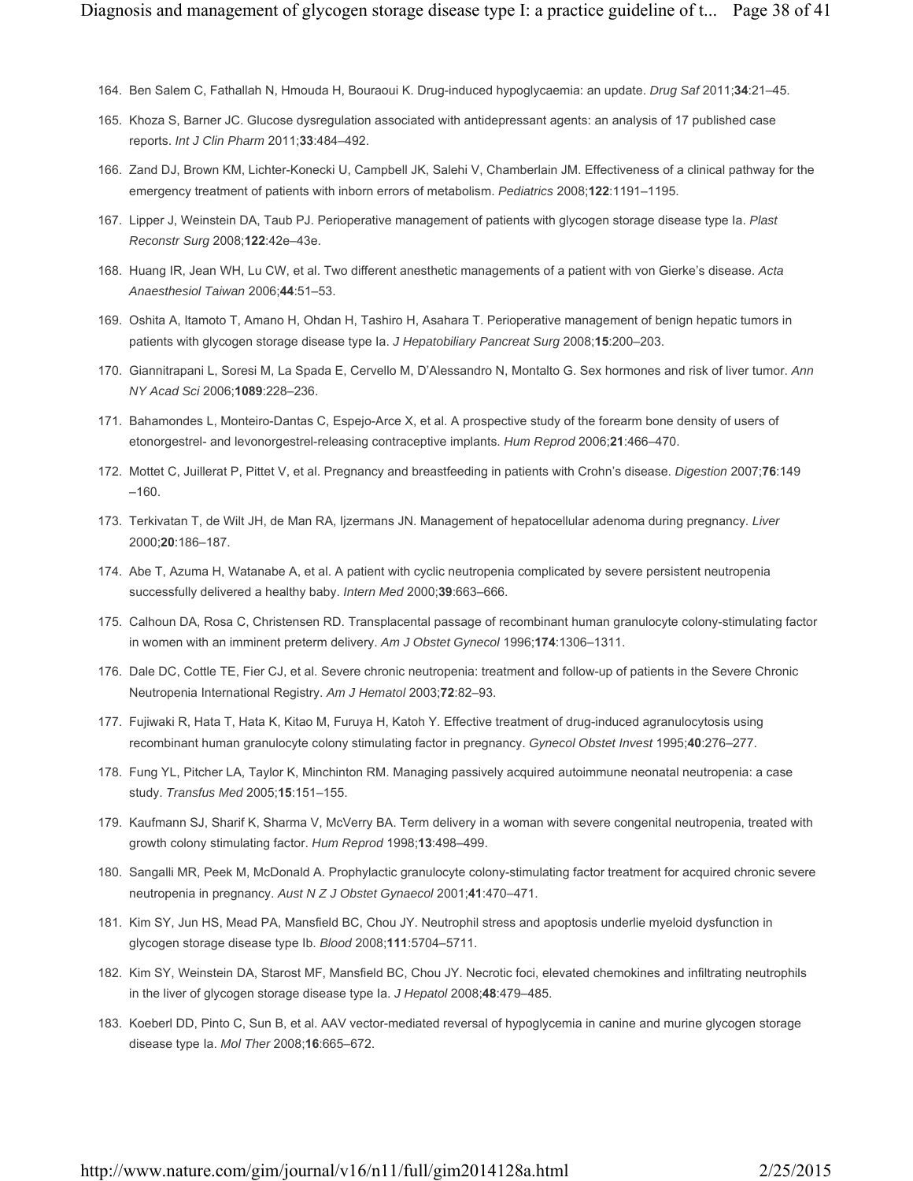164. Ben Salem C, Fathallah N, Hmouda H, Bouraoui K. Drug-induced hypoglycaemia: an update. *Drug Saf* 2011;**34**:21–45.
165. Khoza S, Barner JC. Glucose dysregulation associated with antidepressant agents: an analysis of 17 published case reports. *Int J Clin Pharm* 2011;**33**:484–492.
166. Zand DJ, Brown KM, Lichter-Konecki U, Campbell JK, Salehi V, Chamberlain JM. Effectiveness of a clinical pathway for the emergency treatment of patients with inborn errors of metabolism. *Pediatrics* 2008;**122**:1191–1195.
167. Lipper J, Weinstein DA, Taub PJ. Perioperative management of patients with glycogen storage disease type Ia. *Plast Reconstr Surg* 2008;**122**:42e–43e.
168. Huang IR, Jean WH, Lu CW, et al. Two different anesthetic managements of a patient with von Gierke's disease. *Acta Anaesthesiol Taiwan* 2006;**44**:51–53.
169. Oshita A, Itamoto T, Amano H, Ohdan H, Tashiro H, Asahara T. Perioperative management of benign hepatic tumors in patients with glycogen storage disease type Ia. *J Hepatobiliary Pancreat Surg* 2008;**15**:200–203.
170. Giannitrapani L, Soresi M, La Spada E, Cervello M, D'Alessandro N, Montalto G. Sex hormones and risk of liver tumor. *Ann NY Acad Sci* 2006;**1089**:228–236.
171. Bahamondes L, Monteiro-Dantas C, Espejo-Arce X, et al. A prospective study of the forearm bone density of users of etonorgestrel- and levonorgestrel-releasing contraceptive implants. *Hum Reprod* 2006;**21**:466–470.
172. Mottet C, Juillerat P, Pittet V, et al. Pregnancy and breastfeeding in patients with Crohn's disease. *Digestion* 2007;**76**:149–160.
173. Terkivatan T, de Wilt JH, de Man RA, Ijzermans JN. Management of hepatocellular adenoma during pregnancy. *Liver* 2000;**20**:186–187.
174. Abe T, Azuma H, Watanabe A, et al. A patient with cyclic neutropenia complicated by severe persistent neutropenia successfully delivered a healthy baby. *Intern Med* 2000;**39**:663–666.
175. Calhoun DA, Rosa C, Christensen RD. Transplacental passage of recombinant human granulocyte colony-stimulating factor in women with an imminent preterm delivery. *Am J Obstet Gynecol* 1996;**174**:1306–1311.
176. Dale DC, Cottle TE, Fier CJ, et al. Severe chronic neutropenia: treatment and follow-up of patients in the Severe Chronic Neutropenia International Registry. *Am J Hematol* 2003;**72**:82–93.
177. Fujiwaki R, Hata T, Hata K, Kitao M, Furuya H, Katoh Y. Effective treatment of drug-induced agranulocytosis using recombinant human granulocyte colony stimulating factor in pregnancy. *Gynecol Obstet Invest* 1995;**40**:276–277.
178. Fung YL, Pitcher LA, Taylor K, Minchinton RM. Managing passively acquired autoimmune neonatal neutropenia: a case study. *Transfus Med* 2005;**15**:151–155.
179. Kaufmann SJ, Sharif K, Sharma V, McVerry BA. Term delivery in a woman with severe congenital neutropenia, treated with growth colony stimulating factor. *Hum Reprod* 1998;**13**:498–499.
180. Sangalli MR, Peek M, McDonald A. Prophylactic granulocyte colony-stimulating factor treatment for acquired chronic severe neutropenia in pregnancy. *Aust N Z J Obstet Gynaecol* 2001;**41**:470–471.
181. Kim SY, Jun HS, Mead PA, Mansfield BC, Chou JY. Neutrophil stress and apoptosis underlie myeloid dysfunction in glycogen storage disease type Ib. *Blood* 2008;**111**:5704–5711.
182. Kim SY, Weinstein DA, Starost MF, Mansfield BC, Chou JY. Necrotic foci, elevated chemokines and infiltrating neutrophils in the liver of glycogen storage disease type Ia. *J Hepatol* 2008;**48**:479–485.
183. Koeberl DD, Pinto C, Sun B, et al. AAV vector-mediated reversal of hypoglycemia in canine and murine glycogen storage disease type Ia. *Mol Ther* 2008;**16**:665–672.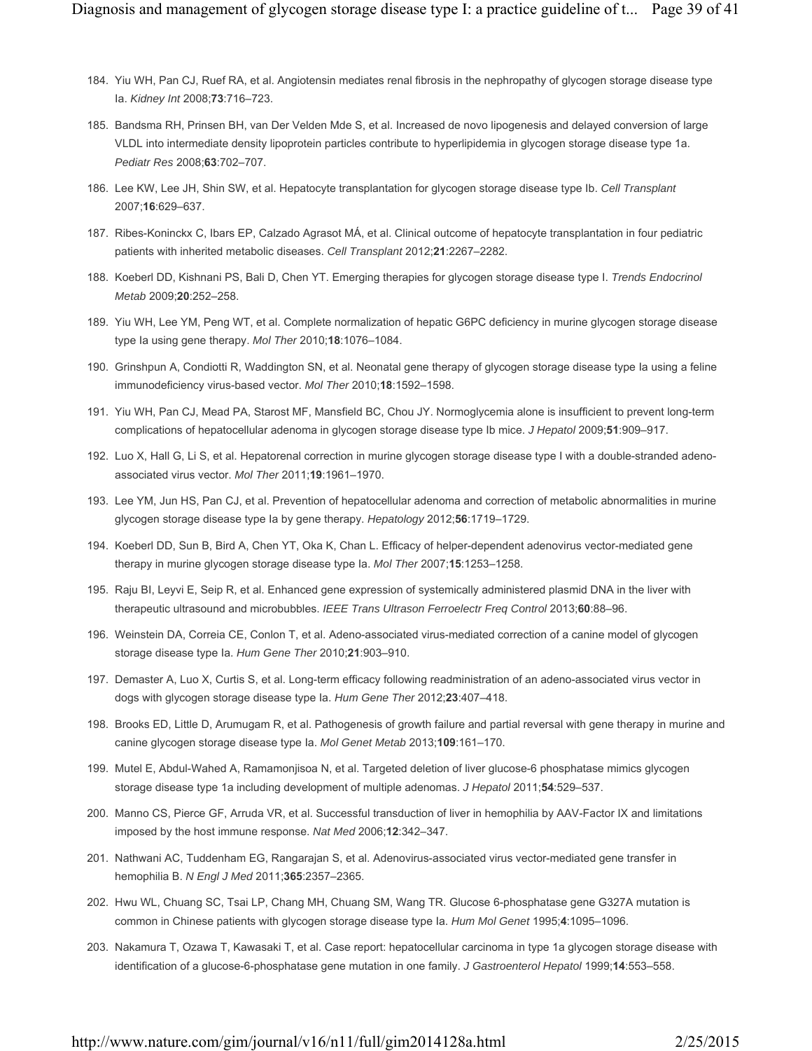184. Yiu WH, Pan CJ, Ruef RA, et al. Angiotensin mediates renal fibrosis in the nephropathy of glycogen storage disease type Ia. *Kidney Int* 2008;**73**:716–723.

185. Bandsma RH, Prinsen BH, van Der Velden Mde S, et al. Increased de novo lipogenesis and delayed conversion of large VLDL into intermediate density lipoprotein particles contribute to hyperlipidemia in glycogen storage disease type 1a. *Pediatr Res* 2008;**63**:702–707.

186. Lee KW, Lee JH, Shin SW, et al. Hepatocyte transplantation for glycogen storage disease type Ib. *Cell Transplant* 2007;**16**:629–637.

187. Ribes-Koninckx C, Ibars EP, Calzado Agrasot MÁ, et al. Clinical outcome of hepatocyte transplantation in four pediatric patients with inherited metabolic diseases. *Cell Transplant* 2012;**21**:2267–2282.

188. Koeberl DD, Kishnani PS, Bali D, Chen YT. Emerging therapies for glycogen storage disease type I. *Trends Endocrinol Metab* 2009;**20**:252–258.

189. Yiu WH, Lee YM, Peng WT, et al. Complete normalization of hepatic G6PC deficiency in murine glycogen storage disease type Ia using gene therapy. *Mol Ther* 2010;**18**:1076–1084.

190. Grinshpun A, Condiotti R, Waddington SN, et al. Neonatal gene therapy of glycogen storage disease type Ia using a feline immunodeficiency virus-based vector. *Mol Ther* 2010;**18**:1592–1598.

191. Yiu WH, Pan CJ, Mead PA, Starost MF, Mansfield BC, Chou JY. Normoglycemia alone is insufficient to prevent long-term complications of hepatocellular adenoma in glycogen storage disease type Ib mice. *J Hepatol* 2009;**51**:909–917.

192. Luo X, Hall G, Li S, et al. Hepatorenal correction in murine glycogen storage disease type I with a double-stranded adeno-associated virus vector. *Mol Ther* 2011;**19**:1961–1970.

193. Lee YM, Jun HS, Pan CJ, et al. Prevention of hepatocellular adenoma and correction of metabolic abnormalities in murine glycogen storage disease type Ia by gene therapy. *Hepatology* 2012;**56**:1719–1729.

194. Koeberl DD, Sun B, Bird A, Chen YT, Oka K, Chan L. Efficacy of helper-dependent adenovirus vector-mediated gene therapy in murine glycogen storage disease type Ia. *Mol Ther* 2007;**15**:1253–1258.

195. Raju BI, Leyvi E, Seip R, et al. Enhanced gene expression of systemically administered plasmid DNA in the liver with therapeutic ultrasound and microbubbles. *IEEE Trans Ultrason Ferroelectr Freq Control* 2013;**60**:88–96.

196. Weinstein DA, Correia CE, Conlon T, et al. Adeno-associated virus-mediated correction of a canine model of glycogen storage disease type Ia. *Hum Gene Ther* 2010;**21**:903–910.

197. Demaster A, Luo X, Curtis S, et al. Long-term efficacy following readministration of an adeno-associated virus vector in dogs with glycogen storage disease type Ia. *Hum Gene Ther* 2012;**23**:407–418.

198. Brooks ED, Little D, Arumugam R, et al. Pathogenesis of growth failure and partial reversal with gene therapy in murine and canine glycogen storage disease type Ia. *Mol Genet Metab* 2013;**109**:161–170.

199. Mutel E, Abdul-Wahed A, Ramamonjisoa N, et al. Targeted deletion of liver glucose-6 phosphatase mimics glycogen storage disease type 1a including development of multiple adenomas. *J Hepatol* 2011;**54**:529–537.

200. Manno CS, Pierce GF, Arruda VR, et al. Successful transduction of liver in hemophilia by AAV-Factor IX and limitations imposed by the host immune response. *Nat Med* 2006;**12**:342–347.

201. Nathwani AC, Tuddenham EG, Rangarajan S, et al. Adenovirus-associated virus vector-mediated gene transfer in hemophilia B. *N Engl J Med* 2011;**365**:2357–2365.

202. Hwu WL, Chuang SC, Tsai LP, Chang MH, Chuang SM, Wang TR. Glucose 6-phosphatase gene G327A mutation is common in Chinese patients with glycogen storage disease type Ia. *Hum Mol Genet* 1995;**4**:1095–1096.

203. Nakamura T, Ozawa T, Kawasaki T, et al. Case report: hepatocellular carcinoma in type 1a glycogen storage disease with identification of a glucose-6-phosphatase gene mutation in one family. *J Gastroenterol Hepatol* 1999;**14**:553–558.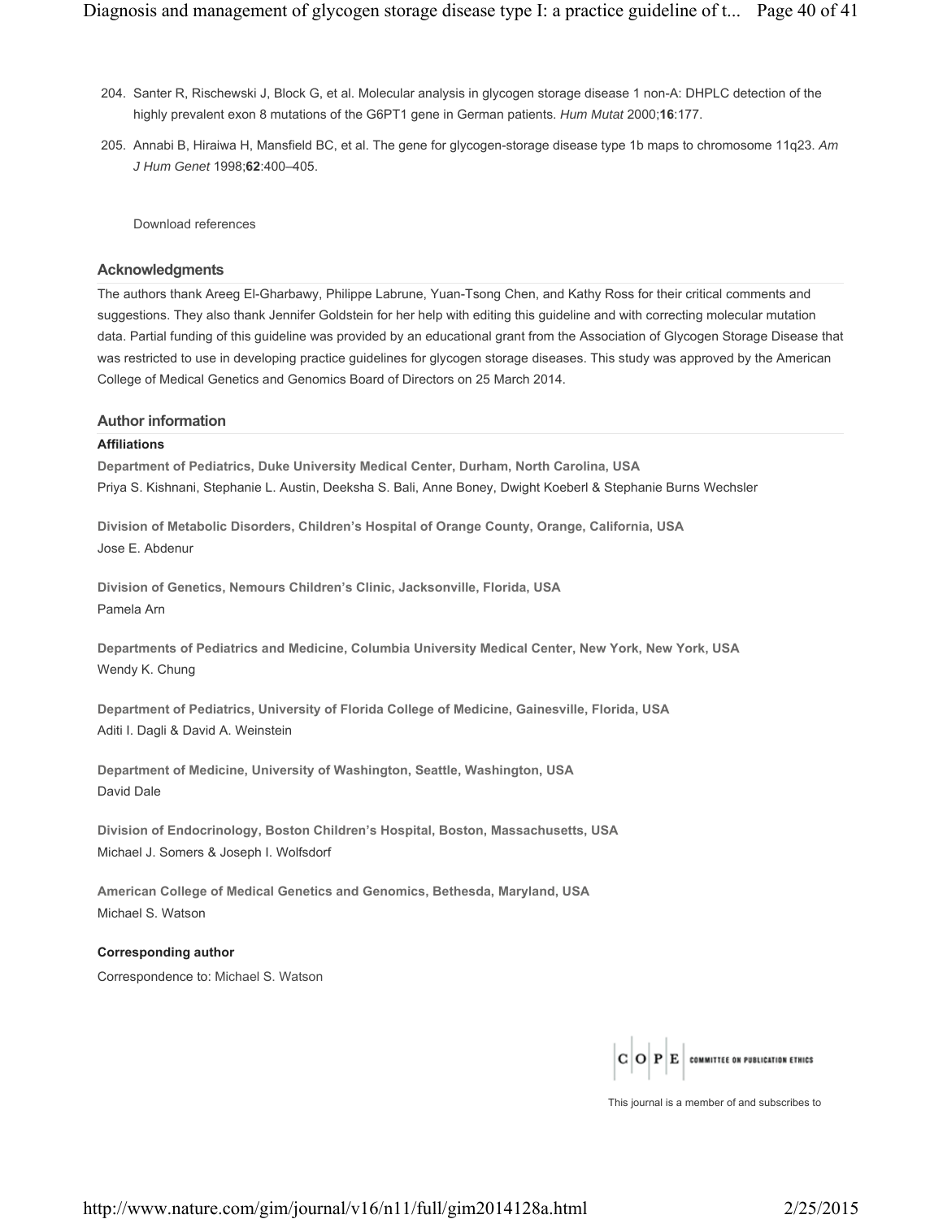204. Santer R, Rischewski J, Block G, et al. Molecular analysis in glycogen storage disease 1 non-A: DHPLC detection of the highly prevalent exon 8 mutations of the G6PT1 gene in German patients. *Hum Mutat* 2000;**16**:177.

205. Annabi B, Hiraiwa H, Mansfield BC, et al. The gene for glycogen-storage disease type 1b maps to chromosome 11q23. *Am J Hum Genet* 1998;**62**:400–405.

Download references

## Acknowledgments

The authors thank Areeg El-Gharbawy, Philippe Labrune, Yuan-Tsong Chen, and Kathy Ross for their critical comments and suggestions. They also thank Jennifer Goldstein for her help with editing this guideline and with correcting molecular mutation data. Partial funding of this guideline was provided by an educational grant from the Association of Glycogen Storage Disease that was restricted to use in developing practice guidelines for glycogen storage diseases. This study was approved by the American College of Medical Genetics and Genomics Board of Directors on 25 March 2014.

## Author information

### Affiliations

**Department of Pediatrics, Duke University Medical Center, Durham, North Carolina, USA**
Priya S. Kishnani, Stephanie L. Austin, Deeksha S. Bali, Anne Boney, Dwight Koeberl & Stephanie Burns Wechsler

**Division of Metabolic Disorders, Children's Hospital of Orange County, Orange, California, USA**
Jose E. Abdenur

**Division of Genetics, Nemours Children's Clinic, Jacksonville, Florida, USA**
Pamela Arn

**Departments of Pediatrics and Medicine, Columbia University Medical Center, New York, New York, USA**
Wendy K. Chung

**Department of Pediatrics, University of Florida College of Medicine, Gainesville, Florida, USA**
Aditi I. Dagli & David A. Weinstein

**Department of Medicine, University of Washington, Seattle, Washington, USA**
David Dale

**Division of Endocrinology, Boston Children's Hospital, Boston, Massachusetts, USA**
Michael J. Somers & Joseph I. Wolfsdorf

**American College of Medical Genetics and Genomics, Bethesda, Maryland, USA**
Michael S. Watson

### Corresponding author

Correspondence to: Michael S. Watson

COPE COMMITTEE ON PUBLICATION ETHICS

This journal is a member of and subscribes to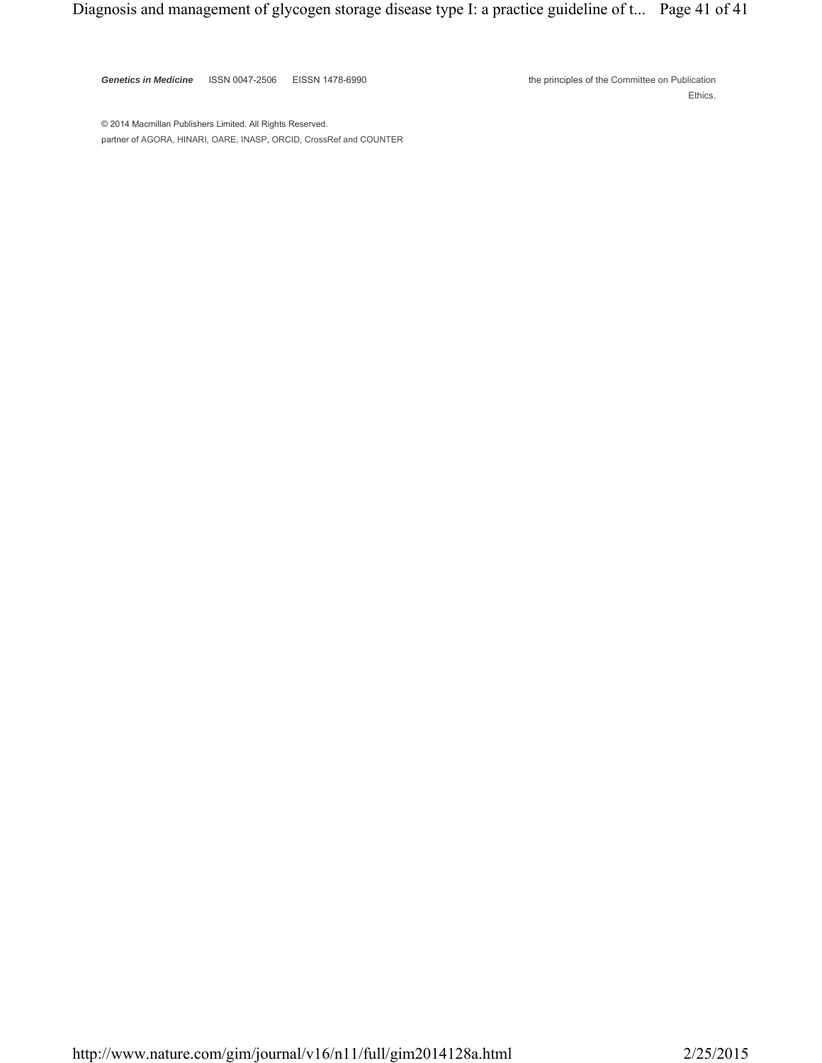***Genetics in Medicine*** ISSN 0047-2506 EISSN 1478-6990

the principles of the Committee on Publication Ethics.

© 2014 Macmillan Publishers Limited. All Rights Reserved.

partner of AGORA, HINARI, OARE, INASP, ORCID, CrossRef and COUNTER